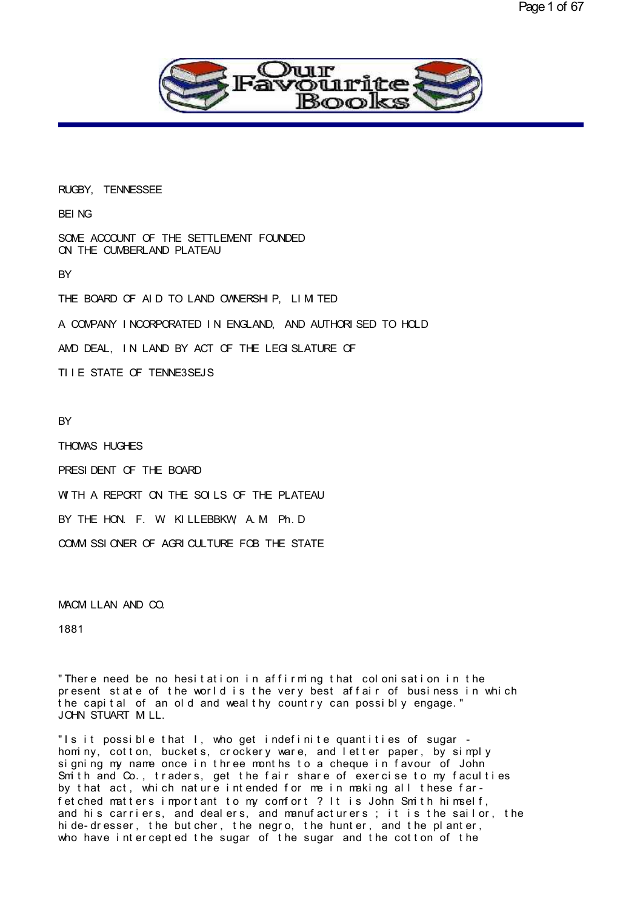# RUGBY, TENNESSEE

BEING

SOME ACCOUNT OF THE SETTLEMENT FOUNDED
ON THE CUMBERLAND PLATEAU

BY

THE BOARD OF AID TO LAND OWNERSHIP, LIMITED

A COMPANY INCORPORATED IN ENGLAND, AND AUTHORISED TO HOLD

AMD DEAL, IN LAND BY ACT OF THE LEGISLATURE OF

TIIE STATE OF TENNE3SEJS

BY

THOMAS HUGHES

PRESIDENT OF THE BOARD

WITH A REPORT ON THE SOILS OF THE PLATEAU

BY THE HON. F. W. KILLEBBKW, A.M. Ph.D

COMMISSIONER OF AGRICULTURE FOB THE STATE

MACMILLAN AND CO.

1881

"There need be no hesitation in affirming that colonisation in the present state of the world is the very best affair of business in which the capital of an old and wealthy country can possibly engage."
JOHN STUART MILL.

"Is it possible that I, who get indefinite quantities of sugar - hominy, cotton, buckets, crockery ware, and letter paper, by simply signing my name once in three months to a cheque in favour of John Smith and Co., traders, get the fair share of exercise to my faculties by that act, which nature intended for me in making all these far-fetched matters important to my comfort ? It is John Smith himself, and his carriers, and dealers, and manufacturers ; it is the sailor, the hide-dresser, the butcher, the negro, the hunter, and the planter, who have intercepted the sugar of the sugar and the cotton of the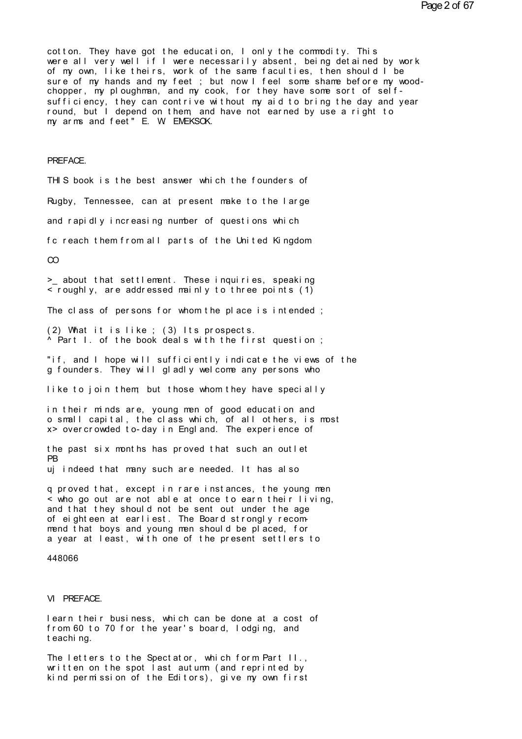cotton. They have got the education, I only the commodity. This were all very well if I were necessarily absent, being detained by work of my own, like theirs, work of the same faculties, then should I be sure of my hands and my feet ; but now I feel some shame before my wood-chopper, my ploughman, and my cook, for they have some sort of self-sufficiency, they can contrive without my aid to bring the day and year round, but I depend on them, and have not earned by use a right to my arms and feet" E. W. EMEKSOK.

# PREFACE.

THIS book is the best answer which the founders of

Rugby, Tennessee, can at present make to the large

and rapidly increasing number of questions which

fc reach them from all parts of the United Kingdom

CO

>_ about that settlement. These inquiries, speaking
< roughly, are addressed mainly to three points (1)

The class of persons for whom the place is intended ;

(2) What it is like ; (3) Its prospects.
^ Part I. of the book deals with the first question ;

"if, and I hope will sufficiently indicate the views of the
g founders. They will gladly welcome any persons who

like to join them, but those whom they have specially

in their minds are, young men of good education and
o small capital, the class which, of all others, is most
x> overcrowded to-day in England. The experience of

the past six months has proved that such an outlet
PB
uj indeed that many such are needed. It has also

q proved that, except in rare instances, the young men
< who go out are not able at once to earn their living,
and that they should not be sent out under the age
of eighteen at earliest. The Board strongly recommend that boys and young men should be placed, for
a year at least, with one of the present settlers to

448066

VI PREFACE.

learn their business, which can be done at a cost of
from 60 to 70 for the year's board, lodging, and
teaching.

The letters to the Spectator, which form Part II.,
written on the spot last autumn (and reprinted by
kind permission of the Editors), give my own first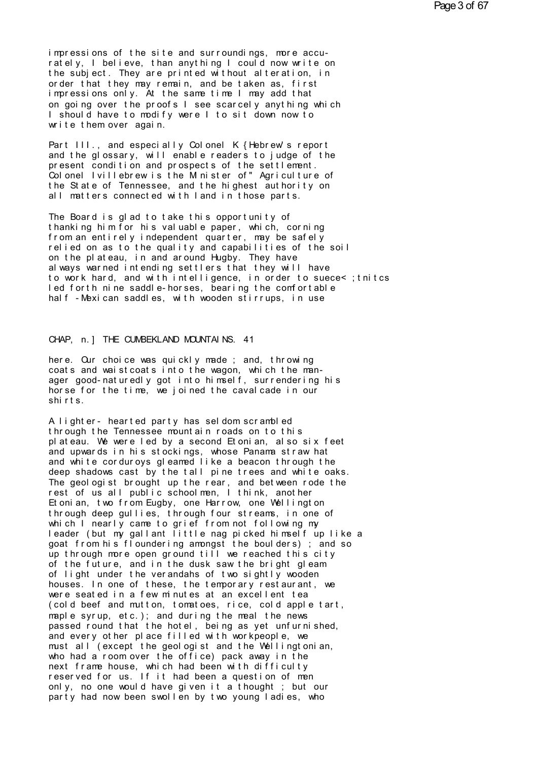impressions of the site and surroundings, more accurately, I believe, than anything I could now write on the subject. They are printed without alteration, in order that they may remain, and be taken as, first impressions only. At the same time I may add that on going over the proofs I see scarcely anything which I should have to modify were I to sit down now to write them over again.

Part III., and especially Colonel K{Hebrew's report and the glossary, will enable readers to judge of the present condition and prospects of the settlement. Colonel Ivillebrew is the Minister of" Agriculture of the State of Tennessee, and the highest authority on all matters connected with land in those parts.

The Board is glad to take this opportunity of thanking him for his valuable paper, which, corning from an entirely independent quarter, may be safely relied on as to the quality and capabilities of the soil on the plateau, in and around Hugby. They have always warned intending settlers that they will have to work hard, and with intelligence, in order to suece< ;tnitcs led forth nine saddle-horses, bearing the comfortable half-Mexican saddles, with wooden stirrups, in use

CHAP, n.] THE CUMBEKLAND MOUNTAINS. 41

here. Our choice was quickly made ; and, throwing coats and waistcoats into the wagon, which the manager good-naturedly got into himself, surrendering his horse for the time, we joined the cavalcade in our shirts.

A lighter- hearted party has seldom scrambled through the Tennessee mountain roads on to this plateau. We were led by a second Etonian, also six feet and upwards in his stockings, whose Panama straw hat and white corduroys gleamed like a beacon through the deep shadows cast by the tall pine trees and white oaks. The geologist brought up the rear, and between rode the rest of us all public schoolmen, I think, another Etonian, two from Eugby, one Harrow, one Wellington through deep gullies, through four streams, in one of which I nearly came to grief from not following my leader (but my gallant little nag picked himself up like a goat from his floundering amongst the boulders) ; and so up through more open ground till we reached this city of the future, and in the dusk saw the bright gleam of light under the verandahs of two sightly wooden houses. In one of these, the temporary restaurant, we were seated in a few minutes at an excellent tea (cold beef and mutton, tomatoes, rice, cold apple tart, maple syrup, etc.); and during the meal the news passed round that the hotel, being as yet unfurnished, and every other place filled with workpeople, we must all (except the geologist and the Wellingtonian, who had a room over the office) pack away in the next frame house, which had been with difficulty reserved for us. If it had been a question of men only, no one would have given it a thought ; but our party had now been swollen by two young ladies, who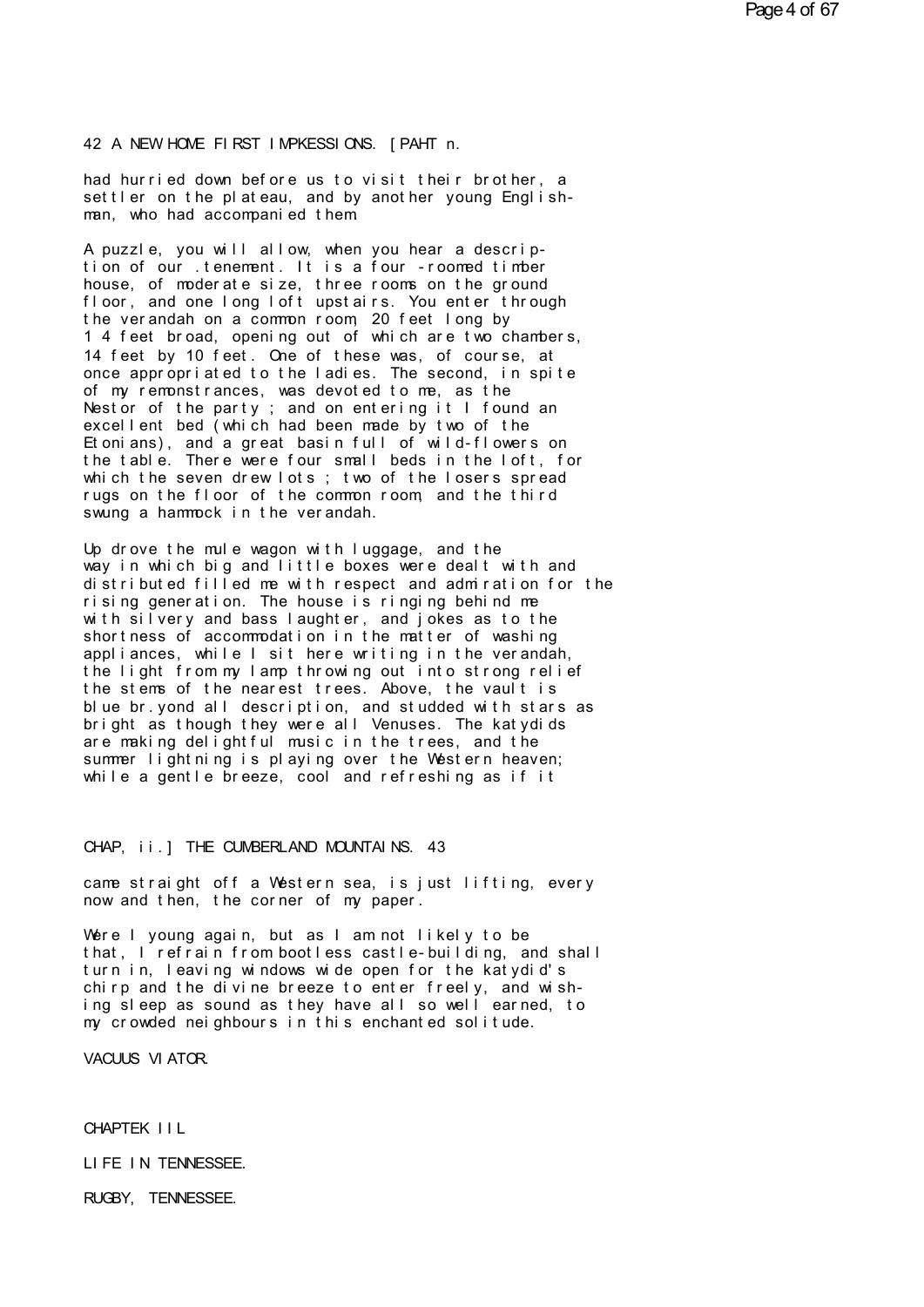had hurried down before us to visit their brother, a settler on the plateau, and by another young Englishman, who had accompanied them.

A puzzle, you will allow, when you hear a description of our .tenement. It is a four -roomed timber house, of moderate size, three rooms on the ground floor, and one long loft upstairs. You enter through the verandah on a common room, 20 feet long by 1 4 feet broad, opening out of which are two chambers, 14 feet by 10 feet. One of these was, of course, at once appropriated to the ladies. The second, in spite of my remonstrances, was devoted to me, as the Nestor of the party ; and on entering it I found an excellent bed (which had been made by two of the Etonians), and a great basin full of wild-flowers on the table. There were four small beds in the loft, for which the seven drew lots ; two of the losers spread rugs on the floor of the common room, and the third swung a hammock in the verandah.

Up drove the mule wagon with luggage, and the way in which big and little boxes were dealt with and distributed filled me with respect and admiration for the rising generation. The house is ringing behind me with silvery and bass laughter, and jokes as to the shortness of accommodation in the matter of washing appliances, while I sit here writing in the verandah, the light from my lamp throwing out into strong relief the stems of the nearest trees. Above, the vault is blue br.yond all description, and studded with stars as bright as though they were all Venuses. The katydids are making delightful music in the trees, and the summer lightning is playing over the Western heaven; while a gentle breeze, cool and refreshing as if it came straight off a Western sea, is just lifting, every now and then, the corner of my paper.

Were I young again, but as I am not likely to be that, I refrain from bootless castle-building, and shall turn in, leaving windows wide open for the katydid's chirp and the divine breeze to enter freely, and wishing sleep as sound as they have all so well earned, to my crowded neighbours in this enchanted solitude.

VACUUS VIATOR.

## CHAPTEK IIL

## LIFE IN TENNESSEE.

RUGBY, TENNESSEE.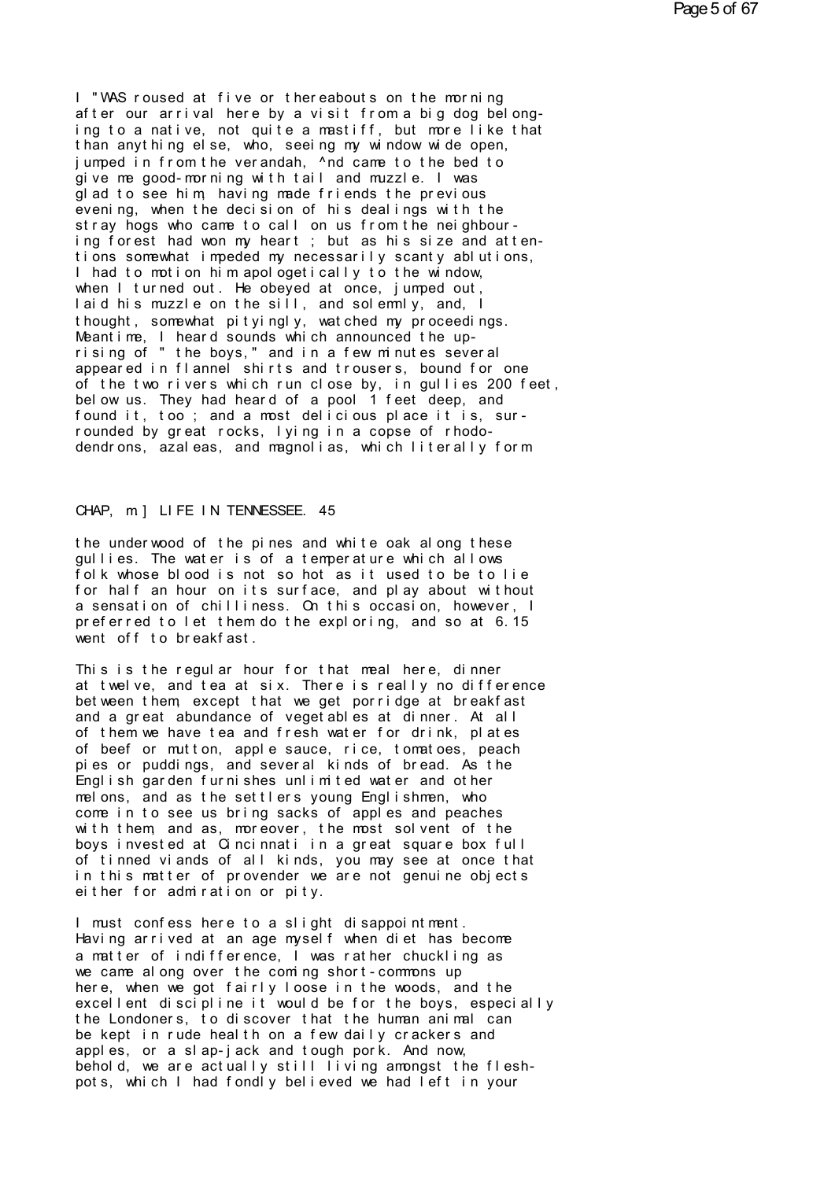I "WAS roused at five or thereabouts on the morning after our arrival here by a visit from a big dog belonging to a native, not quite a mastiff, but more like that than anything else, who, seeing my window wide open, jumped in from the verandah, ^nd came to the bed to give me good-morning with tail and muzzle. I was glad to see him, having made friends the previous evening, when the decision of his dealings with the stray hogs who came to call on us from the neighbouring forest had won my heart ; but as his size and attentions somewhat impeded my necessarily scanty ablutions, I had to motion him apologetically to the window, when I turned out. He obeyed at once, jumped out, laid his muzzle on the sill, and solemnly, and, I thought, somewhat pityingly, watched my proceedings. Meantime, I heard sounds which announced the uprising of " the boys," and in a few minutes several appeared in flannel shirts and trousers, bound for one of the two rivers which run close by, in gullies 200 feet, below us. They had heard of a pool 1 feet deep, and found it, too ; and a most delicious place it is, surrounded by great rocks, lying in a copse of rhododendrons, azaleas, and magnolias, which literally form

CHAP, m ] LIFE IN TENNESSEE. 45

the underwood of the pines and white oak along these gullies. The water is of a temperature which allows folk whose blood is not so hot as it used to be to lie for half an hour on its surface, and play about without a sensation of chilliness. On this occasion, however, I preferred to let them do the exploring, and so at 6.15 went off to breakfast.

This is the regular hour for that meal here, dinner at twelve, and tea at six. There is really no difference between them, except that we get porridge at breakfast and a great abundance of vegetables at dinner. At all of them we have tea and fresh water for drink, plates of beef or mutton, apple sauce, rice, tomatoes, peach pies or puddings, and several kinds of bread. As the English garden furnishes unlimited water and other melons, and as the settlers young Englishmen, who come in to see us bring sacks of apples and peaches with them, and as, moreover, the most solvent of the boys invested at Cincinnati in a great square box full of tinned viands of all kinds, you may see at once that in this matter of provender we are not genuine objects either for admiration or pity.

I must confess here to a slight disappointment. Having arrived at an age myself when diet has become a matter of indifference, I was rather chuckling as we came along over the coming short-commons up here, when we got fairly loose in the woods, and the excellent discipline it would be for the boys, especially the Londoners, to discover that the human animal can be kept in rude health on a few daily crackers and apples, or a slap-jack and tough pork. And now, behold, we are actually still living amongst the flesh-pots, which I had fondly believed we had left in your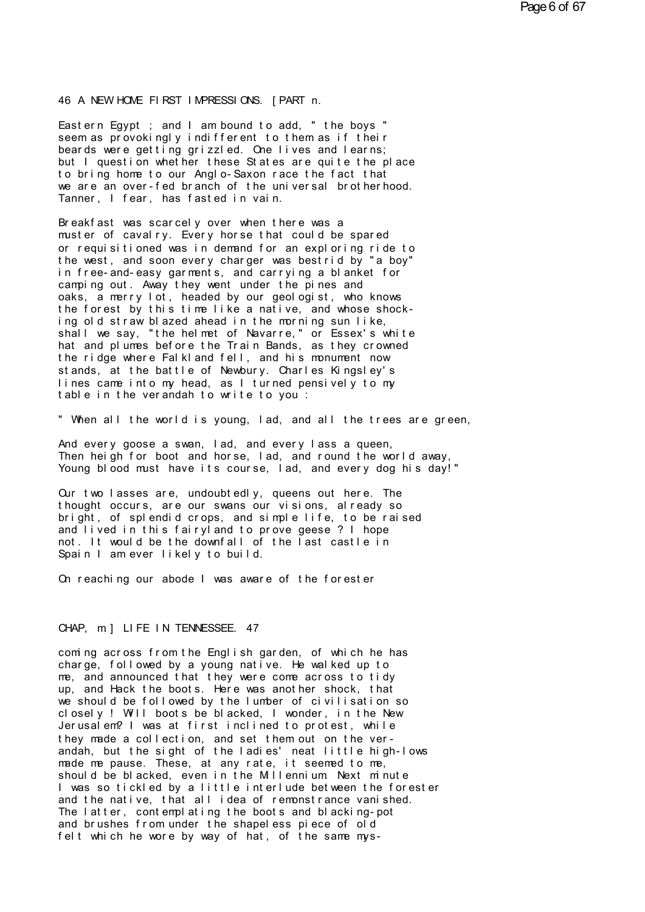Eastern Egypt ; and I am bound to add, " the boys " seem as provokingly indifferent to them as if their beards were getting grizzled. One lives and learns; but I question whether these States are quite the place to bring home to our Anglo-Saxon race the fact that we are an over-fed branch of the universal brotherhood. Tanner, I fear, has fasted in vain.

Breakfast was scarcely over when there was a muster of cavalry. Every horse that could be spared or requisitioned was in demand for an exploring ride to the west, and soon every charger was bestrid by "a boy" in free-and-easy garments, and carrying a blanket for camping out. Away they went under the pines and oaks, a merry lot, headed by our geologist, who knows the forest by this time like a native, and whose shocking old straw blazed ahead in the morning sun like, shall we say, "the helmet of Navarre," or Essex's white hat and plumes before the Train Bands, as they crowned the ridge where Falkland fell, and his monument now stands, at the battle of Newbury. Charles Kingsley's lines came into my head, as I turned pensively to my table in the verandah to write to you :

" When all the world is young, lad, and all the trees are green,

And every goose a swan, lad, and every lass a queen,
Then heigh for boot and horse, lad, and round the world away,
Young blood must have its course, lad, and every dog his day!"

Our two lasses are, undoubtedly, queens out here. The thought occurs, are our swans our visions, already so bright, of splendid crops, and simple life, to be raised and lived in this fairyland to prove geese ? I hope not. It would be the downfall of the last castle in Spain I am ever likely to build.

On reaching our abode I was aware of the forester coming across from the English garden, of which he has charge, followed by a young native. He walked up to me, and announced that they were come across to tidy up, and Hack the boots. Here was another shock, that we should be followed by the lumber of civilisation so closely ! Will boots be blacked, I wonder, in the New Jerusalem? I was at first inclined to protest, while they made a collection, and set them out on the verandah, but the sight of the ladies' neat little high-lows made me pause. These, at any rate, it seemed to me, should be blacked, even in the Millennium. Next minute I was so tickled by a little interlude between the forester and the native, that all idea of remonstrance vanished. The latter, contemplating the boots and blacking-pot and brushes from under the shapeless piece of old felt which he wore by way of hat, of the same mys-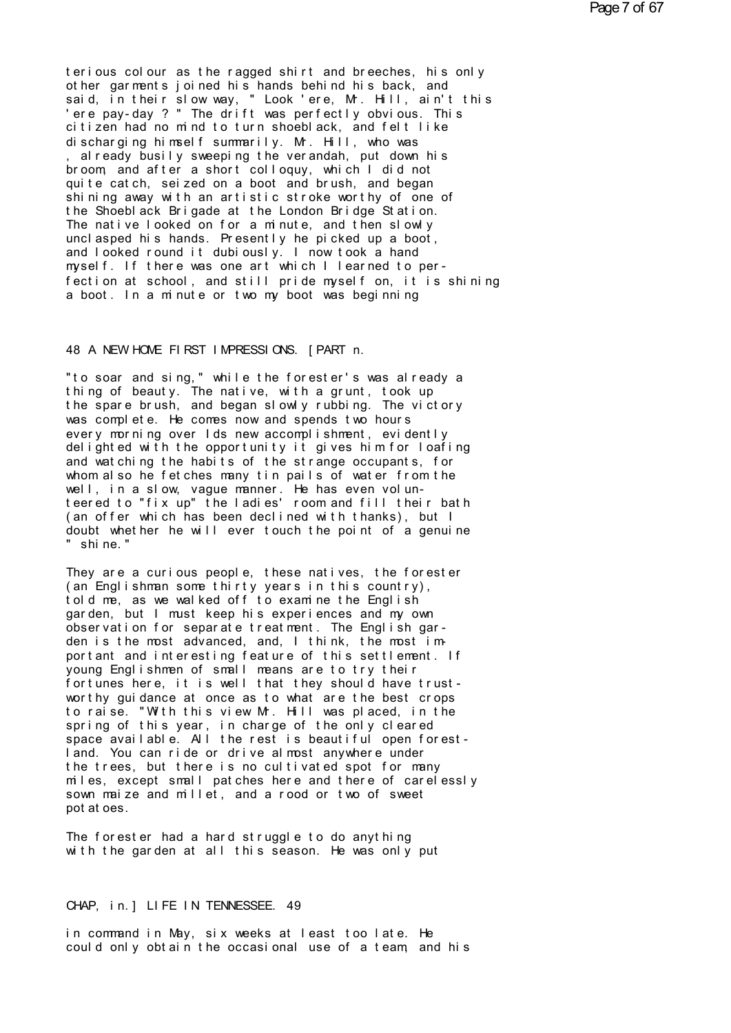terious colour as the ragged shirt and breeches, his only other garments joined his hands behind his back, and said, in their slow way, " Look 'ere, Mr. Hill, ain't this 'ere pay-day ? " The drift was perfectly obvious. This citizen had no mind to turn shoeblack, and felt like discharging himself summarily. Mr. Hill, who was , already busily sweeping the verandah, put down his broom, and after a short colloquy, which I did not quite catch, seized on a boot and brush, and began shining away with an artistic stroke worthy of one of the Shoeblack Brigade at the London Bridge Station. The native looked on for a minute, and then slowly unclasped his hands. Presently he picked up a boot, and looked round it dubiously. I now took a hand myself. If there was one art which I learned to perfection at school, and still pride myself on, it is shining a boot. In a minute or two my boot was beginning

"to soar and sing," while the forester's was already a thing of beauty. The native, with a grunt, took up the spare brush, and began slowly rubbing. The victory was complete. He comes now and spends two hours every morning over Ids new accomplishment, evidently delighted with the opportunity it gives him for loafing and watching the habits of the strange occupants, for whom also he fetches many tin pails of water from the well, in a slow, vague manner. He has even volunteered to "fix up" the ladies' room and fill their bath (an offer which has been declined with thanks), but I doubt whether he will ever touch the point of a genuine " shine."

They are a curious people, these natives, the forester (an Englishman some thirty years in this country), told me, as we walked off to examine the English garden, but I must keep his experiences and my own observation for separate treatment. The English garden is the most advanced, and, I think, the most important and interesting feature of this settlement. If young Englishmen of small means are to try their fortunes here, it is well that they should have trustworthy guidance at once as to what are the best crops to raise. "With this view Mr. Hill was placed, in the spring of this year, in charge of the only cleared space available. All the rest is beautiful open forest-land. You can ride or drive almost anywhere under the trees, but there is no cultivated spot for many miles, except small patches here and there of carelessly sown maize and millet, and a rood or two of sweet potatoes.

The forester had a hard struggle to do anything with the garden at all this season. He was only put

in command in May, six weeks at least too late. He could only obtain the occasional use of a team, and his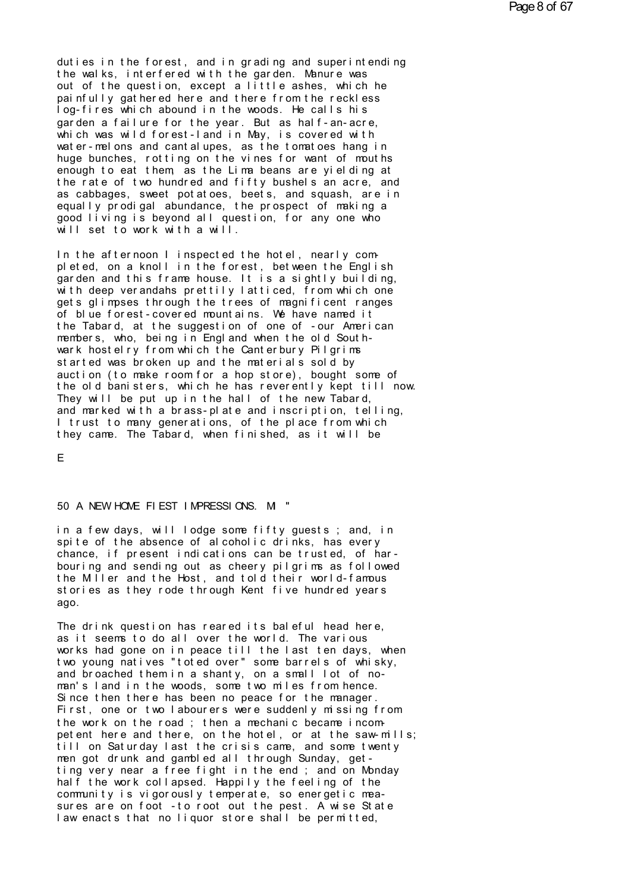duties in the forest, and in grading and superintending the walks, interfered with the garden. Manure was out of the question, except a little ashes, which he painfully gathered here and there from the reckless log-fires which abound in the woods. He calls his garden a failure for the year. But as half-an-acre, which was wild forest-land in May, is covered with water-melons and cantalupes, as the tomatoes hang in huge bunches, rotting on the vines for want of mouths enough to eat them, as the Lima beans are yielding at the rate of two hundred and fifty bushels an acre, and as cabbages, sweet potatoes, beets, and squash, are in equally prodigal abundance, the prospect of making a good living is beyond all question, for any one who will set to work with a will.

In the afternoon I inspected the hotel, nearly completed, on a knoll in the forest, between the English garden and this frame house. It is a sightly building, with deep verandahs prettily latticed, from which one gets glimpses through the trees of magnificent ranges of blue forest-covered mountains. We have named it the Tabard, at the suggestion of one of -our American members, who, being in England when the old Southwark hostelry from which the Canterbury Pilgrims started was broken up and the materials sold by auction (to make room for a hop store), bought some of the old banisters, which he has reverently kept till now. They will be put up in the hall of the new Tabard, and marked with a brass-plate and inscription, telling, I trust to many generations, of the place from which they came. The Tabard, when finished, as it will be

E

50 A NEW HOME FIEST IMPRESSIONS. MI "

in a few days, will lodge some fifty guests ; and, in spite of the absence of alcoholic drinks, has every chance, if present indications can be trusted, of harbouring and sending out as cheery pilgrims as followed the Miller and the Host, and told their world-famous stories as they rode through Kent five hundred years ago.

The drink question has reared its baleful head here, as it seems to do all over the world. The various works had gone on in peace till the last ten days, when two young natives "toted over" some barrels of whisky, and broached them in a shanty, on a small lot of no-man's land in the woods, some two miles from hence. Since then there has been no peace for the manager. First, one or two labourers were suddenly missing from the work on the road ; then a mechanic became incompetent here and there, on the hotel, or at the saw-mills; till on Saturday last the crisis came, and some twenty men got drunk and gambled all through Sunday, getting very near a free fight in the end ; and on Monday half the work collapsed. Happily the feeling of the community is vigorously temperate, so energetic measures are on foot -to root out the pest. A wise State law enacts that no liquor store shall be permitted,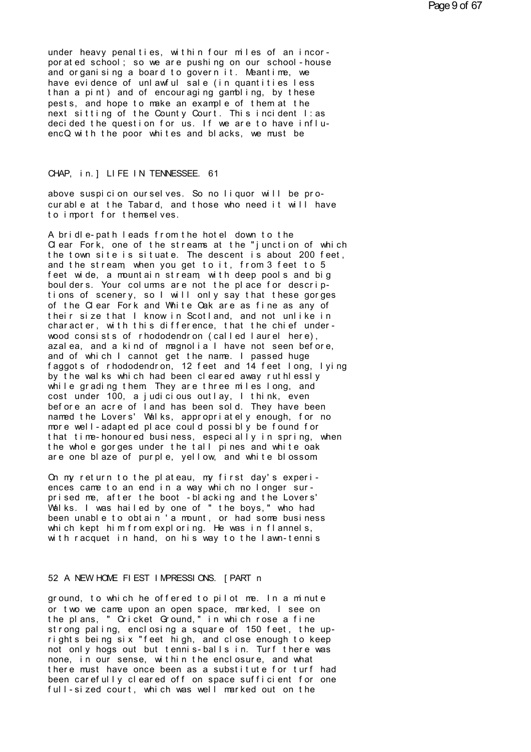under heavy penalties, within four miles of an incorporated school; so we are pushing on our school-house and organising a board to govern it. Meantime, we have evidence of unlawful sale (in quantities less than a pint) and of encouraging gambling, by these pests, and hope to make an example of them at the next sitting of the County Court. This incident l:as decided the question for us. If we are to have influencQ with the poor whites and blacks, we must be

above suspicion ourselves. So no liquor will be procurable at the Tabard, and those who need it will have to import for themselves.

A bridle-path leads from the hotel down to the Clear Fork, one of the streams at the "junction of which the town site is situate. The descent is about 200 feet, and the stream, when you get to it, from 3 feet to 5 feet wide, a mountain stream, with deep pools and big boulders. Your columns are not the place for descriptions of scenery, so I will only say that these gorges of the Clear Fork and White Oak are as fine as any of their size that I know in Scotland, and not unlike in character, with this difference, that the chief underwood consists of rhododendron (called laurel here), azalea, and a kind of magnolia I have not seen before, and of which I cannot get the name. I passed huge faggots of rhododendron, 12 feet and 14 feet long, lying by the walks which had been cleared away ruthlessly while grading them. They are three miles long, and cost under 100, a judicious outlay, I think, even before an acre of land has been sold. They have been named the Lovers' Walks, appropriately enough, for no more well-adapted place could possibly be found for that time-honoured business, especially in spring, when the whole gorges under the tall pines and white oak are one blaze of purple, yellow, and white blossom.

On my return to the plateau, my first day's experiences came to an end in a way which no longer surprised me, after the boot-blacking and the Lovers' Walks. I was hailed by one of " the boys," who had been unable to obtain 'a mount, or had some business which kept him from exploring. He was in flannels, with racquet in hand, on his way to the lawn-tennis

ground, to which he offered to pilot me. In a minute or two we came upon an open space, marked, I see on the plans, " Cricket Ground," in which rose a fine strong paling, enclosing a square of 150 feet, the uprights being six "feet high, and close enough to keep not only hogs out but tennis-balls in. Turf there was none, in our sense, within the enclosure, and what there must have once been as a substitute for turf had been carefully cleared off on space sufficient for one full-sized court, which was well marked out on the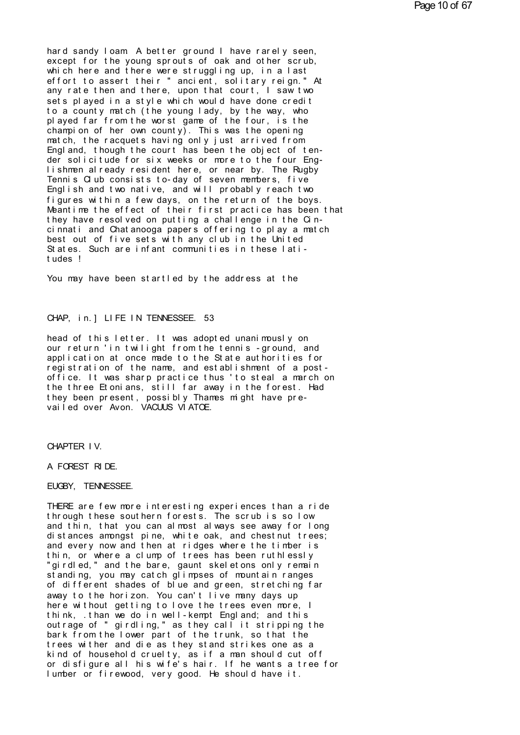hard sandy loam. A better ground I have rarely seen, except for the young sprouts of oak and other scrub, which here and there were struggling up, in a last effort to assert their " ancient, solitary reign." At any rate then and there, upon that court, I saw two sets played in a style which would have done credit to a county match (the young lady, by the way, who played far from the worst game of the four, is the champion of her own county). This was the opening match, the racquets having only just arrived from England, though the court has been the object of tender solicitude for six weeks or more to the four Englishmen already resident here, or near by. The Rugby Tennis Club consists to-day of seven members, five English and two native, and will probably reach two figures within a few days, on the return of the boys. Meantime the effect of their first practice has been that they have resolved on putting a challenge in the Cincinnati and Chatanooga papers offering to play a match best out of five sets with any club in the United States. Such are infant communities in these latitudes !

You may have been startled by the address at the

CHAP, in.] LIFE IN TENNESSEE. 53

head of this letter. It was adopted unanimously on our return 'in twilight from the tennis -ground, and application at once made to the State authorities for registration of the name, and establishment of a post-office. It was sharp practice thus 'to steal a march on the three Etonians, still far away in the forest. Had they been present, possibly Thames might have prevailed over Avon. VACUUS VIATOE.

## CHAPTER IV.

### A FOREST RIDE.

EUGBY, TENNESSEE.

THERE are few more interesting experiences than a ride through these southern forests. The scrub is so low and thin, that you can almost always see away for long distances amongst pine, white oak, and chestnut trees; and every now and then at ridges where the timber is thin, or where a clump of trees has been ruthlessly "girdled," and the bare, gaunt skeletons only remain standing, you may catch glimpses of mountain ranges of different shades of blue and green, stretching far away to the horizon. You can't live many days up here without getting to love the trees even more, I think, .than we do in well-kempt England; and this outrage of " girdling," as they call it stripping the bark from the lower part of the trunk, so that the trees wither and die as they stand strikes one as a kind of household cruelty, as if a man should cut off or disfigure all his wife's hair. If he wants a tree for lumber or firewood, very good. He should have it.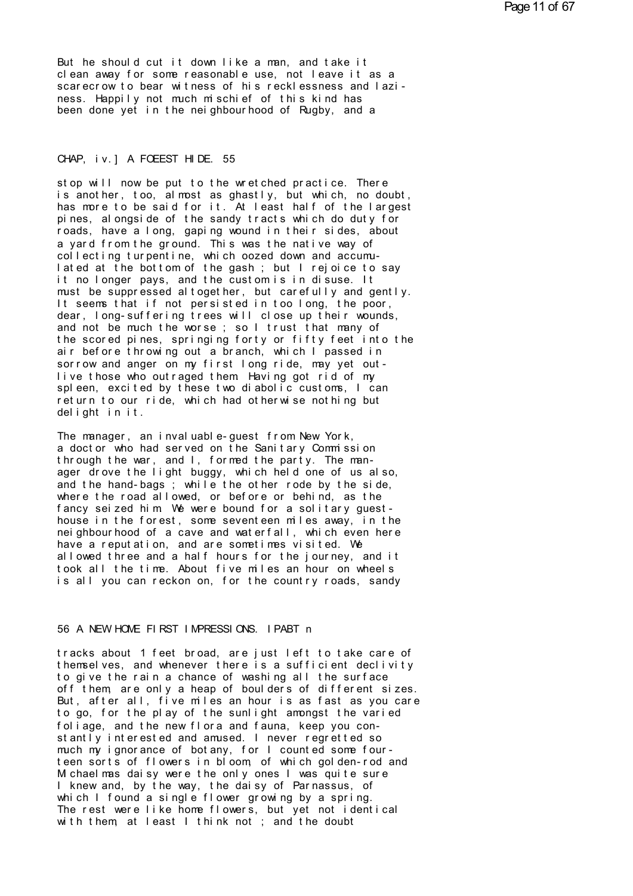But he should cut it down like a man, and take it clean away for some reasonable use, not leave it as a scarecrow to bear witness of his recklessness and laziness. Happily not much mischief of this kind has been done yet in the neighbourhood of Rugby, and a

stop will now be put to the wretched practice. There is another, too, almost as ghastly, but which, no doubt, has more to be said for it. At least half of the largest pines, alongside of the sandy tracts which do duty for roads, have a long, gaping wound in their sides, about a yard from the ground. This was the native way of collecting turpentine, which oozed down and accumulated at the bottom of the gash ; but I rejoice to say it no longer pays, and the custom is in disuse. It must be suppressed altogether, but carefully and gently. It seems that if not persisted in too long, the poor, dear, long-suffering trees will close up their wounds, and not be much the worse ; so I trust that many of the scored pines, springing forty or fifty feet into the air before throwing out a branch, which I passed in sorrow and anger on my first long ride, may yet outlive those who outraged them. Having got rid of my spleen, excited by these two diabolic customs, I can return to our ride, which had otherwise nothing but delight in it.

The manager, an invaluable-guest from New York, a doctor who had served on the Sanitary Commission through the war, and I, formed the party. The manager drove the light buggy, which held one of us also, and the hand-bags ; while the other rode by the side, where the road allowed, or before or behind, as the fancy seized him. We were bound for a solitary guest-house in the forest, some seventeen miles away, in the neighbourhood of a cave and waterfall, which even here have a reputation, and are sometimes visited. We allowed three and a half hours for the journey, and it took all the time. About five miles an hour on wheels is all you can reckon on, for the country roads, sandy

tracks about 1 feet broad, are just left to take care of themselves, and whenever there is a sufficient declivity to give the rain a chance of washing all the surface off them, are only a heap of boulders of different sizes. But, after all, five miles an hour is as fast as you care to go, for the play of the sunlight amongst the varied foliage, and the new flora and fauna, keep you constantly interested and amused. I never regretted so much my ignorance of botany, for I counted some fourteen sorts of flowers in bloom, of which golden-rod and Michaelmas daisy were the only ones I was quite sure I knew and, by the way, the daisy of Parnassus, of which I found a single flower growing by a spring. The rest were like home flowers, but yet not identical with them, at least I think not ; and the doubt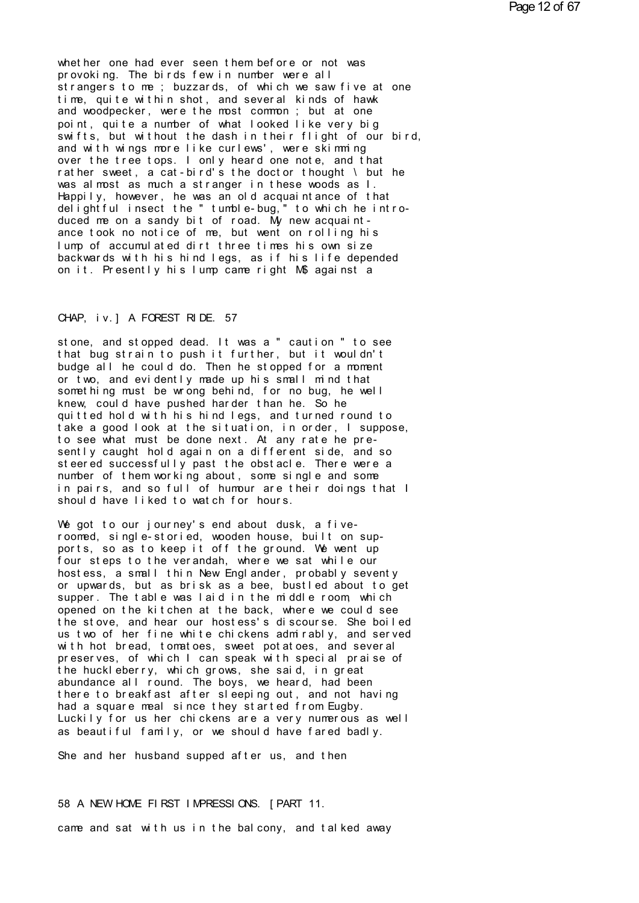whether one had ever seen them before or not was provoking. The birds few in number were all strangers to me ; buzzards, of which we saw five at one time, quite within shot, and several kinds of hawk and woodpecker, were the most common ; but at one point, quite a number of what looked like very big swifts, but without the dash in their flight of our bird, and with wings more like curlews', were skimming over the tree tops. I only heard one note, and that rather sweet, a cat-bird's the doctor thought \ but he was almost as much a stranger in these woods as I. Happily, however, he was an old acquaintance of that delightful insect the " tumble-bug," to which he introduced me on a sandy bit of road. My new acquaintance took no notice of me, but went on rolling his lump of accumulated dirt three times his own size backwards with his hind legs, as if his life depended on it. Presently his lump came right M$ against a

stone, and stopped dead. It was a " caution " to see that bug strain to push it further, but it wouldn't budge all he could do. Then he stopped for a moment or two, and evidently made up his small mind that something must be wrong behind, for no bug, he well knew, could have pushed harder than he. So he quitted hold with his hind legs, and turned round to take a good look at the situation, in order, I suppose, to see what must be done next. At any rate he presently caught hold again on a different side, and so steered successfully past the obstacle. There were a number of them working about, some single and some in pairs, and so full of humour are their doings that I should have liked to watch for hours.

We got to our journey's end about dusk, a five-roomed, single-storied, wooden house, built on supports, so as to keep it off the ground. We went up four steps to the verandah, where we sat while our hostess, a small thin New Englander, probably seventy or upwards, but as brisk as a bee, bustled about to get supper. The table was laid in the middle room, which opened on the kitchen at the back, where we could see the stove, and hear our hostess's discourse. She boiled us two of her fine white chickens admirably, and served with hot bread, tomatoes, sweet potatoes, and several preserves, of which I can speak with special praise of the huckleberry, which grows, she said, in great abundance all round. The boys, we heard, had been there to breakfast after sleeping out, and not having had a square meal since they started from Eugby. Luckily for us her chickens are a very numerous as well as beautiful family, or we should have fared badly.

She and her husband supped after us, and then

came and sat with us in the balcony, and talked away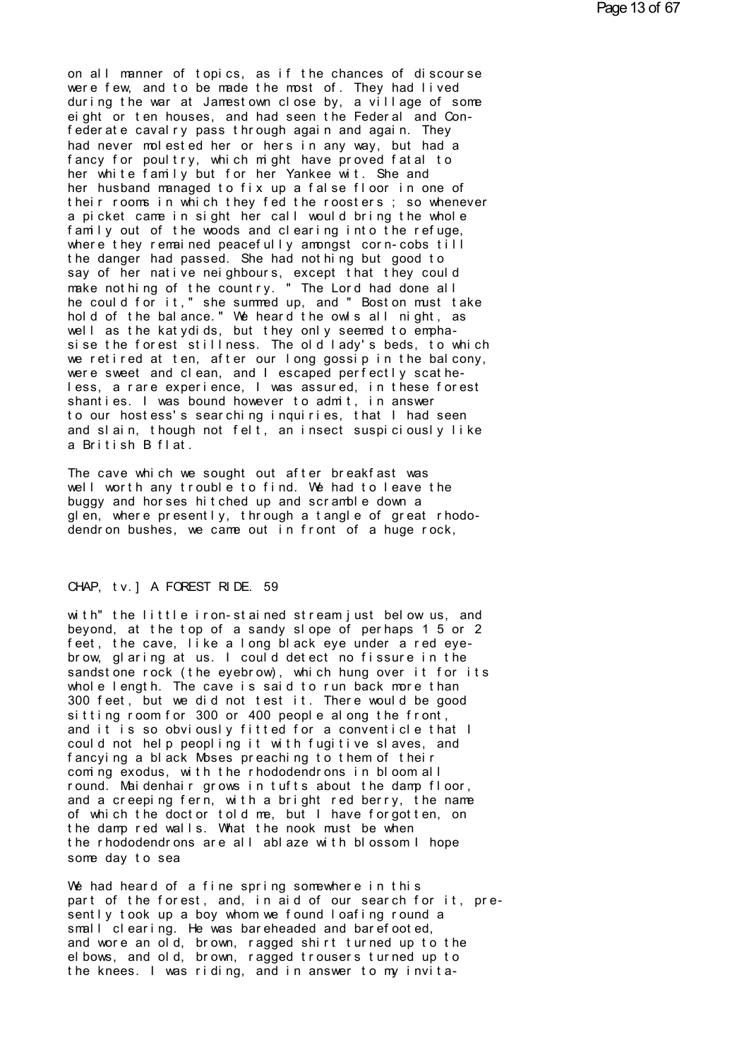on all manner of topics, as if the chances of discourse were few, and to be made the most of. They had lived during the war at Jamestown close by, a village of some eight or ten houses, and had seen the Federal and Confederate cavalry pass through again and again. They had never molested her or hers in any way, but had a fancy for poultry, which might have proved fatal to her white family but for her Yankee wit. She and her husband managed to fix up a false floor in one of their rooms in which they fed the roosters ; so whenever a picket came in sight her call would bring the whole family out of the woods and clearing into the refuge, where they remained peacefully amongst corn-cobs till the danger had passed. She had nothing but good to say of her native neighbours, except that they could make nothing of the country. " The Lord had done all he could for it," she summed up, and " Boston must take hold of the balance." We heard the owls all night, as well as the katydids, but they only seemed to emphasise the forest stillness. The old lady's beds, to which we retired at ten, after our long gossip in the balcony, were sweet and clean, and I escaped perfectly scatheless, a rare experience, I was assured, in these forest shanties. I was bound however to admit, in answer to our hostess's searching inquiries, that I had seen and slain, though not felt, an insect suspiciously like a British B flat.

The cave which we sought out after breakfast was well worth any trouble to find. We had to leave the buggy and horses hitched up and scramble down a glen, where presently, through a tangle of great rhododendron bushes, we came out in front of a huge rock, with" the little iron-stained stream just below us, and beyond, at the top of a sandy slope of perhaps 15 or 2 feet, the cave, like a long black eye under a red eyebrow, glaring at us. I could detect no fissure in the sandstone rock (the eyebrow), which hung over it for its whole length. The cave is said to run back more than 300 feet, but we did not test it. There would be good sitting room for 300 or 400 people along the front, and it is so obviously fitted for a conventicle that I could not help peopling it with fugitive slaves, and fancying a black Moses preaching to them of their coming exodus, with the rhododendrons in bloom all round. Maidenhair grows in tufts about the damp floor, and a creeping fern, with a bright red berry, the name of which the doctor told me, but I have forgotten, on the damp red walls. What the nook must be when the rhododendrons are all ablaze with blossom I hope some day to sea

We had heard of a fine spring somewhere in this part of the forest, and, in aid of our search for it, presently took up a boy whom we found loafing round a small clearing. He was bareheaded and barefooted, and wore an old, brown, ragged shirt turned up to the elbows, and old, brown, ragged trousers turned up to the knees. I was riding, and in answer to my invita-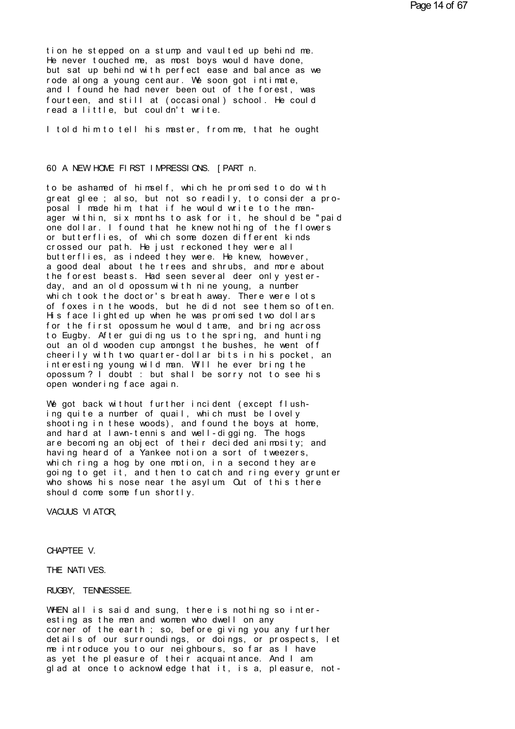tion he stepped on a stump and vaulted up behind me. He never touched me, as most boys would have done, but sat up behind with perfect ease and balance as we rode along a young centaur. We soon got intimate, and I found he had never been out of the forest, was fourteen, and still at (occasional) school. He could read a little, but couldn't write.

I told him to tell his master, from me, that he ought

60 A NEW HOME FIRST IMPRESSIONS. [PART n.

to be ashamed of himself, which he promised to do with great glee ; also, but not so readily, to consider a proposal I made him, that if he would write to the manager within, six months to ask for it, he should be "paid one dollar. I found that he knew nothing of the flowers or butterflies, of which some dozen different kinds crossed our path. He just reckoned they were all butterflies, as indeed they were. He knew, however, a good deal about the trees and shrubs, and more about the forest beasts. Had seen several deer only yesterday, and an old opossum with nine young, a number which took the doctor's breath away. There were lots of foxes in the woods, but he did not see them so often. His face lighted up when he was promised two dollars for the first opossum he would tame, and bring across to Eugby. After guiding us to the spring, and hunting out an old wooden cup amongst the bushes, he went off cheerily with two quarter-dollar bits in his pocket, an interesting young wild man. Will he ever bring the opossum ? I doubt : but shall be sorry not to see his open wondering face again.

We got back without further incident (except flushing quite a number of quail, which must be lovely shooting in these woods), and found the boys at home, and hard at lawn-tennis and well-digging. The hogs are becoming an object of their decided animosity; and having heard of a Yankee notion a sort of tweezers, which ring a hog by one motion, in a second they are going to get it, and then to catch and ring every grunter who shows his nose near the asylum. Out of this there should come some fun shortly.

VACUUS VIATOR,

## CHAPTEE V.

## THE NATIVES.

RUGBY, TENNESSEE.

WHEN all is said and sung, there is nothing so interesting as the men and women who dwell on any corner of the earth ; so, before giving you any further details of our surroundings, or doings, or prospects, let me introduce you to our neighbours, so far as I have as yet the pleasure of their acquaintance. And I am glad at once to acknowledge that it, is a, pleasure, not-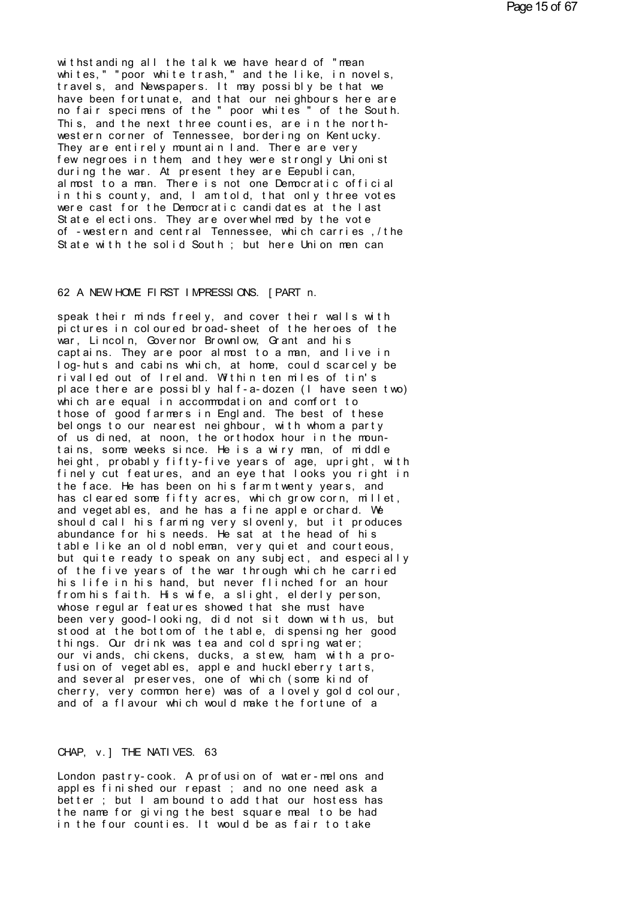withstanding all the talk we have heard of "mean whites," "poor white trash," and the like, in novels, travels, and Newspapers. It may possibly be that we have been fortunate, and that our neighbours here are no fair specimens of the " poor whites " of the South. This, and the next three counties, are in the north-western corner of Tennessee, bordering on Kentucky. They are entirely mountain land. There are very few negroes in them, and they were strongly Unionist during the war. At present they are Eepublican, almost to a man. There is not one Democratic official in this county, and, I am told, that only three votes were cast for the Democratic candidates at the last State elections. They are overwhelmed by the vote of -western and central Tennessee, which carries ,/the State with the solid South ; but here Union men can

62 A NEW HOME FIRST IMPRESSIONS. [PART n.

speak their minds freely, and cover their walls with pictures in coloured broad-sheet of the heroes of the war, Lincoln, Governor Brownlow, Grant and his captains. They are poor almost to a man, and live in log-huts and cabins which, at home, could scarcely be rivalled out of Ireland. Within ten miles of tin's place there are possibly half-a-dozen (I have seen two) which are equal in accommodation and comfort to those of good farmers in England. The best of these belongs to our nearest neighbour, with whom a party of us dined, at noon, the orthodox hour in the mountains, some weeks since. He is a wiry man, of middle height, probably fifty-five years of age, upright, with finely cut features, and an eye that looks you right in the face. He has been on his farm twenty years, and has cleared some fifty acres, which grow corn, millet, and vegetables, and he has a fine apple orchard. We should call his farming very slovenly, but it produces abundance for his needs. He sat at the head of his table like an old nobleman, very quiet and courteous, but quite ready to speak on any subject, and especially of the five years of the war through which he carried his life in his hand, but never flinched for an hour from his faith. His wife, a slight, elderly person, whose regular features showed that she must have been very good-looking, did not sit down with us, but stood at the bottom of the table, dispensing her good things. Our drink was tea and cold spring water; our viands, chickens, ducks, a stew, ham, with a profusion of vegetables, apple and huckleberry tarts, and several preserves, one of which (some kind of cherry, very common here) was of a lovely gold colour, and of a flavour which would make the fortune of a

CHAP, v.] THE NATIVES. 63

London pastry-cook. A profusion of water-melons and apples finished our repast ; and no one need ask a better ; but I am bound to add that our hostess has the name for giving the best square meal to be had in the four counties. It would be as fair to take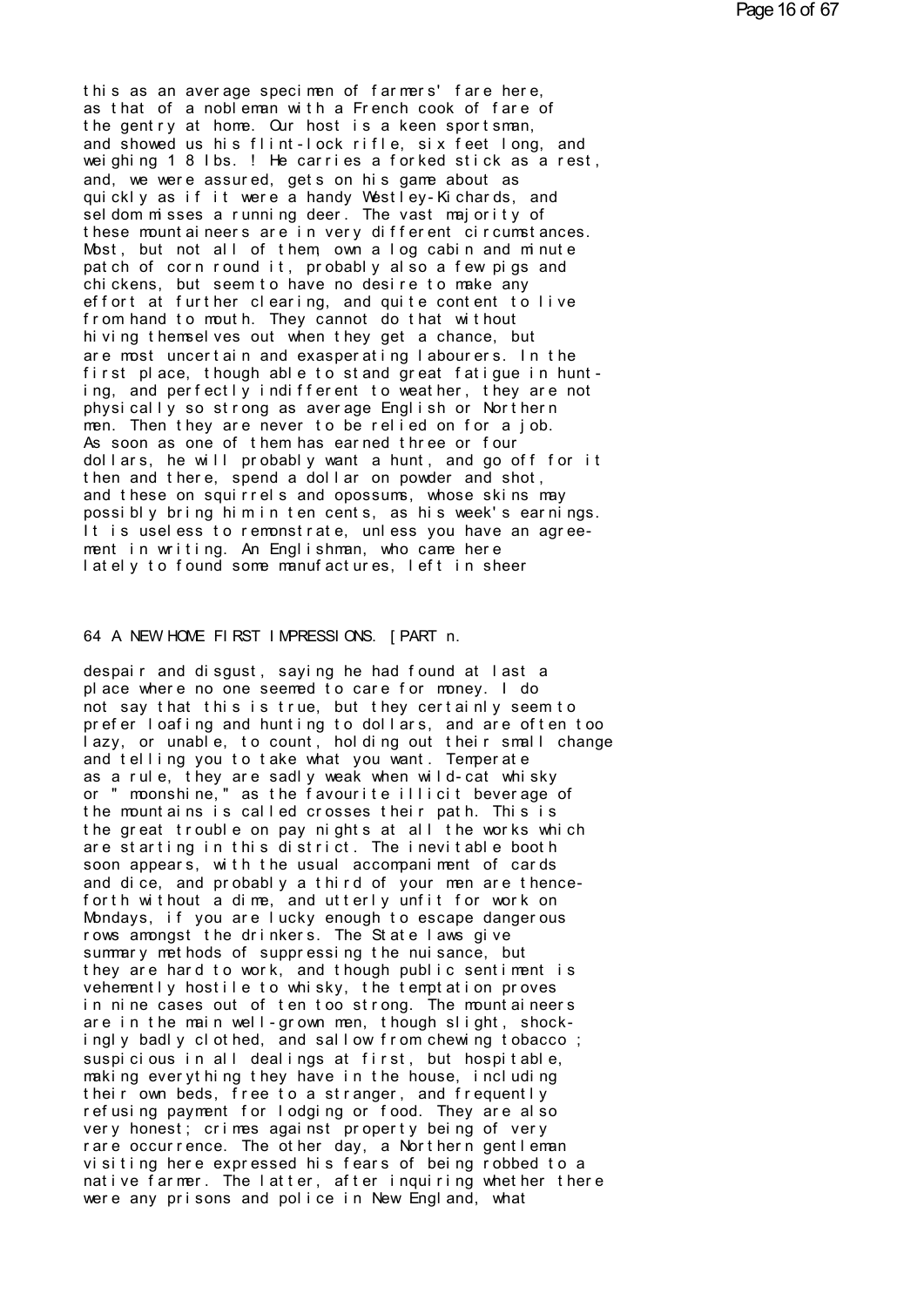this as an average specimen of farmers' fare here, as that of a nobleman with a French cook of fare of the gentry at home. Our host is a keen sportsman, and showed us his flint-lock rifle, six feet long, and weighing 18 lbs.! He carries a forked stick as a rest, and, we were assured, gets on his game about as quickly as if it were a handy Westley-Kichards, and seldom misses a running deer. The vast majority of these mountaineers are in very different circumstances. Most, but not all of them, own a log cabin and minute patch of corn round it, probably also a few pigs and chickens, but seem to have no desire to make any effort at further clearing, and quite content to live from hand to mouth. They cannot do that without hiving themselves out when they get a chance, but are most uncertain and exasperating labourers. In the first place, though able to stand great fatigue in hunting, and perfectly indifferent to weather, they are not physically so strong as average English or Northern men. Then they are never to be relied on for a job. As soon as one of them has earned three or four dollars, he will probably want a hunt, and go off for it then and there, spend a dollar on powder and shot, and these on squirrels and opossums, whose skins may possibly bring him in ten cents, as his week's earnings. It is useless to remonstrate, unless you have an agreement in writing. An Englishman, who came here lately to found some manufactures, left in sheer despair and disgust, saying he had found at last a place where no one seemed to care for money. I do not say that this is true, but they certainly seem to prefer loafing and hunting to dollars, and are often too lazy, or unable, to count, holding out their small change and telling you to take what you want. Temperate as a rule, they are sadly weak when wild-cat whisky or "moonshine," as the favourite illicit beverage of the mountains is called crosses their path. This is the great trouble on pay nights at all the works which are starting in this district. The inevitable booth soon appears, with the usual accompaniment of cards and dice, and probably a third of your men are thenceforth without a dime, and utterly unfit for work on Mondays, if you are lucky enough to escape dangerous rows amongst the drinkers. The State laws give summary methods of suppressing the nuisance, but they are hard to work, and though public sentiment is vehemently hostile to whisky, the temptation proves in nine cases out of ten too strong. The mountaineers are in the main well-grown men, though slight, shockingly badly clothed, and sallow from chewing tobacco; suspicious in all dealings at first, but hospitable, making everything they have in the house, including their own beds, free to a stranger, and frequently refusing payment for lodging or food. They are also very honest; crimes against property being of very rare occurrence. The other day, a Northern gentleman visiting here expressed his fears of being robbed to a native farmer. The latter, after inquiring whether there were any prisons and police in New England, what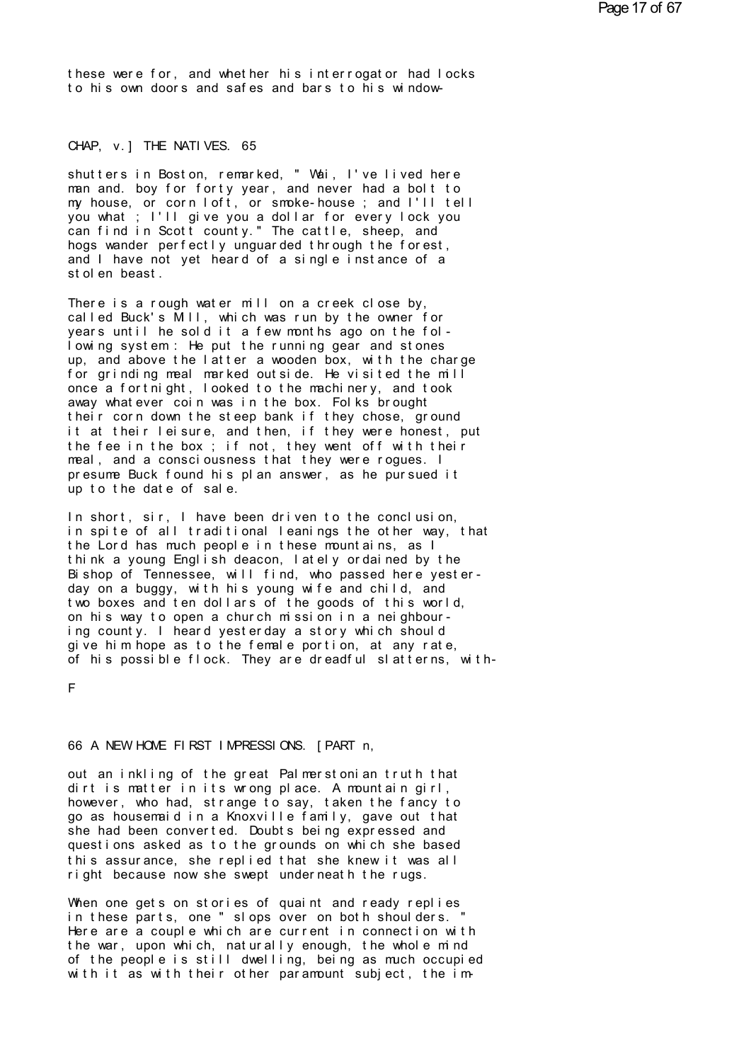these were for, and whether his interrogator had locks to his own doors and safes and bars to his window-

shutters in Boston, remarked, " Wal, I've lived here man and. boy for forty year, and never had a bolt to my house, or corn loft, or smoke-house ; and I'll tell you what ; I'll give you a dollar for every lock you can find in Scott county." The cattle, sheep, and hogs wander perfectly unguarded through the forest, and I have not yet heard of a single instance of a stolen beast.

There is a rough water mill on a creek close by, called Buck's Mill, which was run by the owner for years until he sold it a few months ago on the following system : He put the running gear and stones up, and above the latter a wooden box, with the charge for grinding meal marked outside. He visited the mill once a fortnight, looked to the machinery, and took away whatever coin was in the box. Folks brought their corn down the steep bank if they chose, ground it at their leisure, and then, if they were honest, put the fee in the box ; if not, they went off with their meal, and a consciousness that they were rogues. I presume Buck found his plan answer, as he pursued it up to the date of sale.

In short, sir, I have been driven to the conclusion, in spite of all traditional leanings the other way, that the Lord has much people in these mountains, as I think a young English deacon, lately ordained by the Bishop of Tennessee, will find, who passed here yesterday on a buggy, with his young wife and child, and two boxes and ten dollars of the goods of this world, on his way to open a church mission in a neighbouring county. I heard yesterday a story which should give him hope as to the female portion, at any rate, of his possible flock. They are dreadful slatterns, without an inkling of the great Palmerstonian truth that dirt is matter in its wrong place. A mountain girl, however, who had, strange to say, taken the fancy to go as housemaid in a Knoxville family, gave out that she had been converted. Doubts being expressed and questions asked as to the grounds on which she based this assurance, she replied that she knew it was all right because now she swept underneath the rugs.

When one gets on stories of quaint and ready replies in these parts, one " slops over on both shoulders. " Here are a couple which are current in connection with the war, upon which, naturally enough, the whole mind of the people is still dwelling, being as much occupied with it as with their other paramount subject, the im-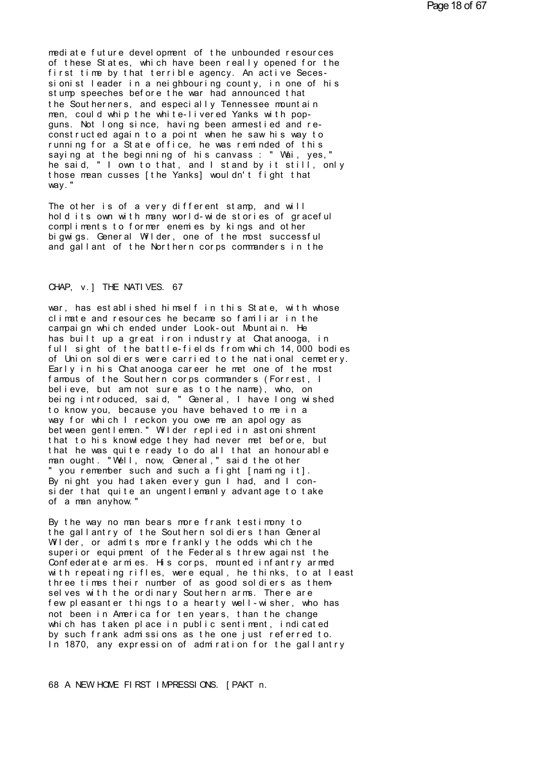mediate future development of the unbounded resources of these States, which have been really opened for the first time by that terrible agency. An active Secessionist leader in a neighbouring county, in one of his stump speeches before the war had announced that the Southerners, and especially Tennessee mountain men, could whip the white-livered Yanks with pop-guns. Not long since, having been amnestied and reconstructed again to a point when he saw his way to running for a State office, he was reminded of this saying at the beginning of his canvass : " Wai, yes," he said, " I own to that, and I stand by it still, only those mean cusses [the Yanks] wouldn't fight that way."

The other is of a very different stamp, and will hold its own with many world-wide stories of graceful compliments to former enemies by kings and other bigwigs. General Wilder, one of the most successful and gallant of the Northern corps commanders in the war, has established himself in this State, with whose climate and resources he became so familiar in the campaign which ended under Look-out Mountain. He has built up a great iron industry at Chatanooga, in full sight of the battle-fields from which 14,000 bodies of Union soldiers were carried to the national cemetery. Early in his Chatanooga career he met one of the most famous of the Southern corps commanders (Forrest, I believe, but am not sure as to the name), who, on being introduced, said, " General, I have long wished to know you, because you have behaved to me in a way for which I reckon you owe me an apology as between gentlemen." Wilder replied in astonishment that to his knowledge they had never met before, but that he was quite ready to do all that an honourable man ought. "Well, now, General," said the other " you remember such and such a fight [naming it]. By night you had taken every gun I had, and I consider that quite an ungentlemanly advantage to take of a man anyhow."

By the way no man bears more frank testimony to the gallantry of the Southern soldiers than General Wilder, or admits more frankly the odds which the superior equipment of the Federals threw against the Confederate armies. His corps, mounted infantry armed with repeating rifles, were equal, he thinks, to at least three times their number of as good soldiers as themselves with the ordinary Southern arms. There are few pleasanter things to a hearty well-wisher, who has not been in America for ten years, than the change which has taken place in public sentiment, indicated by such frank admissions as the one just referred to. In 1870, any expression of admiration for the gallantry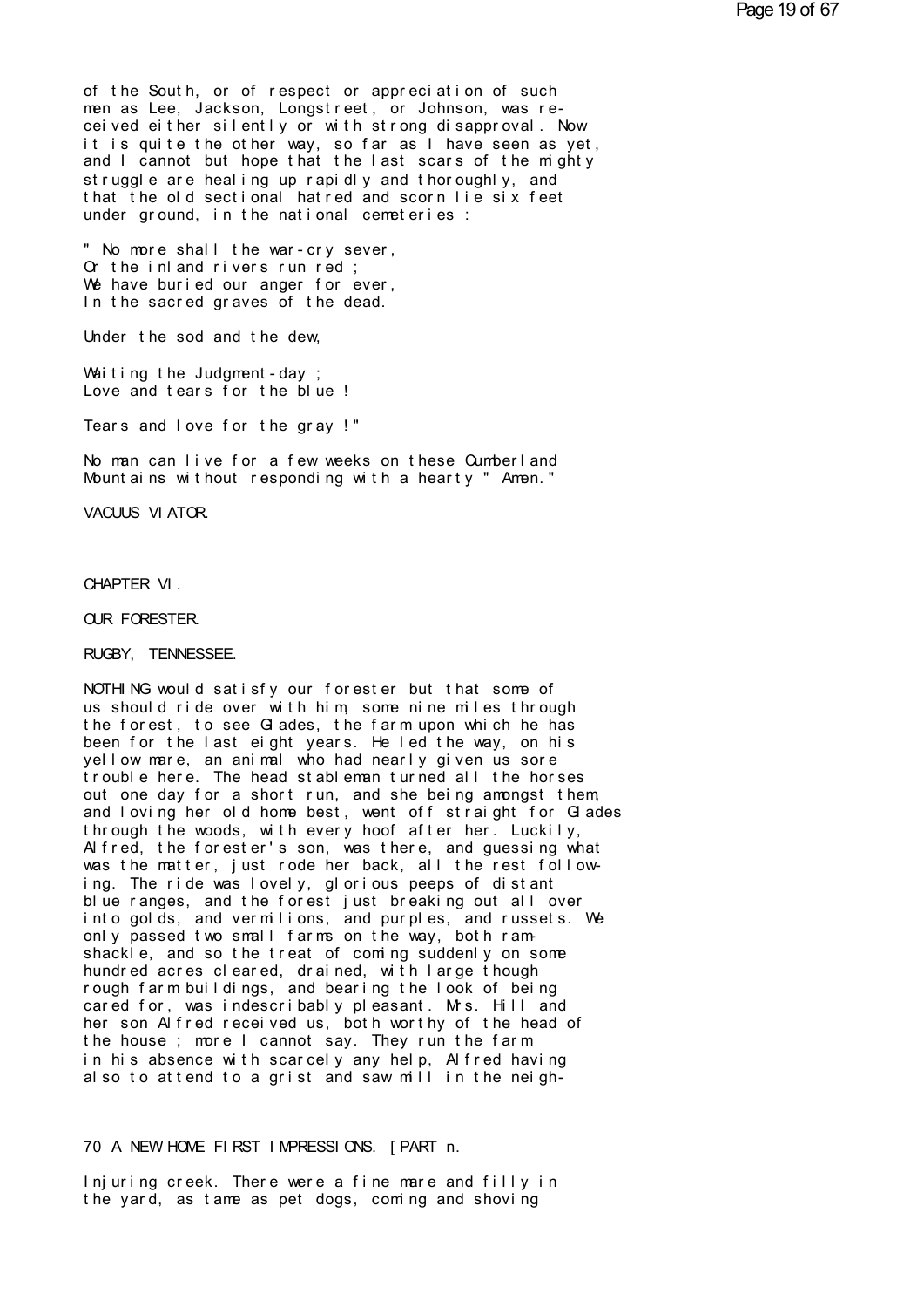of the South, or of respect or appreciation of such men as Lee, Jackson, Longstreet, or Johnson, was received either silently or with strong disapproval. Now it is quite the other way, so far as I have seen as yet, and I cannot but hope that the last scars of the mighty struggle are healing up rapidly and thoroughly, and that the old sectional hatred and scorn lie six feet under ground, in the national cemeteries :

" No more shall the war-cry sever,  
Or the inland rivers run red ;  
We have buried our anger for ever,  
In the sacred graves of the dead.

Under the sod and the dew,

Waiting the Judgment-day ;  
Love and tears for the blue !

Tears and love for the gray !"

No man can live for a few weeks on these Cumberland Mountains without responding with a hearty " Amen."

VACUUS VIATOR.

## CHAPTER VI.

## OUR FORESTER.

RUGBY, TENNESSEE.

NOTHING would satisfy our forester but that some of us should ride over with him, some nine miles through the forest, to see Glades, the farm upon which he has been for the last eight years. He led the way, on his yellow mare, an animal who had nearly given us sore trouble here. The head stableman turned all the horses out one day for a short run, and she being amongst them, and loving her old home best, went off straight for Glades through the woods, with every hoof after her. Luckily, Alfred, the forester's son, was there, and guessing what was the matter, just rode her back, all the rest following. The ride was lovely, glorious peeps of distant blue ranges, and the forest just breaking out all over into golds, and vermilions, and purples, and russets. We only passed two small farms on the way, both ramshackle, and so the treat of coming suddenly on some hundred acres cleared, drained, with large though rough farm buildings, and bearing the look of being cared for, was indescribably pleasant. Mrs. Hill and her son Alfred received us, both worthy of the head of the house ; more I cannot say. They run the farm in his absence with scarcely any help, Alfred having also to attend to a grist and saw mill in the neigh-

Injuring creek. There were a fine mare and filly in the yard, as tame as pet dogs, coming and shoving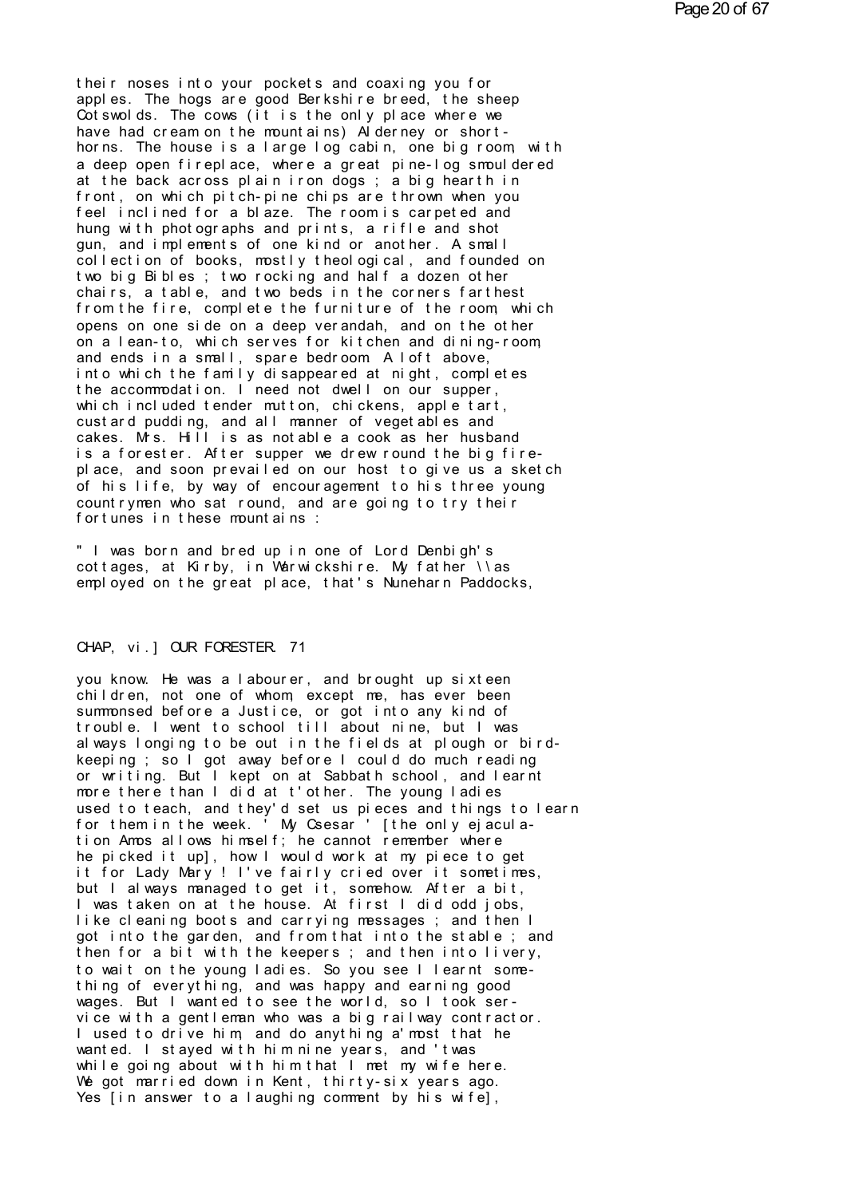their noses into your pockets and coaxing you for apples. The hogs are good Berkshire breed, the sheep Cotswolds. The cows (it is the only place where we have had cream on the mountains) Alderney or short-horns. The house is a large log cabin, one big room, with a deep open fireplace, where a great pine-log smouldered at the back across plain iron dogs ; a big hearth in front, on which pitch-pine chips are thrown when you feel inclined for a blaze. The room is carpeted and hung with photographs and prints, a rifle and shot gun, and implements of one kind or another. A small collection of books, mostly theological, and founded on two big Bibles ; two rocking and half a dozen other chairs, a table, and two beds in the corners farthest from the fire, complete the furniture of the room, which opens on one side on a deep verandah, and on the other on a lean-to, which serves for kitchen and dining-room, and ends in a small, spare bedroom. A loft above, into which the family disappeared at night, completes the accommodation. I need not dwell on our supper, which included tender mutton, chickens, apple tart, custard pudding, and all manner of vegetables and cakes. Mrs. Hill is as notable a cook as her husband is a forester. After supper we drew round the big fire-place, and soon prevailed on our host to give us a sketch of his life, by way of encouragement to his three young countrymen who sat round, and are going to try their fortunes in these mountains :

" I was born and bred up in one of Lord Denbigh's cottages, at Kirby, in Warwickshire. My father \\as employed on the great place, that's Nuneharn Paddocks,

CHAP, vi.] OUR FORESTER. 71

you know. He was a labourer, and brought up sixteen children, not one of whom, except me, has ever been summonsed before a Justice, or got into any kind of trouble. I went to school till about nine, but I was always longing to be out in the fields at plough or bird-keeping ; so I got away before I could do much reading or writing. But I kept on at Sabbath school, and learnt more there than I did at t'other. The young ladies used to teach, and they'd set us pieces and things to learn for them in the week. ' My Csesar ' [the only ejaculation Amos allows himself; he cannot remember where he picked it up], how I would work at my piece to get it for Lady Mary ! I've fairly cried over it sometimes, but I always managed to get it, somehow. After a bit, I was taken on at the house. At first I did odd jobs, like cleaning boots and carrying messages ; and then I got into the garden, and from that into the stable ; and then for a bit with the keepers ; and then into livery, to wait on the young ladies. So you see I learnt something of everything, and was happy and earning good wages. But I wanted to see the world, so I took service with a gentleman who was a big railway contractor. I used to drive him, and do anything a'most that he wanted. I stayed with him nine years, and 'twas while going about with him that I met my wife here. We got married down in Kent, thirty-six years ago. Yes [in answer to a laughing comment by his wife],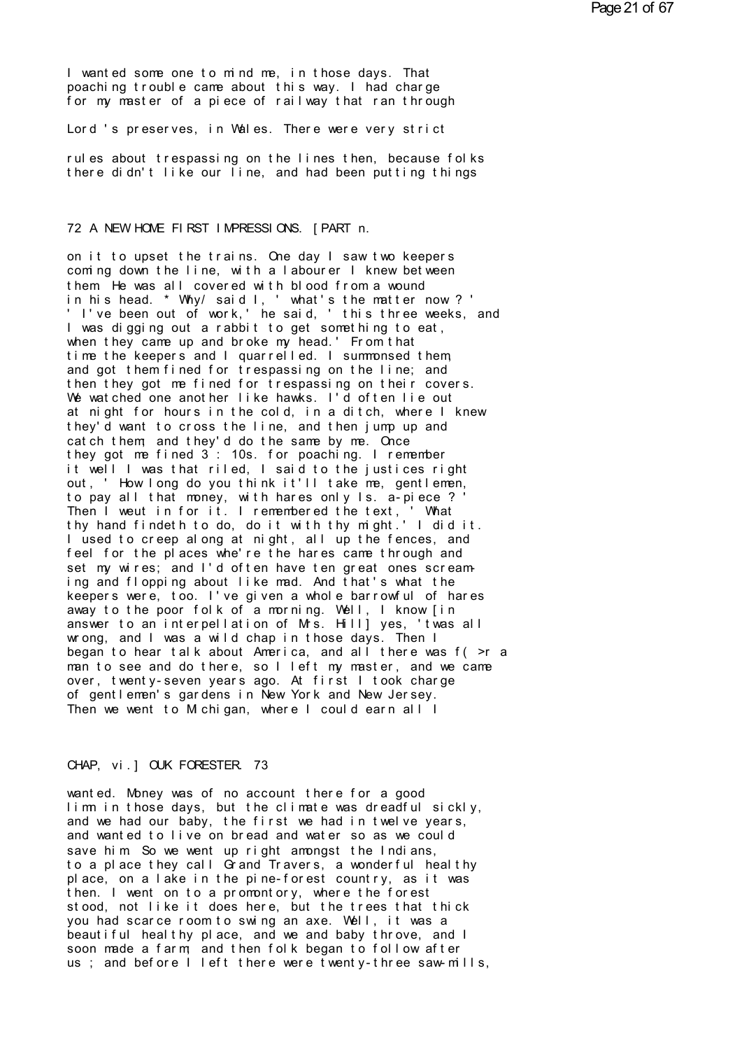I wanted some one to mind me, in those days. That poaching trouble came about this way. I had charge for my master of a piece of railway that ran through

Lord 's preserves, in Wales. There were very strict

rules about trespassing on the lines then, because folks there didn't like our line, and had been putting things

on it to upset the trains. One day I saw two keepers coming down the line, with a labourer I knew between them. He was all covered with blood from a wound in his head. * Why/ said I, ' what's the matter now ? ' ' I've been out of work,' he said, ' this three weeks, and I was digging out a rabbit to get something to eat, when they came up and broke my head.' From that time the keepers and I quarrelled. I summonsed them, and got them fined for trespassing on the line; and then they got me fined for trespassing on their covers. We watched one another like hawks. I'd often lie out at night for hours in the cold, in a ditch, where I knew they'd want to cross the line, and then jump up and catch them, and they'd do the same by me. Once they got me fined 3 : 10s. for poaching. I remember it well I was that riled, I said to the justices right out, ' How long do you think it'll take me, gentlemen, to pay all that money, with hares only Is. a-piece ? ' Then I weut in for it. I remembered the text, ' What thy hand findeth to do, do it with thy might.' I did it. I used to creep along at night, all up the fences, and feel for the places whe're the hares came through and set my wires; and I'd often have ten great ones screaming and flopping about like mad. And that's what the keepers were, too. I've given a whole barrowful of hares away to the poor folk of a morning. Well, I know [in answer to an interpellation of Mrs. Hill] yes, 'twas all wrong, and I was a wild chap in those days. Then I began to hear talk about America, and all there was f( >r a man to see and do there, so I left my master, and we came over, twenty-seven years ago. At first I took charge of gentlemen's gardens in New York and New Jersey. Then we went to Michigan, where I could earn all I

wanted. Money was of no account there for a good limn in those days, but the climate was dreadful sickly, and we had our baby, the first we had in twelve years, and wanted to live on bread and water so as we could save him. So we went up right amongst the Indians, to a place they call Grand Travers, a wonderful healthy place, on a lake in the pine-forest country, as it was then. I went on to a promontory, where the forest stood, not like it does here, but the trees that thick you had scarce room to swing an axe. Well, it was a beautiful healthy place, and we and baby throve, and I soon made a farm; and then folk began to follow after us ; and before I left there were twenty-three saw-mills,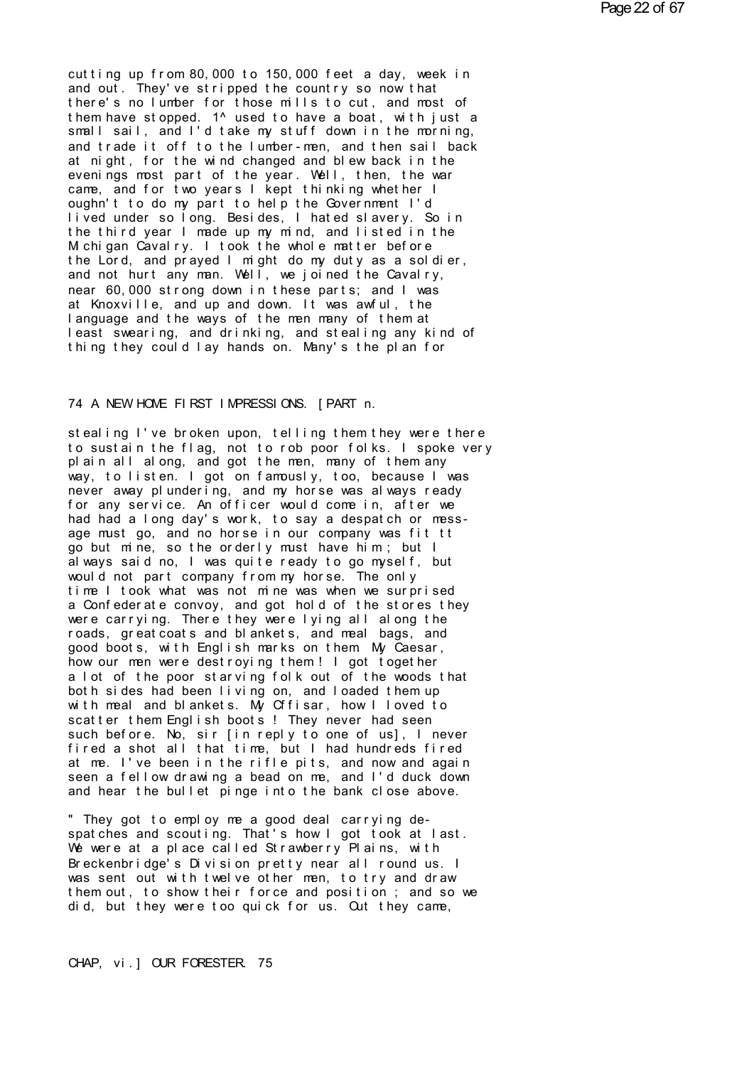cutting up from 80,000 to 150,000 feet a day, week in and out. They've stripped the country so now that there's no lumber for those mills to cut, and most of them have stopped. 1^ used to have a boat, with just a small sail, and I'd take my stuff down in the morning, and trade it off to the lumber-men, and then sail back at night, for the wind changed and blew back in the evenings most part of the year. Well, then, the war came, and for two years I kept thinking whether I oughn't to do my part to help the Government I'd lived under so long. Besides, I hated slavery. So in the third year I made up my mind, and listed in the Michigan Cavalry. I took the whole matter before the Lord, and prayed I might do my duty as a soldier, and not hurt any man. Well, we joined the Cavalry, near 60,000 strong down in these parts; and I was at Knoxville, and up and down. It was awful, the language and the ways of the men many of them at least swearing, and drinking, and stealing any kind of thing they could lay hands on. Many's the plan for

stealing I've broken upon, telling them they were there to sustain the flag, not to rob poor folks. I spoke very plain all along, and got the men, many of them any way, to listen. I got on famously, too, because I was never away plundering, and my horse was always ready for any service. An officer would come in, after we had had a long day's work, to say a despatch or message must go, and no horse in our company was fit tt go but mine, so the orderly must have him ; but I always said no, I was quite ready to go myself, but would not part company from my horse. The only time I took what was not mine was when we surprised a Confederate convoy, and got hold of the stores they were carrying. There they were lying all along the roads, greatcoats and blankets, and meal bags, and good boots, with English marks on them. My Caesar, how our men were destroying them ! I got together a lot of the poor starving folk out of the woods that both sides had been living on, and loaded them up with meal and blankets. My Cffisar, how I loved to scatter them English boots ! They never had seen such before. No, sir [in reply to one of us], I never fired a shot all that time, but I had hundreds fired at me. I've been in the rifle pits, and now and again seen a fellow drawing a bead on me, and I'd duck down and hear the bullet pinge into the bank close above.

" They got to employ me a good deal carrying despatches and scouting. That's how I got took at last. We were at a place called Strawberry Plains, with Breckenbridge's Division pretty near all round us. I was sent out with twelve other men, to try and draw them out, to show their force and position ; and so we did, but they were too quick for us. Out they came,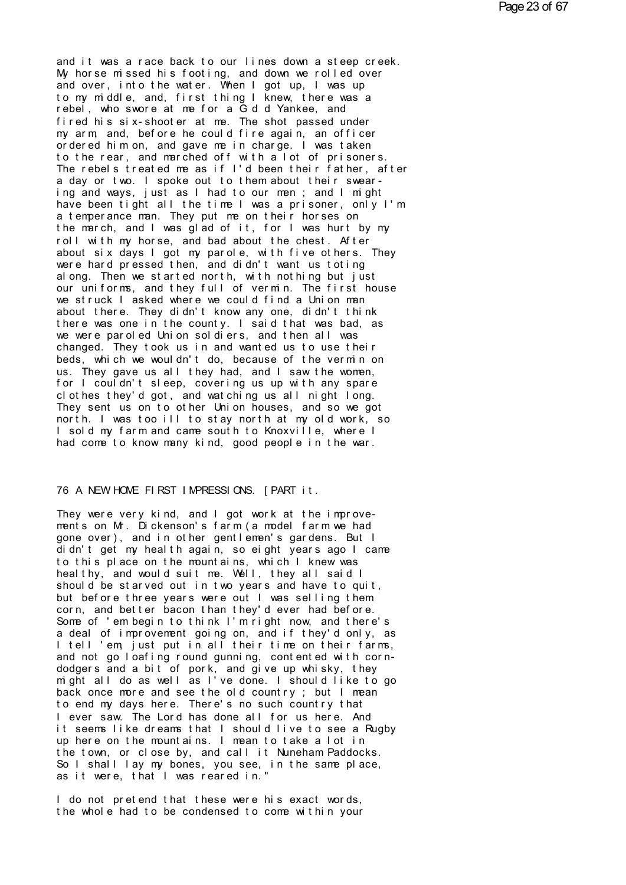and it was a race back to our lines down a steep creek. My horse missed his footing, and down we rolled over and over, into the water. When I got up, I was up to my middle, and, first thing I knew, there was a rebel, who swore at me for a G d d Yankee, and fired his six-shooter at me. The shot passed under my arm, and, before he could fire again, an officer ordered him on, and gave me in charge. I was taken to the rear, and marched off with a lot of prisoners. The rebels treated me as if I'd been their father, after a day or two. I spoke out to them about their swearing and ways, just as I had to our men ; and I might have been tight all the time I was a prisoner, only I'm a temperance man. They put me on their horses on the march, and I was glad of it, for I was hurt by my roll with my horse, and bad about the chest. After about six days I got my parole, with five others. They were hard pressed then, and didn't want us toting along. Then we started north, with nothing but just our uniforms, and they full of vermin. The first house we struck I asked where we could find a Union man about there. They didn't know any one, didn't think there was one in the county. I said that was bad, as we were paroled Union soldiers, and then all was changed. They took us in and wanted us to use their beds, which we wouldn't do, because of the vermin on us. They gave us all they had, and I saw the women, for I couldn't sleep, covering us up with any spare clothes they'd got, and watching us all night long. They sent us on to other Union houses, and so we got north. I was too ill to stay north at my old work, so I sold my farm and came south to Knoxville, where I had come to know many kind, good people in the war.

76 A NEW HOME FIRST IMPRESSIONS. [PART it.

They were very kind, and I got work at the improvements on Mr. Dickenson's farm (a model farm we had gone over), and in other gentlemen's gardens. But I didn't get my health again, so eight years ago I came to this place on the mountains, which I knew was healthy, and would suit me. Well, they all said I should be starved out in two years and have to quit, but before three years were out I was selling them corn, and better bacon than they'd ever had before. Some of 'em begin to think I'm right now, and there's a deal of improvement going on, and if they'd only, as I tell 'em, just put in all their time on their farms, and not go loafing round gunning, contented with corn-dodgers and a bit of pork, and give up whisky, they might all do as well as I've done. I should like to go back once more and see the old country ; but I mean to end my days here. There's no such country that I ever saw. The Lord has done all for us here. And it seems like dreams that I should live to see a Rugby up here on the mountains. I mean to take a lot in the town, or close by, and call it Nuneham Paddocks. So I shall lay my bones, you see, in the same place, as it were, that I was reared in."

I do not pretend that these were his exact words, the whole had to be condensed to come within your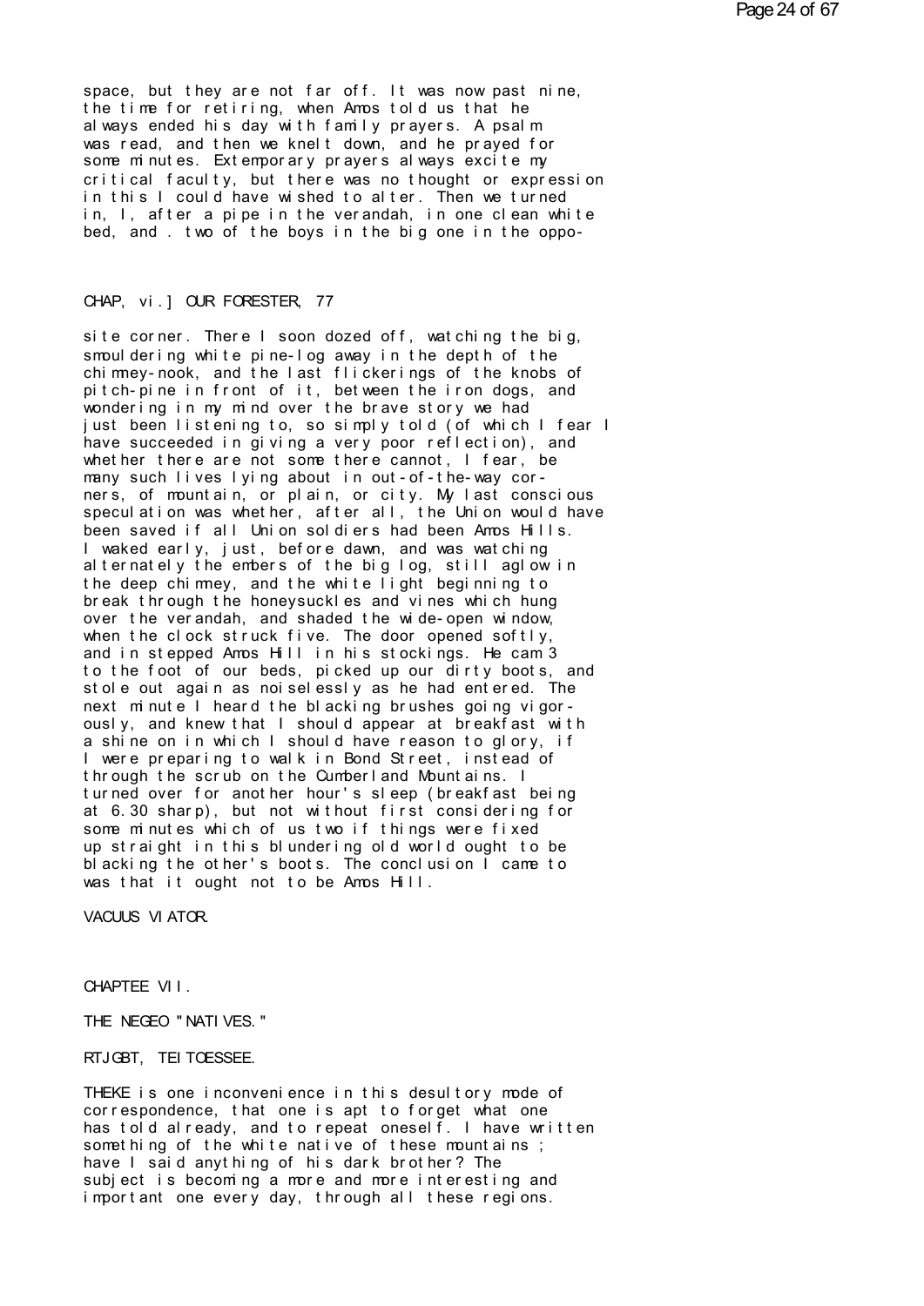space, but they are not far off. It was now past nine, the time for retiring, when Amos told us that he always ended his day with family prayers. A psalm was read, and then we knelt down, and he prayed for some minutes. Extemporary prayers always excite my critical faculty, but there was no thought or expression in this I could have wished to alter. Then we turned in, I, after a pipe in the verandah, in one clean white bed, and . two of the boys in the big one in the oppo-

CHAP, vi.] OUR FORESTER, 77

site corner. There I soon dozed off, watching the big, smouldering white pine-log away in the depth of the chimney-nook, and the last flickerings of the knobs of pitch-pine in front of it, between the iron dogs, and wondering in my mind over the brave story we had just been listening to, so simply told (of which I fear I have succeeded in giving a very poor reflection), and whether there are not some there cannot, I fear, be many such lives lying about in out-of-the-way corners, of mountain, or plain, or city. My last conscious speculation was whether, after all, the Union would have been saved if all Union soldiers had been Amos Hills. I waked early, just, before dawn, and was watching alternately the embers of the big log, still aglow in the deep chimney, and the white light beginning to break through the honeysuckles and vines which hung over the verandah, and shaded the wide-open window, when the clock struck five. The door opened softly, and in stepped Amos Hill in his stockings. He cam 3 to the foot of our beds, picked up our dirty boots, and stole out again as noiselessly as he had entered. The next minute I heard the blacking brushes going vigorously, and knew that I should appear at breakfast with a shine on in which I should have reason to glory, if I were preparing to walk in Bond Street, instead of through the scrub on the Cumberland Mountains. I turned over for another hour's sleep (breakfast being at 6.30 sharp), but not without first considering for some minutes which of us two if things were fixed up straight in this blundering old world ought to be blacking the other's boots. The conclusion I came to was that it ought not to be Amos Hill.

VACUUS VIATOR.

## CHAPTEE VII.

### THE NEGEO "NATIVES."

RTJGBT, TEITOESSEE.

THEKE is one inconvenience in this desultory mode of correspondence, that one is apt to forget what one has told already, and to repeat oneself. I have written something of the white native of these mountains ; have I said anything of his dark brother? The subject is becoming a more and more interesting and important one every day, through all these regions.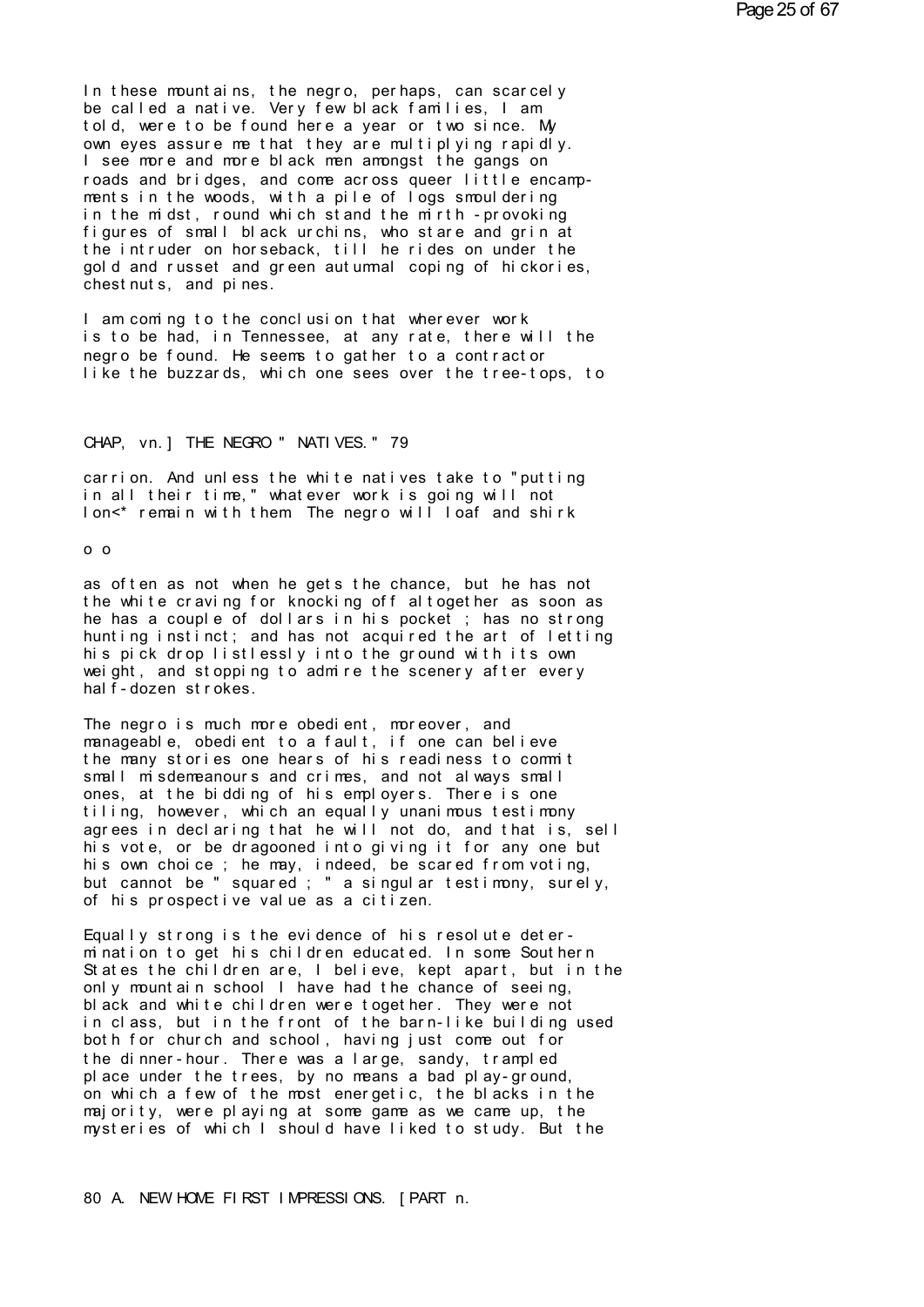In these mountains, the negro, perhaps, can scarcely be called a native. Very few black families, I am told, were to be found here a year or two since. My own eyes assure me that they are multiplying rapidly. I see more and more black men amongst the gangs on roads and bridges, and come across queer little encampments in the woods, with a pile of logs smouldering in the midst, round which stand the mirth-provoking figures of small black urchins, who stare and grin at the intruder on horseback, till he rides on under the gold and russet and green autumnal coping of hickories, chestnuts, and pines.

I am coming to the conclusion that wherever work is to be had, in Tennessee, at any rate, there will the negro be found. He seems to gather to a contractor like the buzzards, which one sees over the tree-tops, to carrion. And unless the white natives take to "putting in all their time," whatever work is going will not lon<* remain with them. The negro will loaf and shirk as often as not when he gets the chance, but he has not the white craving for knocking off altogether as soon as he has a couple of dollars in his pocket ; has no strong hunting instinct; and has not acquired the art of letting his pick drop listlessly into the ground with its own weight, and stopping to admire the scenery after every half-dozen strokes.

The negro is much more obedient, moreover, and manageable, obedient to a fault, if one can believe the many stories one hears of his readiness to commit small misdemeanours and crimes, and not always small ones, at the bidding of his employers. There is one tiling, however, which an equally unanimous testimony agrees in declaring that he will not do, and that is, sell his vote, or be dragooned into giving it for any one but his own choice ; he may, indeed, be scared from voting, but cannot be " squared ; " a singular testimony, surely, of his prospective value as a citizen.

Equally strong is the evidence of his resolute determination to get his children educated. In some Southern States the children are, I believe, kept apart, but in the only mountain school I have had the chance of seeing, black and white children were together. They were not in class, but in the front of the barn-like building used both for church and school, having just come out for the dinner-hour. There was a large, sandy, trampled place under the trees, by no means a bad play-ground, on which a few of the most energetic, the blacks in the majority, were playing at some game as we came up, the mysteries of which I should have liked to study. But the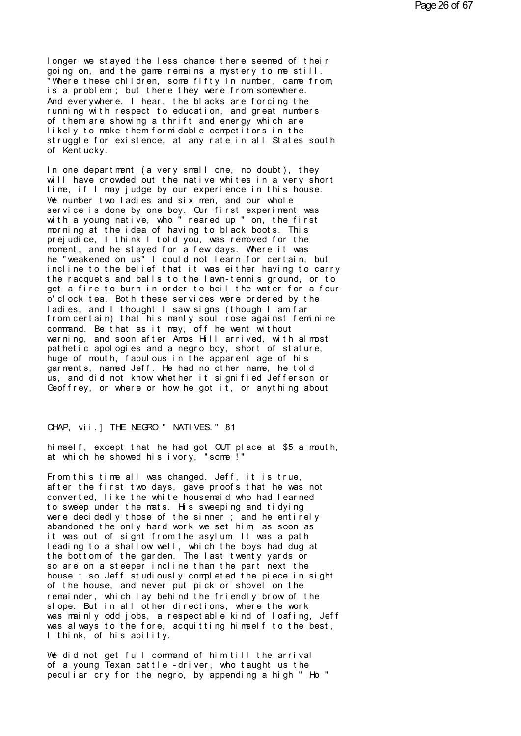longer we stayed the less chance there seemed of their going on, and the game remains a mystery to me still. "Where these children, some fifty in number, came from, is a problem; but there they were from somewhere. And everywhere, I hear, the blacks are forcing the running with respect to education, and great numbers of them are showing a thrift and energy which are likely to make them formidable competitors in the struggle for existence, at any rate in all States south of Kentucky.

In one department (a very small one, no doubt), they will have crowded out the native whites in a very short time, if I may judge by our experience in this house. We number two ladies and six men, and our whole service is done by one boy. Our first experiment was with a young native, who " reared up " on, the first morning at the idea of having to black boots. This prejudice, I think I told you, was removed for the moment, and he stayed for a few days. Where it was he "weakened on us" I could not learn for certain, but incline to the belief that it was either having to carry the racquets and balls to the lawn-tennis ground, or to get a fire to burn in order to boil the water for a four o'clock tea. Both these services were ordered by the ladies, and I thought I saw signs (though I am far from certain) that his manly soul rose against feminine command. Be that as it may, off he went without warning, and soon after Amos Hill arrived, with almost pathetic apologies and a negro boy, short of stature, huge of mouth, fabulous in the apparent age of his garments, named Jeff. He had no other name, he told us, and did not know whether it signified Jefferson or Geoffrey, or where or how he got it, or anything about

himself, except that he had got OUT place at $5 a mouth, at which he showed his ivory, "some !"

From this time all was changed. Jeff, it is true, after the first two days, gave proofs that he was not converted, like the white housemaid who had learned to sweep under the mats. His sweeping and tidying were decidedly those of the sinner ; and he entirely abandoned the only hard work we set him, as soon as it was out of sight from the asylum. It was a path leading to a shallow well, which the boys had dug at the bottom of the garden. The last twenty yards or so are on a steeper incline than the part next the house : so Jeff studiously completed the piece in sight of the house, and never put pick or shovel on the remainder, which lay behind the friendly brow of the slope. But in all other directions, where the work was mainly odd jobs, a respectable kind of loafing, Jeff was always to the fore, acquitting himself to the best, I think, of his ability.

We did not get full command of him till the arrival of a young Texan cattle-driver, who taught us the peculiar cry for the negro, by appending a high " Ho "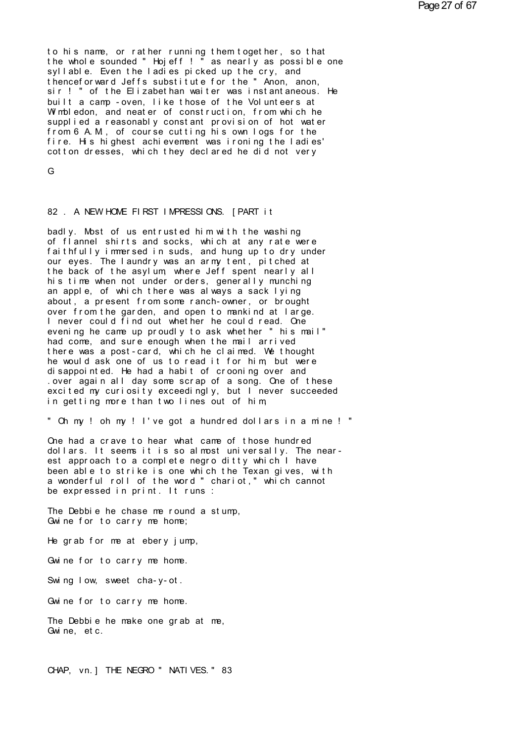to his name, or rather running them together, so that the whole sounded " Hojeff ! " as nearly as possible one syllable. Even the ladies picked up the cry, and thenceforward Jeffs substitute for the " Anon, anon, sir ! " of the Elizabethan waiter was instantaneous. He built a camp -oven, like those of the Volunteers at Wimbledon, and neater of construction, from which he supplied a reasonably constant provision of hot water from 6 A.M., of course cutting his own logs for the fire. His highest achievement was ironing the ladies' cotton dresses, which they declared he did not very

badly. Most of us entrusted him with the washing of flannel shirts and socks, which at any rate were faithfully immersed in suds, and hung up to dry under our eyes. The laundry was an army tent, pitched at the back of the asylum, where Jeff spent nearly all his time when not under orders, generally munching an apple, of which there was always a sack lying about, a present from some ranch-owner, or brought over from the garden, and open to mankind at large. I never could find out whether he could read. One evening he came up proudly to ask whether " his mail" had come, and sure enough when the mail arrived there was a post-card, which he claimed. We thought he would ask one of us to read it for him, but were disappointed. He had a habit of crooning over and over again all day some scrap of a song. One of these excited my curiosity exceedingly, but I never succeeded in getting more than two lines out of him,

" Oh my ! oh my ! I've got a hundred dollars in a mine ! "

One had a crave to hear what came of those hundred dollars. It seems it is so almost universally. The nearest approach to a complete negro ditty which I have been able to strike is one which the Texan gives, with a wonderful roll of the word " chariot," which cannot be expressed in print. It runs :

The Debbie he chase me round a stump,
Gwine for to carry me home;

He grab for me at ebery jump,

Gwine for to carry me home.

Swing low, sweet cha-y-ot.

Gwine for to carry me home.

The Debbie he make one grab at me,
Gwine, etc.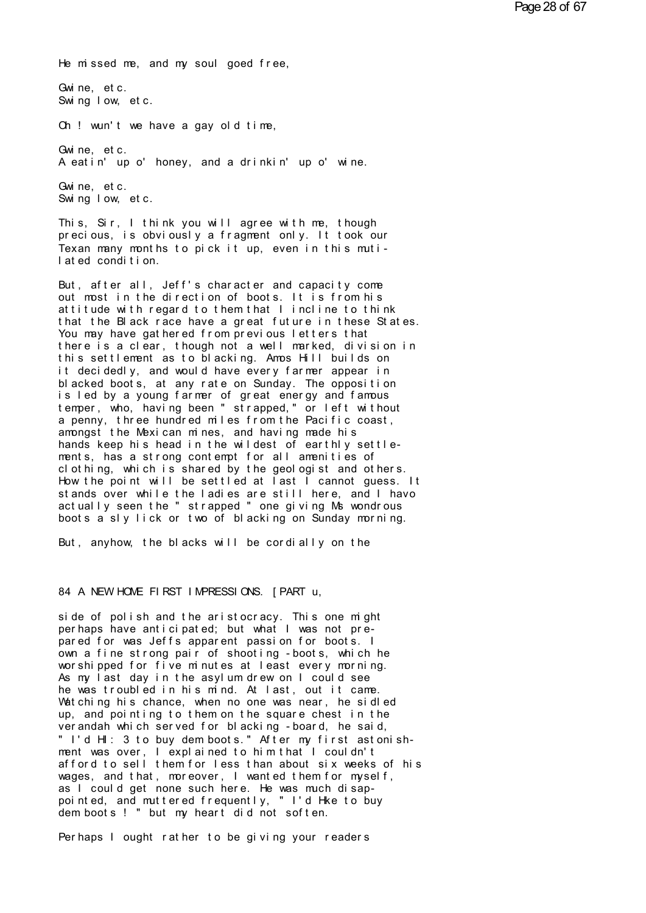He missed me, and my soul goed free,

Gwine, etc.
Swing low, etc.

Oh ! wun't we have a gay old time,

Gwine, etc.
A eatin' up o' honey, and a drinkin' up o' wine.

Gwine, etc.
Swing low, etc.

This, Sir, I think you will agree with me, though precious, is obviously a fragment only. It took our Texan many months to pick it up, even in this mutilated condition.

But, after all, Jeff's character and capacity come out most in the direction of boots. It is from his attitude with regard to them that I incline to think that the Black race have a great future in these States. You may have gathered from previous letters that there is a clear, though not a well marked, division in this settlement as to blacking. Amos Hill builds on it decidedly, and would have every farmer appear in blacked boots, at any rate on Sunday. The opposition is led by a young farmer of great energy and famous temper, who, having been " strapped," or left without a penny, three hundred miles from the Pacific coast, amongst the Mexican mines, and having made his hands keep his head in the wildest of earthly settlements, has a strong contempt for all amenities of clothing, which is shared by the geologist and others. How the point will be settled at last I cannot guess. It stands over while the ladies are still here, and I havo actually seen the " strapped " one giving Ms wondrous boots a sly lick or two of blacking on Sunday morning.

But, anyhow, the blacks will be cordially on the

side of polish and the aristocracy. This one might perhaps have anticipated; but what I was not prepared for was Jeffs apparent passion for boots. I own a fine strong pair of shooting-boots, which he worshipped for five minutes at least every morning. As my last day in the asylum drew on I could see he was troubled in his mind. At last, out it came. Watching his chance, when no one was near, he sidled up, and pointing to them on the square chest in the verandah which served for blacking-board, he said, " I'd HI: 3 to buy dem boots." After my first astonishment was over, I explained to him that I couldn't afford to sell them for less than about six weeks of his wages, and that, moreover, I wanted them for myself, as I could get none such here. He was much disappointed, and muttered frequently, " I'd Hke to buy dem boots ! " but my heart did not soften.

Perhaps I ought rather to be giving your readers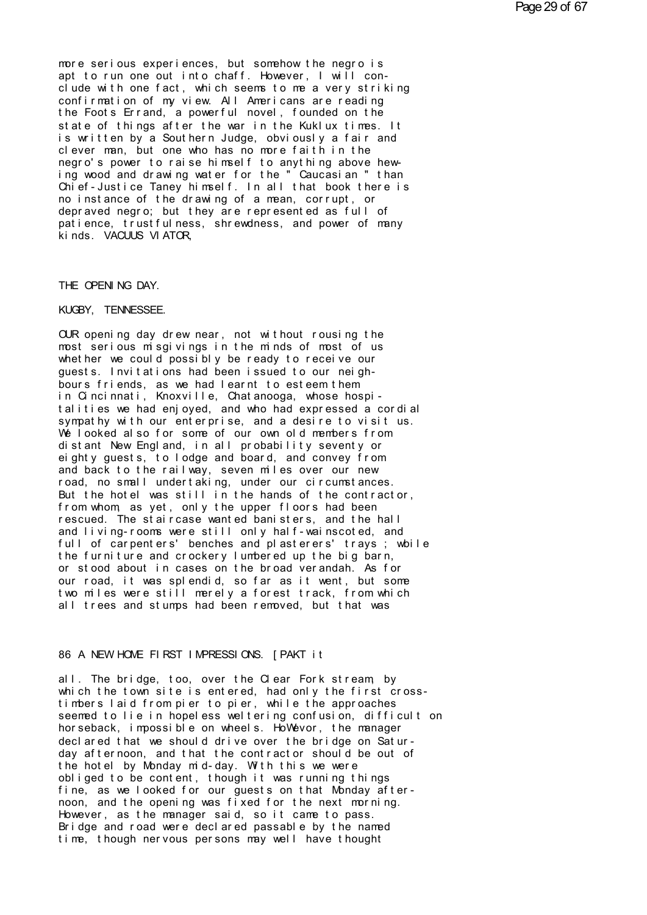more serious experiences, but somehow the negro is apt to run one out into chaff. However, I will conclude with one fact, which seems to me a very striking confirmation of my view. All Americans are reading the Foots Errand, a powerful novel, founded on the state of things after the war in the Kuklux times. It is written by a Southern Judge, obviously a fair and clever man, but one who has no more faith in the negro's power to raise himself to anything above hewing wood and drawing water for the " Caucasian " than Chief-Justice Taney himself. In all that book there is no instance of the drawing of a mean, corrupt, or depraved negro; but they are represented as full of patience, trustfulness, shrewdness, and power of many kinds. VACUUS VIATOR,

## THE OPENING DAY.

KUGBY, TENNESSEE.

OUR opening day drew near, not without rousing the most serious misgivings in the minds of most of us whether we could possibly be ready to receive our guests. Invitations had been issued to our neighbours friends, as we had learnt to esteem them in Cincinnati, Knoxville, Chatanooga, whose hospitalities we had enjoyed, and who had expressed a cordial sympathy with our enterprise, and a desire to visit us. We looked also for some of our own old members from distant New England, in all probability seventy or eighty guests, to lodge and board, and convey from and back to the railway, seven miles over our new road, no small undertaking, under our circumstances. But the hotel was still in the hands of the contractor, from whom, as yet, only the upper floors had been rescued. The staircase wanted banisters, and the hall and living-rooms were still only half-wainscoted, and full of carpenters' benches and plasterers' trays ; while the furniture and crockery lumbered up the big barn, or stood about in cases on the broad verandah. As for our road, it was splendid, so far as it went, but some two miles were still merely a forest track, from which all trees and stumps had been removed, but that was

all. The bridge, too, over the Clear Fork stream, by which the town site is entered, had only the first cross-timbers laid from pier to pier, while the approaches seemed to lie in hopeless weltering confusion, difficult on horseback, impossible on wheels. HoWevor, the manager declared that we should drive over the bridge on Saturday afternoon, and that the contractor should be out of the hotel by Monday mid-day. With this we were obliged to be content, though it was running things fine, as we looked for our guests on that Monday afternoon, and the opening was fixed for the next morning. However, as the manager said, so it came to pass. Bridge and road were declared passable by the named time, though nervous persons may well have thought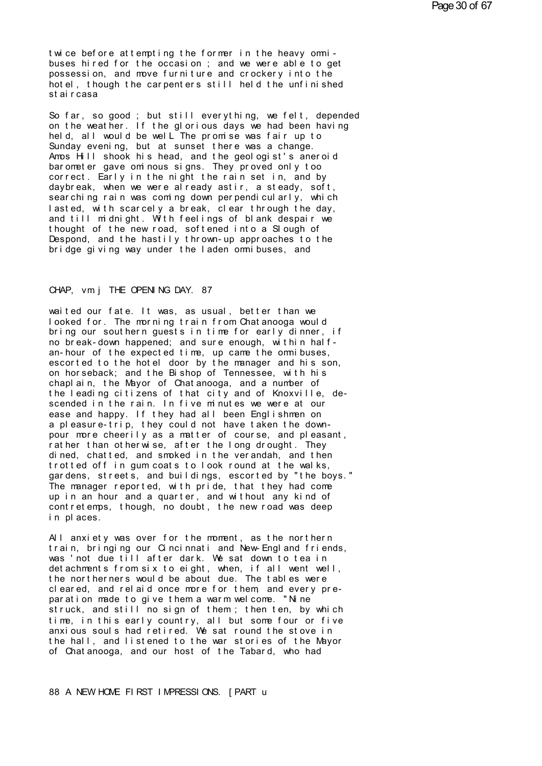twice before attempting the former in the heavy omnibuses hired for the occasion ; and we were able to get possession, and move furniture and crockery into the hotel, though the carpenters still held the unfinished staircasa

So far, so good ; but still everything, we felt, depended on the weather. If the glorious days we had been having held, all would be welL The promise was fair up to Sunday evening, but at sunset there was a change. Amos Hill shook his head, and the geologist's aneroid barometer gave ominous signs. They proved only too correct. Early in the night the rain set in, and by daybreak, when we were already astir, a steady, soft, searching rain was coming down perpendicularly, which lasted, with scarcely a break, clear through the day, and till midnight. With feelings of blank despair we thought of the new road, softened into a Slough of Despond, and the hastily thrown-up approaches to the bridge giving way under the laden omnibuses, and

waited our fate. It was, as usual, better than we looked for. The morning train from Chatanooga would bring our southern guests in time for early dinner, if no break-down happened; and sure enough, within half-an-hour of the expected time, up came the omnibuses, escorted to the hotel door by the manager and his son, on horseback; and the Bishop of Tennessee, with his chaplain, the Mayor of Chatanooga, and a number of the leading citizens of that city and of Knoxville, descended in the rain. In five minutes we were at our ease and happy. If they had all been Englishmen on a pleasure-trip, they could not have taken the downpour more cheerily as a matter of course, and pleasant, rather than otherwise, after the long drought. They dined, chatted, and smoked in the verandah, and then trotted off in gum coats to look round at the walks, gardens, streets, and buildings, escorted by "the boys." The manager reported, with pride, that they had come up in an hour and a quarter, and without any kind of contretemps, though, no doubt, the new road was deep in places.

All anxiety was over for the moment, as the northern train, bringing our Cincinnati and New-England friends, was 'not due till after dark. We sat down to tea in detachments from six to eight, when, if all went well, the northerners would be about due. The tables were cleared, and relaid once more for them, and every preparation made to give them a warm welcome. "Nine struck, and still no sign of them ; then ten, by which time, in this early country, all but some four or five anxious souls had retired. We sat round the stove in the hall, and listened to the war stories of the Mayor of Chatanooga, and our host of the Tabard, who had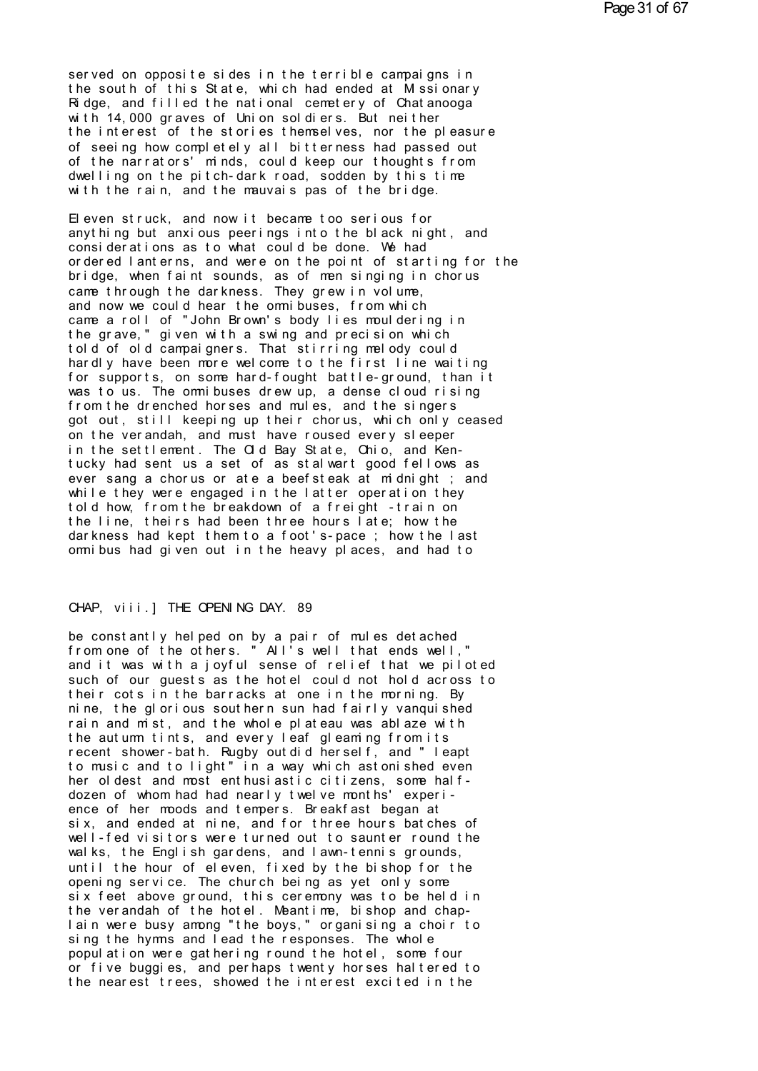served on opposite sides in the terrible campaigns in the south of this State, which had ended at Missionary Ridge, and filled the national cemetery of Chatanooga with 14,000 graves of Union soldiers. But neither the interest of the stories themselves, nor the pleasure of seeing how completely all bitterness had passed out of the narrators' minds, could keep our thoughts from dwelling on the pitch-dark road, sodden by this time with the rain, and the mauvais pas of the bridge.

Eleven struck, and now it became too serious for anything but anxious peerings into the black night, and considerations as to what could be done. We had ordered lanterns, and were on the point of starting for the bridge, when faint sounds, as of men singing in chorus came through the darkness. They grew in volume, and now we could hear the omnibuses, from which came a roll of "John Brown's body lies mouldering in the grave," given with a swing and precision which told of old campaigners. That stirring melody could hardly have been more welcome to the first line waiting for supports, on some hard-fought battle-ground, than it was to us. The omnibuses drew up, a dense cloud rising from the drenched horses and mules, and the singers got out, still keeping up their chorus, which only ceased on the verandah, and must have roused every sleeper in the settlement. The Old Bay State, Ohio, and Kentucky had sent us a set of as stalwart good fellows as ever sang a chorus or ate a beefsteak at midnight ; and while they were engaged in the latter operation they told how, from the breakdown of a freight -train on the line, theirs had been three hours late; how the darkness had kept them to a foot's-pace ; how the last omnibus had given out in the heavy places, and had to

be constantly helped on by a pair of mules detached from one of the others. " All's well that ends well," and it was with a joyful sense of relief that we piloted such of our guests as the hotel could not hold across to their cots in the barracks at one in the morning. By nine, the glorious southern sun had fairly vanquished rain and mist, and the whole plateau was ablaze with the autumn tints, and every leaf gleaming from its recent shower-bath. Rugby outdid herself, and " leapt to music and to light" in a way which astonished even her oldest and most enthusiastic citizens, some half-dozen of whom had had nearly twelve months' experience of her moods and tempers. Breakfast began at six, and ended at nine, and for three hours batches of well-fed visitors were turned out to saunter round the walks, the English gardens, and lawn-tennis grounds, until the hour of eleven, fixed by the bishop for the opening service. The church being as yet only some six feet above ground, this ceremony was to be held in the verandah of the hotel. Meantime, bishop and chaplain were busy among "the boys," organising a choir to sing the hymns and lead the responses. The whole population were gathering round the hotel, some four or five buggies, and perhaps twenty horses haltered to the nearest trees, showed the interest excited in the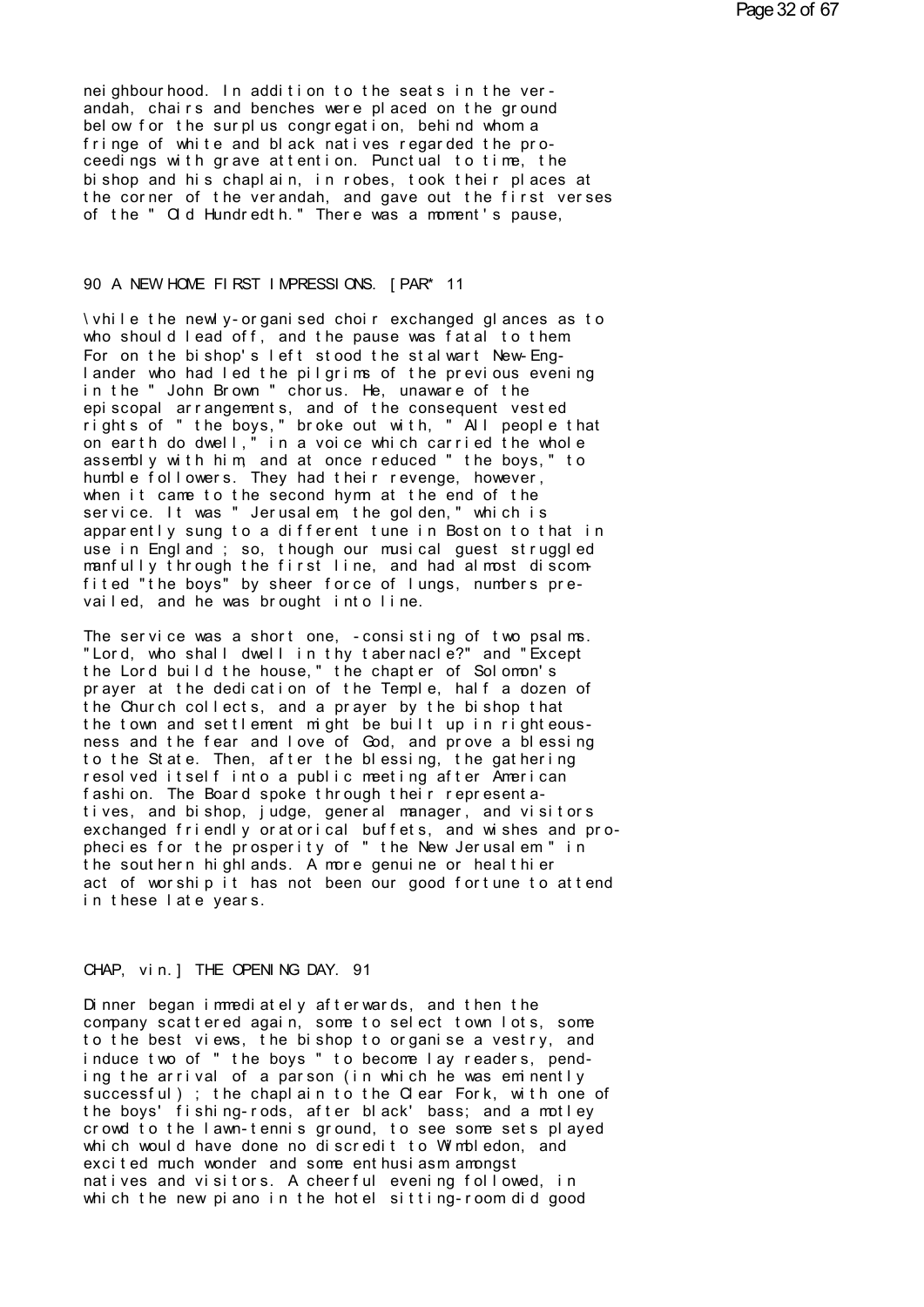neighbourhood. In addition to the seats in the verandah, chairs and benches were placed on the ground below for the surplus congregation, behind whom a fringe of white and black natives regarded the proceedings with grave attention. Punctual to time, the bishop and his chaplain, in robes, took their places at the corner of the verandah, and gave out the first verses of the " Old Hundredth." There was a moment's pause,

\vhile the newly-organised choir exchanged glances as to who should lead off, and the pause was fatal to them. For on the bishop's left stood the stalwart New-Englander who had led the pilgrims of the previous evening in the " John Brown " chorus. He, unaware of the episcopal arrangements, and of the consequent vested rights of " the boys," broke out with, " All people that on earth do dwell," in a voice which carried the whole assembly with him, and at once reduced " the boys," to humble followers. They had their revenge, however, when it came to the second hymn at the end of the service. It was " Jerusalem, the golden," which is apparently sung to a different tune in Boston to that in use in England ; so, though our musical guest struggled manfully through the first line, and had almost discomfited "the boys" by sheer force of lungs, numbers prevailed, and he was brought into line.

The service was a short one, -consisting of two psalms. "Lord, who shall dwell in thy tabernacle?" and "Except the Lord build the house," the chapter of Solomon's prayer at the dedication of the Temple, half a dozen of the Church collects, and a prayer by the bishop that the town and settlement might be built up in righteousness and the fear and love of God, and prove a blessing to the State. Then, after the blessing, the gathering resolved itself into a public meeting after American fashion. The Board spoke through their representatives, and bishop, judge, general manager, and visitors exchanged friendly oratorical buffets, and wishes and prophecies for the prosperity of " the New Jerusalem " in the southern highlands. A more genuine or healthier act of worship it has not been our good fortune to attend in these late years.

Dinner began immediately afterwards, and then the company scattered again, some to select town lots, some to the best views, the bishop to organise a vestry, and induce two of " the boys " to become lay readers, pending the arrival of a parson (in which he was eminently successful) ; the chaplain to the Clear Fork, with one of the boys' fishing-rods, after black' bass; and a motley crowd to the lawn-tennis ground, to see some sets played which would have done no discredit to Wimbledon, and excited much wonder and some enthusiasm amongst natives and visitors. A cheerful evening followed, in which the new piano in the hotel sitting-room did good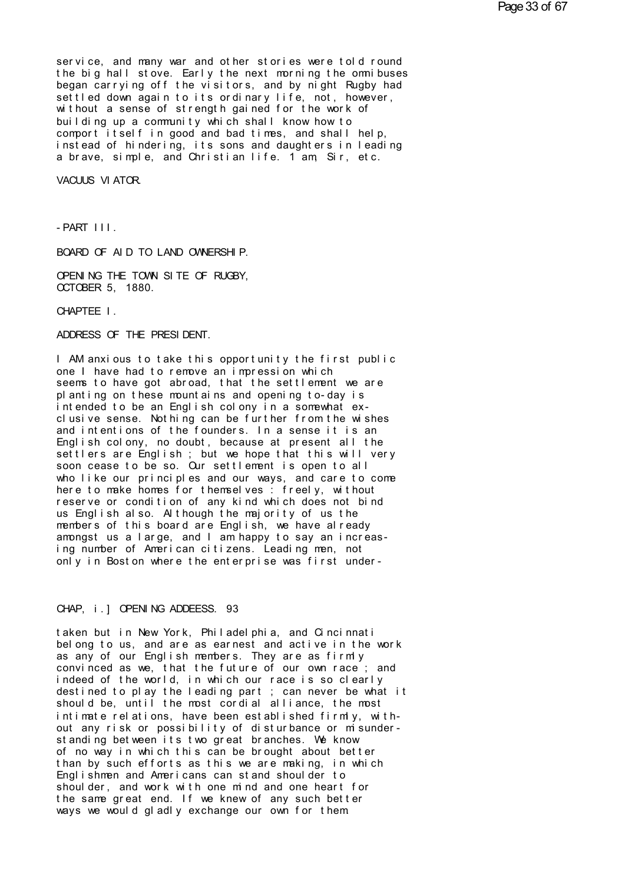service, and many war and other stories were told round the big hall stove. Early the next morning the omnibuses began carrying off the visitors, and by night Rugby had settled down again to its ordinary life, not, however, without a sense of strength gained for the work of building up a community which shall know how to comport itself in good and bad times, and shall help, instead of hindering, its sons and daughters in leading a brave, simple, and Christian life. 1 am, Sir, etc.

VACUUS VIATOR.

# -PART III.

## BOARD OF AID TO LAND OWNERSHIP.

## OPENING THE TOWN SITE OF RUGBY, OCTOBER 5, 1880.

### CHAPTEE I.

### ADDRESS OF THE PRESIDENT.

I AM anxious to take this opportunity the first public one I have had to remove an impression which seems to have got abroad, that the settlement we are planting on these mountains and opening to-day is intended to be an English colony in a somewhat exclusive sense. Nothing can be further from the wishes and intentions of the founders. In a sense it is an English colony, no doubt, because at present all the settlers are English ; but we hope that this will very soon cease to be so. Our settlement is open to all who like our principles and our ways, and care to come here to make homes for themselves : freely, without reserve or condition of any kind which does not bind us English also. Although the majority of us the members of this board are English, we have already amongst us a large, and I am happy to say an increasing number of American citizens. Leading men, not only in Boston where the enterprise was first undertaken but in New York, Philadelphia, and Cincinnati belong to us, and are as earnest and active in the work as any of our English members. They are as firmly convinced as we, that the future of our own race ; and indeed of the world, in which our race is so clearly destined to play the leading part ; can never be what it should be, until the most cordial alliance, the most intimate relations, have been established firmly, without any risk or possibility of disturbance or misunderstanding between its two great branches. We know of no way in which this can be brought about better than by such efforts as this we are making, in which Englishmen and Americans can stand shoulder to shoulder, and work with one mind and one heart for the same great end. If we knew of any such better ways we would gladly exchange our own for them.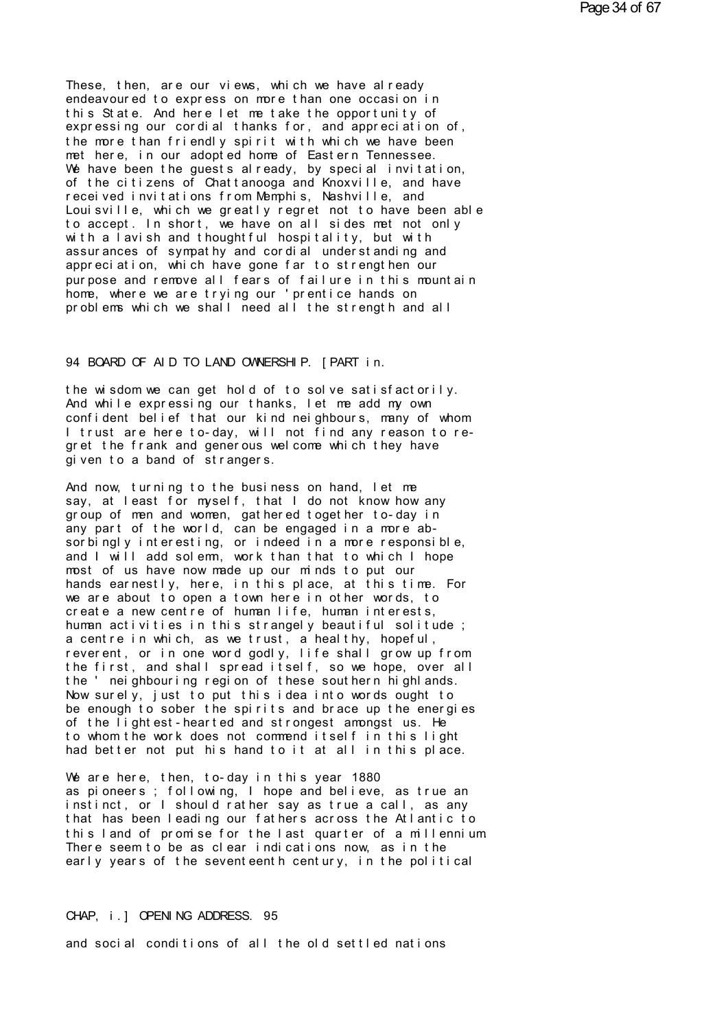These, then, are our views, which we have already endeavoured to express on more than one occasion in this State. And here let me take the opportunity of expressing our cordial thanks for, and appreciation of, the more than friendly spirit with which we have been met here, in our adopted home of Eastern Tennessee. We have been the guests already, by special invitation, of the citizens of Chattanooga and Knoxville, and have received invitations from Memphis, Nashville, and Louisville, which we greatly regret not to have been able to accept. In short, we have on all sides met not only with a lavish and thoughtful hospitality, but with assurances of sympathy and cordial understanding and appreciation, which have gone far to strengthen our purpose and remove all fears of failure in this mountain home, where we are trying our 'prentice hands on problems which we shall need all the strength and all the wisdom we can get hold of to solve satisfactorily. And while expressing our thanks, let me add my own confident belief that our kind neighbours, many of whom I trust are here to-day, will not find any reason to regret the frank and generous welcome which they have given to a band of strangers.

And now, turning to the business on hand, let me say, at least for myself, that I do not know how any group of men and women, gathered together to-day in any part of the world, can be engaged in a more absorbingly interesting, or indeed in a more responsible, and I will add solemn, work than that to which I hope most of us have now made up our minds to put our hands earnestly, here, in this place, at this time. For we are about to open a town here in other words, to create a new centre of human life, human interests, human activities in this strangely beautiful solitude ; a centre in which, as we trust, a healthy, hopeful, reverent, or in one word godly, life shall grow up from the first, and shall spread itself, so we hope, over all the ' neighbouring region of these southern highlands. Now surely, just to put this idea into words ought to be enough to sober the spirits and brace up the energies of the lightest-hearted and strongest amongst us. He to whom the work does not commend itself in this light had better not put his hand to it at all in this place.

We are here, then, to-day in this year 1880 as pioneers ; following, I hope and believe, as true an instinct, or I should rather say as true a call, as any that has been leading our fathers across the Atlantic to this land of promise for the last quarter of a millennium. There seem to be as clear indications now, as in the early years of the seventeenth century, in the political and social conditions of all the old settled nations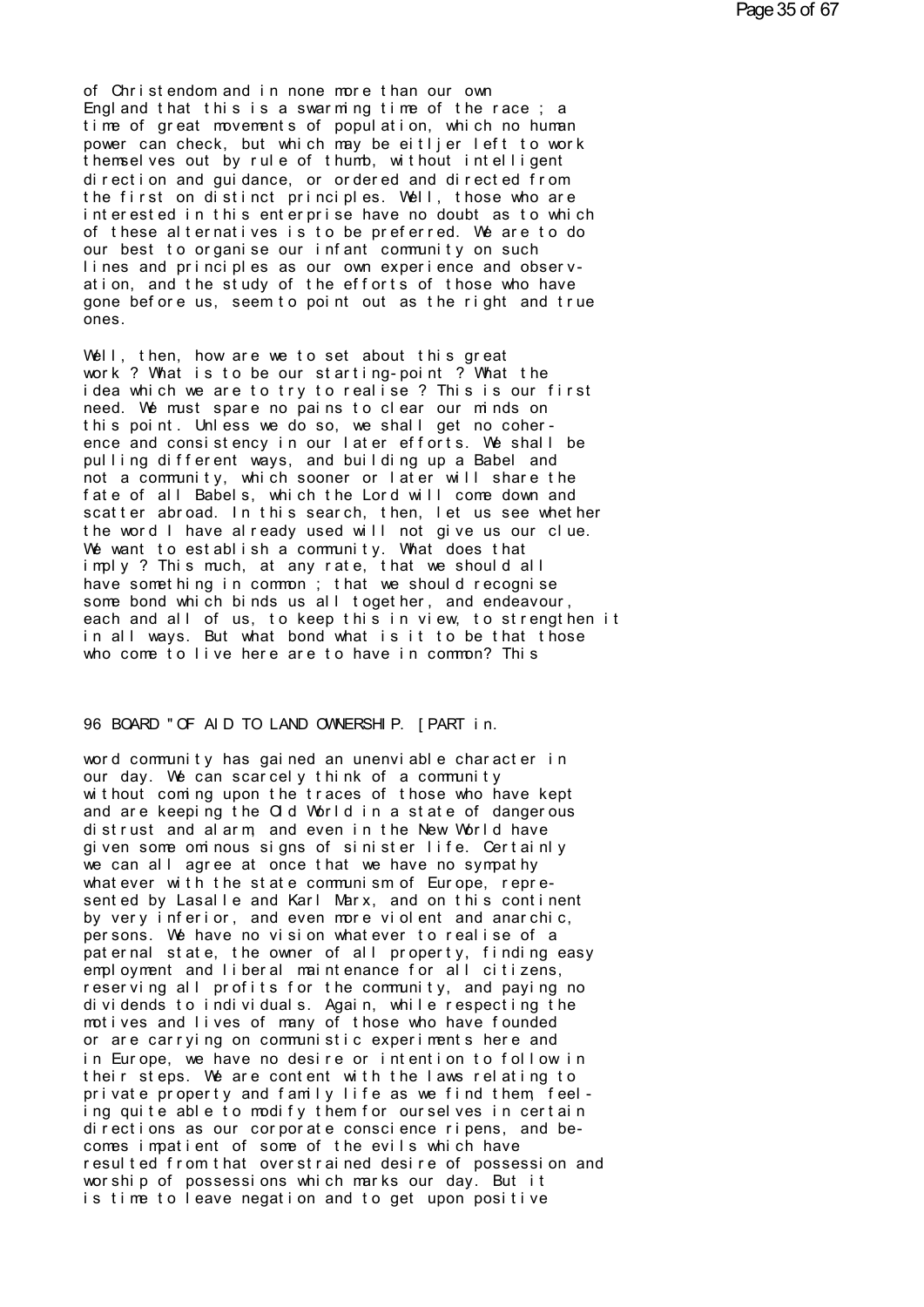of Christendom and in none more than our own England that this is a swarming time of the race ; a time of great movements of population, which no human power can check, but which may be eitljer left to work themselves out by rule of thumb, without intelligent direction and guidance, or ordered and directed from the first on distinct principles. Well, those who are interested in this enterprise have no doubt as to which of these alternatives is to be preferred. We are to do our best to organise our infant community on such lines and principles as our own experience and observation, and the study of the efforts of those who have gone before us, seem to point out as the right and true ones.

Well, then, how are we to set about this great work ? What is to be our starting-point ? What the idea which we are to try to realise ? This is our first need. We must spare no pains to clear our minds on this point. Unless we do so, we shall get no coherence and consistency in our later efforts. We shall be pulling different ways, and building up a Babel and not a community, which sooner or later will share the fate of all Babels, which the Lord will come down and scatter abroad. In this search, then, let us see whether the word I have already used will not give us our clue. We want to establish a community. What does that imply ? This much, at any rate, that we should all have something in common ; that we should recognise some bond which binds us all together, and endeavour, each and all of us, to keep this in view, to strengthen it in all ways. But what bond what is it to be that those who come to live here are to have in common? This

96 BOARD "OF AID TO LAND OWNERSHIP. [PART in.

word community has gained an unenviable character in our day. We can scarcely think of a community without coming upon the traces of those who have kept and are keeping the Old World in a state of dangerous distrust and alarm, and even in the New World have given some ominous signs of sinister life. Certainly we can all agree at once that we have no sympathy whatever with the state communism of Europe, represented by Lasalle and Karl Marx, and on this continent by very inferior, and even more violent and anarchic, persons. We have no vision whatever to realise of a paternal state, the owner of all property, finding easy employment and liberal maintenance for all citizens, reserving all profits for the community, and paying no dividends to individuals. Again, while respecting the motives and lives of many of those who have founded or are carrying on communistic experiments here and in Europe, we have no desire or intention to follow in their steps. We are content with the laws relating to private property and family life as we find them, feeling quite able to modify them for ourselves in certain directions as our corporate conscience ripens, and becomes impatient of some of the evils which have resulted from that overstrained desire of possession and worship of possessions which marks our day. But it is time to leave negation and to get upon positive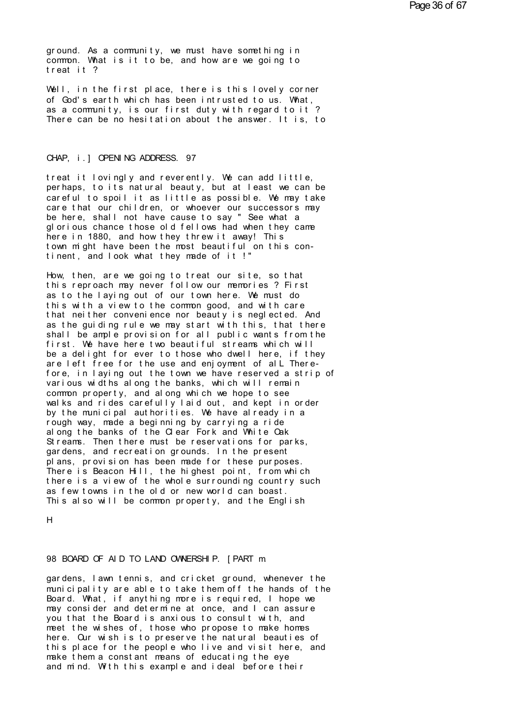ground. As a community, we must have something in common. What is it to be, and how are we going to treat it ?

Well, in the first place, there is this lovely corner of God's earth which has been intrusted to us. What, as a community, is our first duty with regard to it ? There can be no hesitation about the answer. It is, to

treat it lovingly and reverently. We can add little, perhaps, to its natural beauty, but at least we can be careful to spoil it as little as possible. We may take care that our children, or whoever our successors may be here, shall not have cause to say " See what a glorious chance those old fellows had when they came here in 1880, and how they threw it away! This town might have been the most beautiful on this continent, and look what they made of it !"

How, then, are we going to treat our site, so that this reproach may never follow our memories ? First as to the laying out of our town here. We must do this with a view to the common good, and with care that neither convenience nor beauty is neglected. And as the guiding rule we may start with this, that there shall be ample provision for all public wants from the first. We have here two beautiful streams which will be a delight for ever to those who dwell here, if they are left free for the use and enjoyment of alL Therefore, in laying out the town we have reserved a strip of various widths along the banks, which will remain common property, and along which we hope to see walks and rides carefully laid out, and kept in order by the municipal authorities. We have already in a rough way, made a beginning by carrying a ride along the banks of the Clear Fork and White Oak Streams. Then there must be reservations for parks, gardens, and recreation grounds. In the present plans, provision has been made for these purposes. There is Beacon Hill, the highest point, from which there is a view of the whole surrounding country such as few towns in the old or new world can boast. This also will be common property, and the English

gardens, lawn tennis, and cricket ground, whenever the municipality are able to take them off the hands of the Board. What, if anything more is required, I hope we may consider and determine at once, and I can assure you that the Board is anxious to consult with, and meet the wishes of, those who propose to make homes here. Our wish is to preserve the natural beauties of this place for the people who live and visit here, and make them a constant means of educating the eye and mind. With this example and ideal before their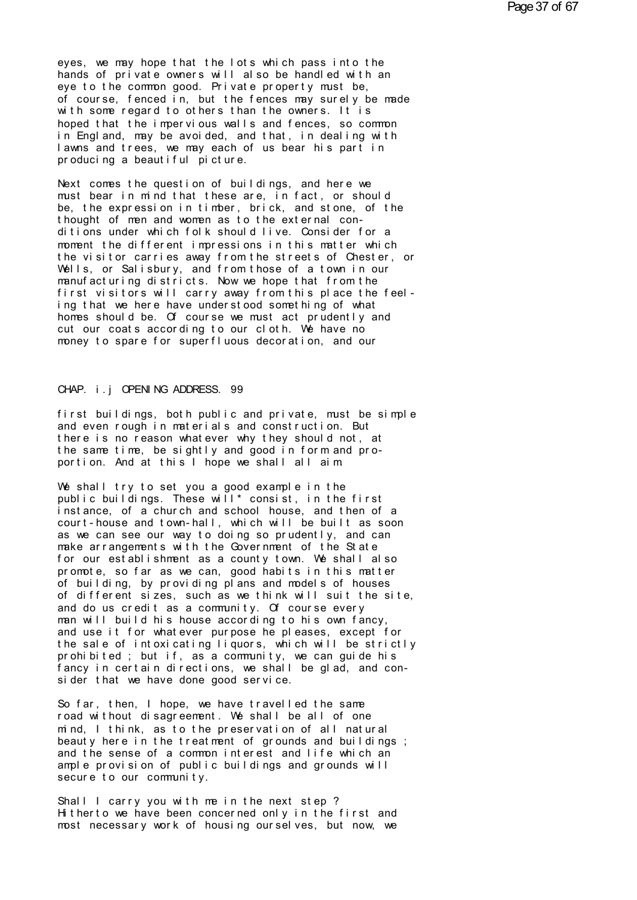eyes, we may hope that the lots which pass into the hands of private owners will also be handled with an eye to the common good. Private property must be, of course, fenced in, but the fences may surely be made with some regard to others than the owners. It is hoped that the impervious walls and fences, so common in England, may be avoided, and that, in dealing with lawns and trees, we may each of us bear his part in producing a beautiful picture.

Next comes the question of buildings, and here we must bear in mind that these are, in fact, or should be, the expression in timber, brick, and stone, of the thought of men and women as to the external conditions under which folk should live. Consider for a moment the different impressions in this matter which the visitor carries away from the streets of Chester, or Wells, or Salisbury, and from those of a town in our manufacturing districts. Now we hope that from the first visitors will carry away from this place the feeling that we here have understood something of what homes should be. Of course we must act prudently and cut our coats according to our cloth. We have no money to spare for superfluous decoration, and our

CHAP. i.j OPENING ADDRESS. 99

first buildings, both public and private, must be simple and even rough in materials and construction. But there is no reason whatever why they should not, at the same time, be sightly and good in form and proportion. And at this I hope we shall all aim.

We shall try to set you a good example in the public buildings. These will* consist, in the first instance, of a church and school house, and then of a court-house and town-hall, which will be built as soon as we can see our way to doing so prudently, and can make arrangements with the Government of the State for our establishment as a county town. We shall also promote, so far as we can, good habits in this matter of building, by providing plans and models of houses of different sizes, such as we think will suit the site, and do us credit as a community. Of course every man will build his house according to his own fancy, and use it for whatever purpose he pleases, except for the sale of intoxicating liquors, which will be strictly prohibited ; but if, as a community, we can guide his fancy in certain directions, we shall be glad, and consider that we have done good service.

So far, then, I hope, we have travelled the same road without disagreement. We shall be all of one mind, I think, as to the preservation of all natural beauty here in the treatment of grounds and buildings ; and the sense of a common interest and life which an ample provision of public buildings and grounds will secure to our community.

Shall I carry you with me in the next step ? Hitherto we have been concerned only in the first and most necessary work of housing ourselves, but now, we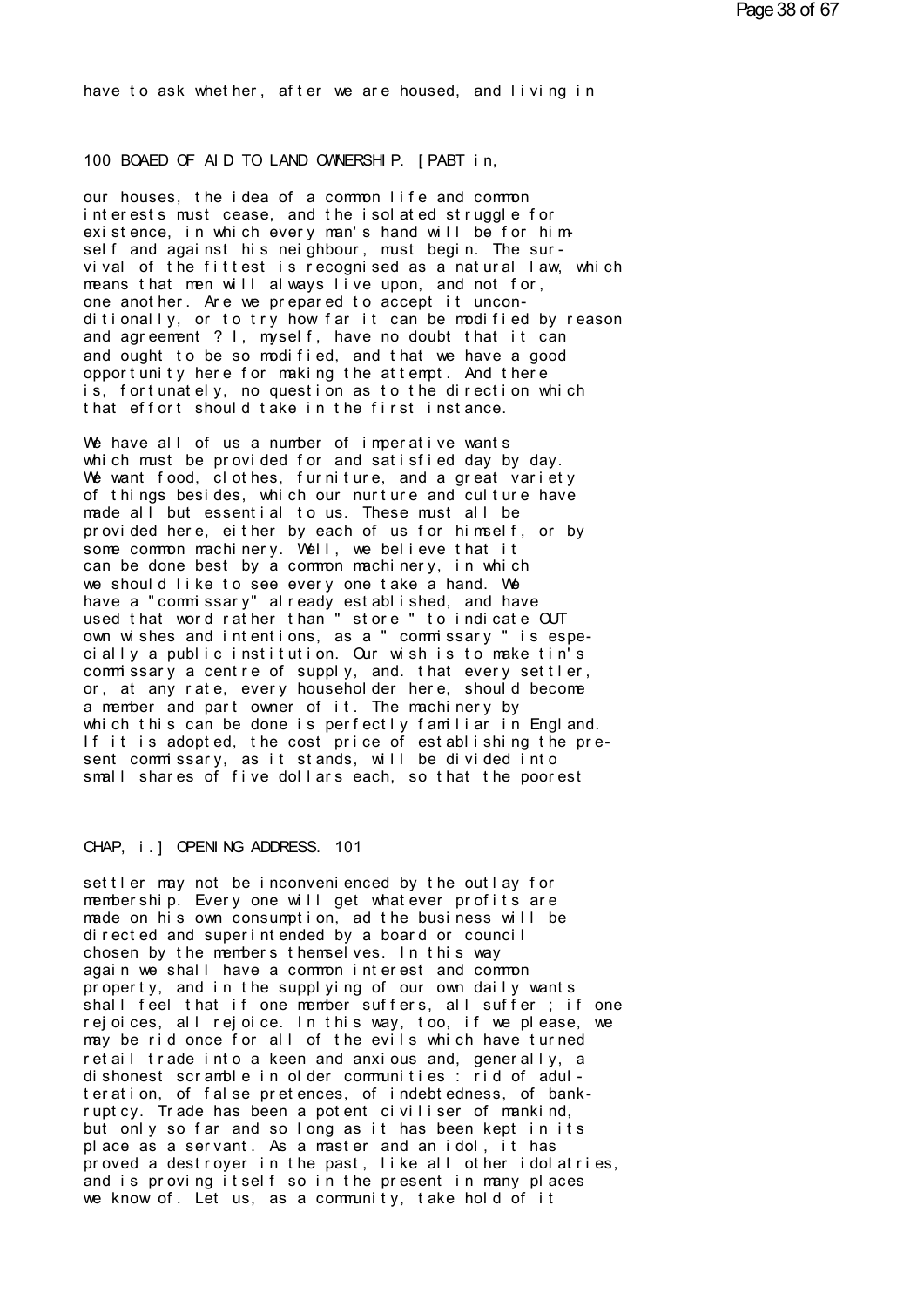have to ask whether, after we are housed, and living in

our houses, the idea of a common life and common interests must cease, and the isolated struggle for existence, in which every man's hand will be for himself and against his neighbour, must begin. The survival of the fittest is recognised as a natural law, which means that men will always live upon, and not for, one another. Are we prepared to accept it unconditionally, or to try how far it can be modified by reason and agreement ? I, myself, have no doubt that it can and ought to be so modified, and that we have a good opportunity here for making the attempt. And there is, fortunately, no question as to the direction which that effort should take in the first instance.

We have all of us a number of imperative wants which must be provided for and satisfied day by day. We want food, clothes, furniture, and a great variety of things besides, which our nurture and culture have made all but essential to us. These must all be provided here, either by each of us for himself, or by some common machinery. Well, we believe that it can be done best by a common machinery, in which we should like to see every one take a hand. We have a "commissary" already established, and have used that word rather than " store " to indicate OUT own wishes and intentions, as a " commissary " is especially a public institution. Our wish is to make tin's commissary a centre of supply, and. that every settler, or, at any rate, every householder here, should become a member and part owner of it. The machinery by which this can be done is perfectly familiar in England. If it is adopted, the cost price of establishing the present commissary, as it stands, will be divided into small shares of five dollars each, so that the poorest

settler may not be inconvenienced by the outlay for membership. Every one will get whatever profits are made on his own consumption, ad the business will be directed and superintended by a board or council chosen by the members themselves. In this way again we shall have a common interest and common property, and in the supplying of our own daily wants shall feel that if one member suffers, all suffer ; if one rejoices, all rejoice. In this way, too, if we please, we may be rid once for all of the evils which have turned retail trade into a keen and anxious and, generally, a dishonest scramble in older communities : rid of adulteration, of false pretences, of indebtedness, of bankruptcy. Trade has been a potent civiliser of mankind, but only so far and so long as it has been kept in its place as a servant. As a master and an idol, it has proved a destroyer in the past, like all other idolatries, and is proving itself so in the present in many places we know of. Let us, as a community, take hold of it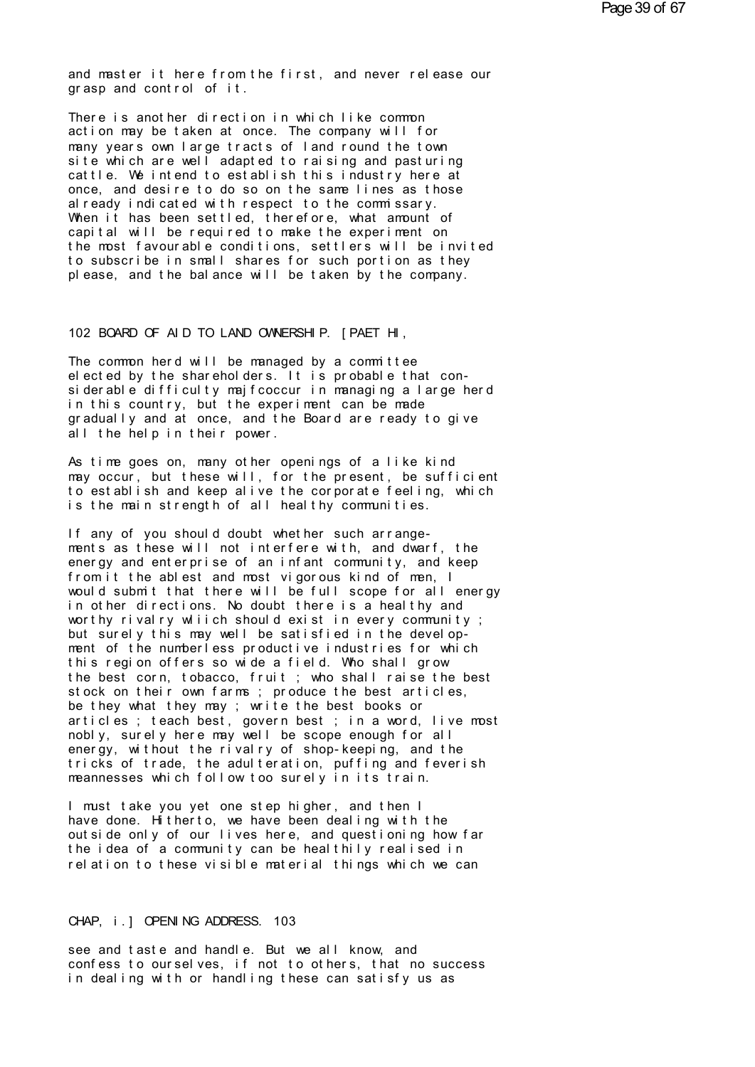and master it here from the first, and never release our grasp and control of it.

There is another direction in which like common action may be taken at once. The company will for many years own large tracts of land round the town site which are well adapted to raising and pasturing cattle. We intend to establish this industry here at once, and desire to do so on the same lines as those already indicated with respect to the commissary. When it has been settled, therefore, what amount of capital will be required to make the experiment on the most favourable conditions, settlers will be invited to subscribe in small shares for such portion as they please, and the balance will be taken by the company.

The common herd will be managed by a committee elected by the shareholders. It is probable that considerable difficulty majfcoccur in managing a large herd in this country, but the experiment can be made gradually and at once, and the Board are ready to give all the help in their power.

As time goes on, many other openings of a like kind may occur, but these will, for the present, be sufficient to establish and keep alive the corporate feeling, which is the main strength of all healthy communities.

If any of you should doubt whether such arrangements as these will not interfere with, and dwarf, the energy and enterprise of an infant community, and keep from it the ablest and most vigorous kind of men, I would submit that there will be full scope for all energy in other directions. No doubt there is a healthy and worthy rivalry wliich should exist in every community ; but surely this may well be satisfied in the development of the numberless productive industries for which this region offers so wide a field. Who shall grow the best corn, tobacco, fruit ; who shall raise the best stock on their own farms ; produce the best articles, be they what they may ; write the best books or articles ; teach best, govern best ; in a word, live most nobly, surely here may well be scope enough for all energy, without the rivalry of shop-keeping, and the tricks of trade, the adulteration, puffing and feverish meannesses which follow too surely in its train.

I must take you yet one step higher, and then I have done. Hitherto, we have been dealing with the outside only of our lives here, and questioning how far the idea of a community can be healthily realised in relation to these visible material things which we can see and taste and handle. But we all know, and confess to ourselves, if not to others, that no success in dealing with or handling these can satisfy us as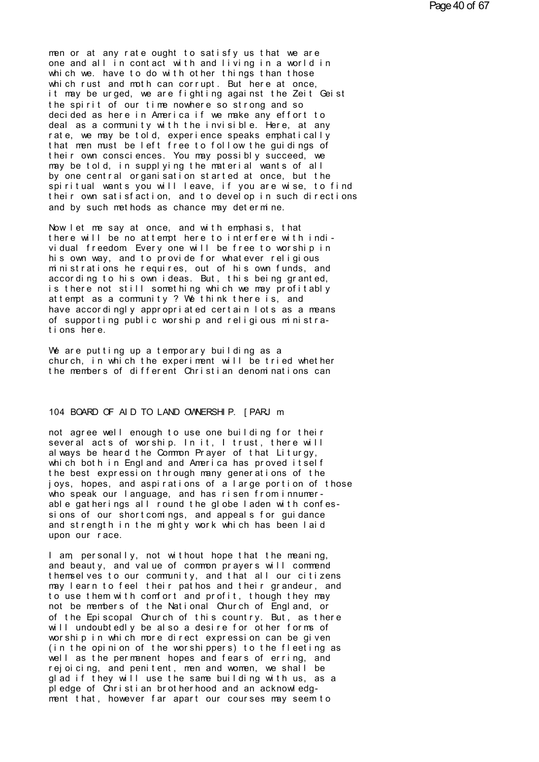men or at any rate ought to satisfy us that we are one and all in contact with and living in a world in which we. have to do with other things than those which rust and moth can corrupt. But here at once, it may be urged, we are fighting against the Zeit Geist the spirit of our time nowhere so strong and so decided as here in America if we make any effort to deal as a community with the invisible. Here, at any rate, we may be told, experience speaks emphatically that men must be left free to follow the guidings of their own consciences. You may possibly succeed, we may be told, in supplying the material wants of all by one central organisation started at once, but the spiritual wants you will leave, if you are wise, to find their own satisfaction, and to develop in such directions and by such methods as chance may determine.

Now let me say at once, and with emphasis, that there will be no attempt here to interfere with individual freedom. Every one will be free to worship in his own way, and to provide for whatever religious ministrations he requires, out of his own funds, and according to his own ideas. But, this being granted, is there not still something which we may profitably attempt as a community ? We think there is, and have accordingly appropriated certain lots as a means of supporting public worship and religious ministrations here.

We are putting up a temporary building as a church, in which the experiment will be tried whether the members of different Christian denominations can

104 BOARD OF AID TO LAND OWNERSHIP. [PART III

not agree well enough to use one building for their several acts of worship. In it, I trust, there will always be heard the Common Prayer of that Liturgy, which both in England and America has proved itself the best expression through many generations of the joys, hopes, and aspirations of a large portion of those who speak our language, and has risen from innumerable gatherings all round the globe laden with confessions of our shortcomings, and appeals for guidance and strength in the mighty work which has been laid upon our race.

I am, personally, not without hope that the meaning, and beauty, and value of common prayers will commend themselves to our community, and that all our citizens may learn to feel their pathos and their grandeur, and to use them with comfort and profit, though they may not be members of the National Church of England, or of the Episcopal Church of this country. But, as there will undoubtedly be also a desire for other forms of worship in which more direct expression can be given (in the opinion of the worshippers) to the fleeting as well as the permanent hopes and fears of erring, and rejoicing, and penitent, men and women, we shall be glad if they will use the same building with us, as a pledge of Christian brotherhood and an acknowledgment that, however far apart our courses may seem to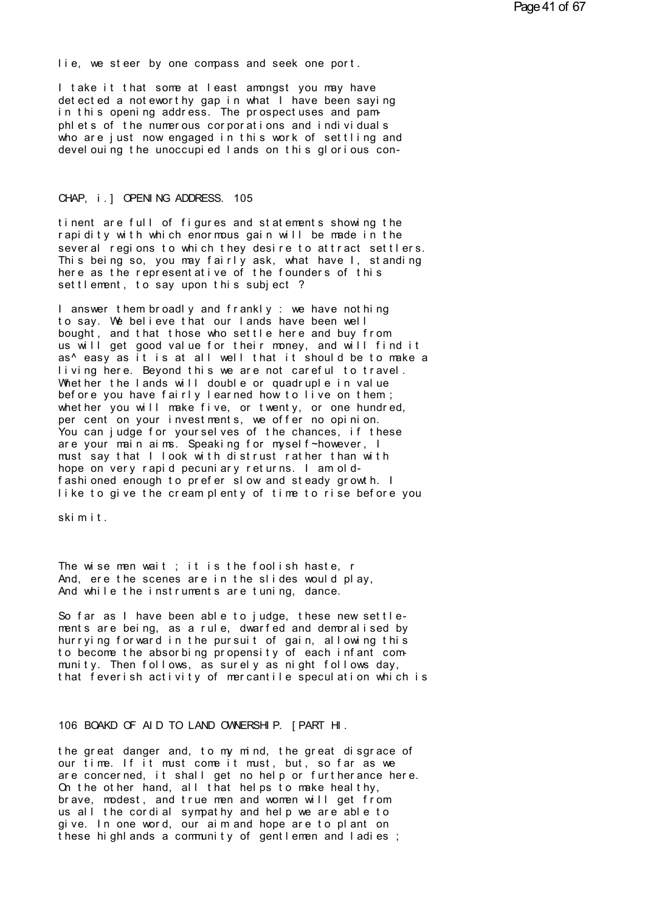lie, we steer by one compass and seek one port.

I take it that some at least amongst you may have detected a noteworthy gap in what I have been saying in this opening address. The prospectuses and pamphlets of the numerous corporations and individuals who are just now engaged in this work of settling and develouing the unoccupied lands on this glorious continent are full of figures and statements showing the rapidity with which enormous gain will be made in the several regions to which they desire to attract settlers. This being so, you may fairly ask, what have I, standing here as the representative of the founders of this settlement, to say upon this subject ?

I answer them broadly and frankly : we have nothing to say. We believe that our lands have been well bought, and that those who settle here and buy from us will get good value for their money, and will find it as^ easy as it is at all well that it should be to make a living here. Beyond this we are not careful to travel. Whether the lands will double or quadruple in value before you have fairly learned how to live on them ; whether you will make five, or twenty, or one hundred, per cent on your investments, we offer no opinion. You can judge for yourselves of the chances, if these are your main aims. Speaking for myself~however, I must say that I look with distrust rather than with hope on very rapid pecuniary returns. I am old-fashioned enough to prefer slow and steady growth. I like to give the cream plenty of time to rise before you skim it.

The wise men wait ; it is the foolish haste, r
And, ere the scenes are in the slides would play,
And while the instruments are tuning, dance.

So far as I have been able to judge, these new settlements are being, as a rule, dwarfed and demoralised by hurrying forward in the pursuit of gain, allowing this to become the absorbing propensity of each infant community. Then follows, as surely as night follows day, that feverish activity of mercantile speculation which is the great danger and, to my mind, the great disgrace of our time. If it must come it must, but, so far as we are concerned, it shall get no help or furtherance here. On the other hand, all that helps to make healthy, brave, modest, and true men and women will get from us all the cordial sympathy and help we are able to give. In one word, our aim and hope are to plant on these highlands a community of gentlemen and ladies ;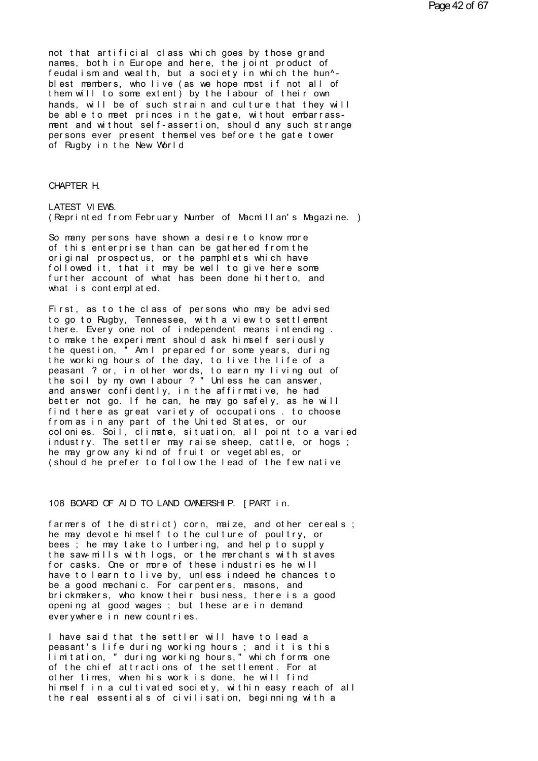not that artificial class which goes by those grand names, both in Europe and here, the joint product of feudalism and wealth, but a society in which the hun^-blest members, who live (as we hope most if not all of them will to some extent) by the labour of their own hands, will be of such strain and culture that they will be able to meet princes in the gate, without embarrassment and without self-assertion, should any such strange persons ever present themselves before the gate tower of Rugby in the New World

## CHAPTER H.

### LATEST VIEWS.

(Reprinted from February Number of Macmillan's Magazine. )

So many persons have shown a desire to know more of this enterprise than can be gathered from the original prospectus, or the pamphlets which have followed it, that it may be well to give here some further account of what has been done hitherto, and what is contemplated.

First, as to the class of persons who may be advised to go to Rugby, Tennessee, with a view to settlement there. Every one not of independent means intending . to make the experiment should ask himself seriously the question, " Am I prepared for some years, during the working hours of the day, to live the life of a peasant ? or, in other words, to earn my living out of the soil by my own labour ? " Unless he can answer, and answer confidently, in the affirmative, he had better not go. If he can, he may go safely, as he will find there as great variety of occupations . to choose from as in any part of the United States, or our colonies. Soil, climate, situation, all point to a varied industry. The settler may raise sheep, cattle, or hogs ; he may grow any kind of fruit or vegetables, or (should he prefer to follow the lead of the few native

108 BOARD OF AID TO LAND OWNERSHIP. [PART in.

farmers of the district) corn, maize, and other cereals ; he may devote himself to the culture of poultry, or bees ; he may take to lumbering, and help to supply the saw-mills with logs, or the merchants with staves for casks. One or more of these industries he will have to learn to live by, unless indeed he chances to be a good mechanic. For carpenters, masons, and brickmakers, who know their business, there is a good opening at good wages ; but these are in demand everywhere in new countries.

I have said that the settler will have to lead a peasant's life during working hours ; and it is this limitation, " during working hours," which forms one of the chief attractions of the settlement. For at other times, when his work is done, he will find himself in a cultivated society, within easy reach of all the real essentials of civilisation, beginning with a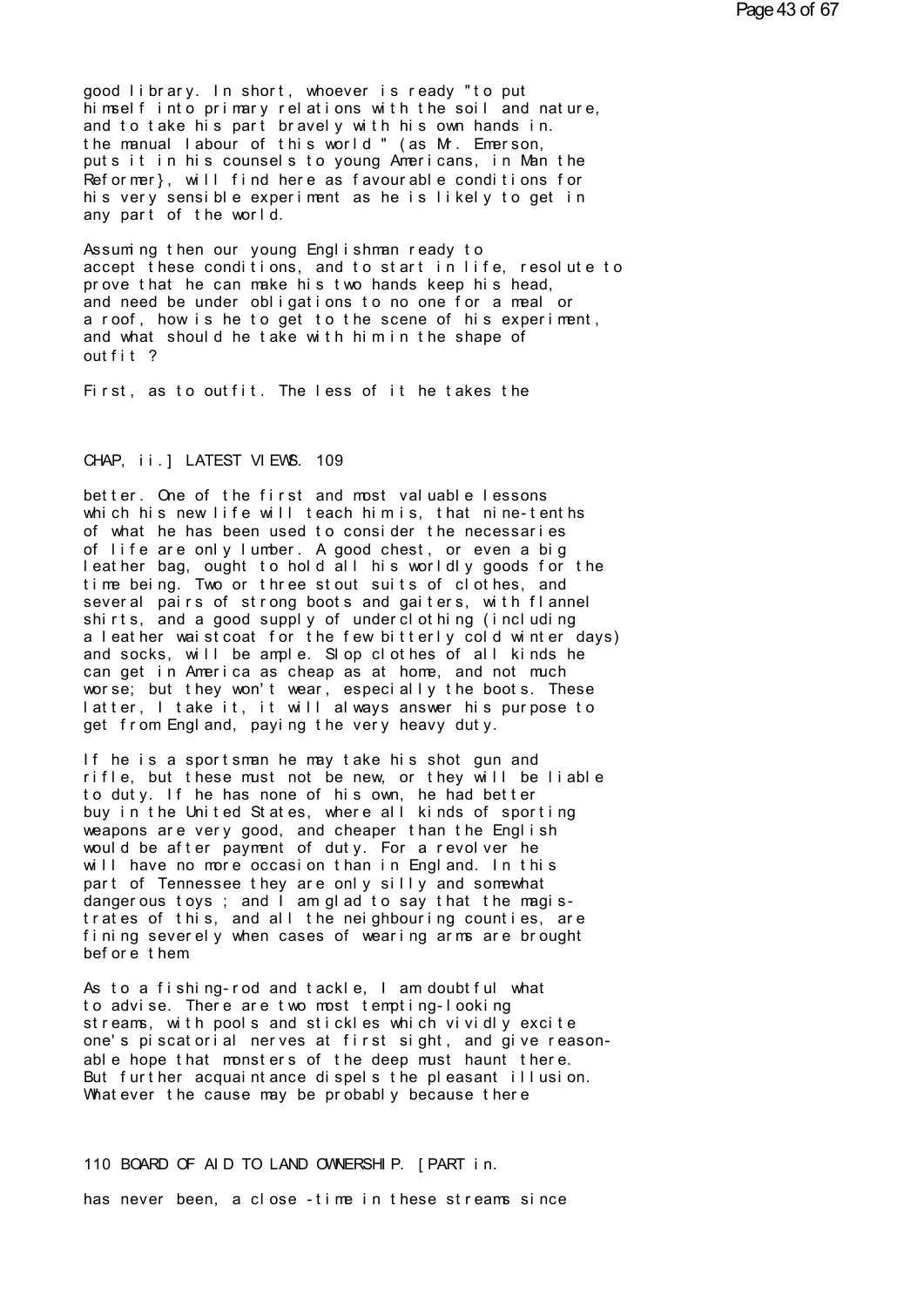good library. In short, whoever is ready "to put himself into primary relations with the soil and nature, and to take his part bravely with his own hands in. the manual labour of this world " (as Mr. Emerson, puts it in his counsels to young Americans, in Man the Reformer}, will find here as favourable conditions for his very sensible experiment as he is likely to get in any part of the world.

Assuming then our young Englishman ready to accept these conditions, and to start in life, resolute to prove that he can make his two hands keep his head, and need be under obligations to no one for a meal or a roof, how is he to get to the scene of his experiment, and what should he take with him in the shape of outfit ?

First, as to outfit. The less of it he takes the better. One of the first and most valuable lessons which his new life will teach him is, that nine-tenths of what he has been used to consider the necessaries of life are only lumber. A good chest, or even a big leather bag, ought to hold all his worldly goods for the time being. Two or three stout suits of clothes, and several pairs of strong boots and gaiters, with flannel shirts, and a good supply of underclothing (including a leather waistcoat for the few bitterly cold winter days) and socks, will be ample. Slop clothes of all kinds he can get in America as cheap as at home, and not much worse; but they won't wear, especially the boots. These latter, I take it, it will always answer his purpose to get from England, paying the very heavy duty.

If he is a sportsman he may take his shot gun and rifle, but these must not be new, or they will be liable to duty. If he has none of his own, he had better buy in the United States, where all kinds of sporting weapons are very good, and cheaper than the English would be after payment of duty. For a revolver he will have no more occasion than in England. In this part of Tennessee they are only silly and somewhat dangerous toys ; and I am glad to say that the magistrates of this, and all the neighbouring counties, are fining severely when cases of wearing arms are brought before them.

As to a fishing-rod and tackle, I am doubtful what to advise. There are two most tempting-looking streams, with pools and stickles which vividly excite one's piscatorial nerves at first sight, and give reasonable hope that monsters of the deep must haunt there. But further acquaintance dispels the pleasant illusion. Whatever the cause may be probably because there has never been, a close -time in these streams since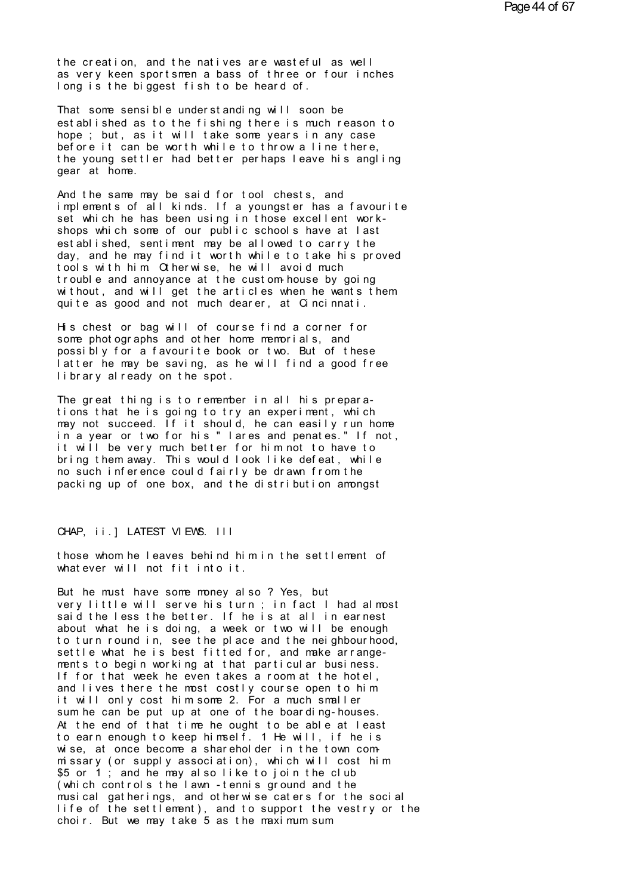the creation, and the natives are wasteful as well as very keen sportsmen a bass of three or four inches long is the biggest fish to be heard of.

That some sensible understanding will soon be established as to the fishing there is much reason to hope ; but, as it will take some years in any case before it can be worth while to throw a line there, the young settler had better perhaps leave his angling gear at home.

And the same may be said for tool chests, and implements of all kinds. If a youngster has a favourite set which he has been using in those excellent work-shops which some of our public schools have at last established, sentiment may be allowed to carry the day, and he may find it worth while to take his proved tools with him. Otherwise, he will avoid much trouble and annoyance at the custom-house by going without, and will get the articles when he wants them quite as good and not much dearer, at Cincinnati.

His chest or bag will of course find a corner for some photographs and other home memorials, and possibly for a favourite book or two. But of these latter he may be saving, as he will find a good free library already on the spot.

The great thing is to remember in all his preparations that he is going to try an experiment, which may not succeed. If it should, he can easily run home in a year or two for his " lares and penates." If not, it will be very much better for him not to have to bring them away. This would look like defeat, while no such inference could fairly be drawn from the packing up of one box, and the distribution amongst

those whom he leaves behind him in the settlement of whatever will not fit into it.

But he must have some money also ? Yes, but very little will serve his turn ; in fact I had almost said the less the better. If he is at all in earnest about what he is doing, a week or two will be enough to turn round in, see the place and the neighbourhood, settle what he is best fitted for, and make arrangements to begin working at that particular business. If for that week he even takes a room at the hotel, and lives there the most costly course open to him it will only cost him some 2. For a much smaller sum he can be put up at one of the boarding-houses. At the end of that time he ought to be able at least to earn enough to keep himself. 1 He will, if he is wise, at once become a shareholder in the town commissary (or supply association), which will cost him $5 or 1 ; and he may also like to join the club (which controls the lawn -tennis ground and the musical gatherings, and otherwise caters for the social life of the settlement), and to support the vestry or the choir. But we may take 5 as the maximum sum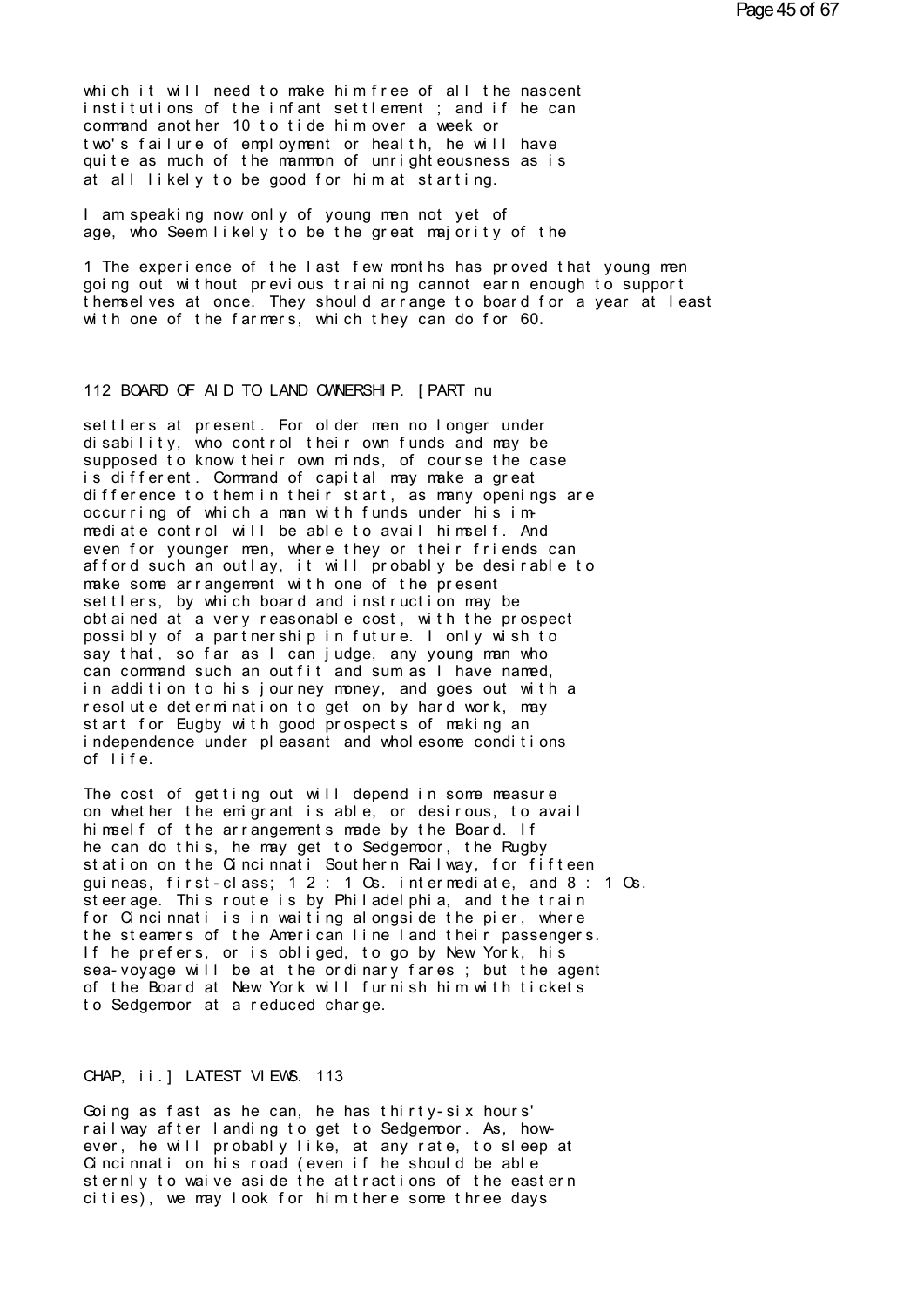which it will need to make him free of all the nascent institutions of the infant settlement ; and if he can command another 10 to tide him over a week or two's failure of employment or health, he will have quite as much of the mammon of unrighteousness as is at all likely to be good for him at starting.

I am speaking now only of young men not yet of age, who Seem likely to be the great majority of the

1 The experience of the last few months has proved that young men going out without previous training cannot earn enough to support themselves at once. They should arrange to board for a year at least with one of the farmers, which they can do for 60.

112 BOARD OF AID TO LAND OWNERSHIP. [PART nu

settlers at present. For older men no longer under disability, who control their own funds and may be supposed to know their own minds, of course the case is different. Command of capital may make a great difference to them in their start, as many openings are occurring of which a man with funds under his immediate control will be able to avail himself. And even for younger men, where they or their friends can afford such an outlay, it will probably be desirable to make some arrangement with one of the present settlers, by which board and instruction may be obtained at a very reasonable cost, with the prospect possibly of a partnership in future. I only wish to say that, so far as I can judge, any young man who can command such an outfit and sum as I have named, in addition to his journey money, and goes out with a resolute determination to get on by hard work, may start for Eugby with good prospects of making an independence under pleasant and wholesome conditions of life.

The cost of getting out will depend in some measure on whether the emigrant is able, or desirous, to avail himself of the arrangements made by the Board. If he can do this, he may get to Sedgemoor, the Rugby station on the Cincinnati Southern Railway, for fifteen guineas, first-class; 1 2 : 1 Os. intermediate, and 8 : 1 Os. steerage. This route is by Philadelphia, and the train for Cincinnati is in waiting alongside the pier, where the steamers of the American line land their passengers. If he prefers, or is obliged, to go by New York, his sea-voyage will be at the ordinary fares ; but the agent of the Board at New York will furnish him with tickets to Sedgemoor at a reduced charge.

CHAP, ii.] LATEST VIEWS. 113

Going as fast as he can, he has thirty-six hours' railway after landing to get to Sedgemoor. As, however, he will probably like, at any rate, to sleep at Cincinnati on his road (even if he should be able sternly to waive aside the attractions of the eastern cities), we may look for him there some three days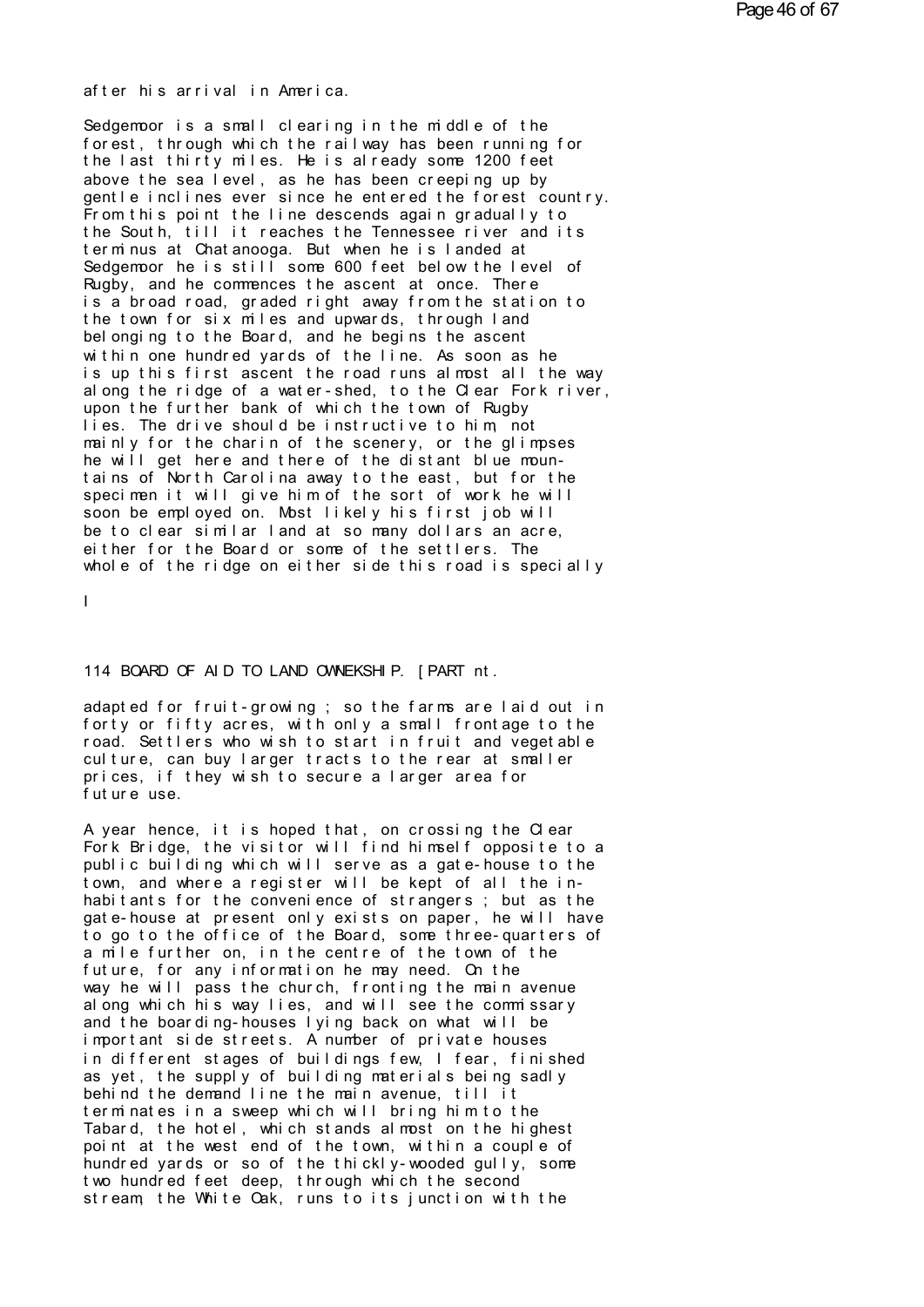after his arrival in America.

Sedgemoor is a small clearing in the middle of the forest, through which the railway has been running for the last thirty miles. He is already some 1200 feet above the sea level, as he has been creeping up by gentle inclines ever since he entered the forest country. From this point the line descends again gradually to the South, till it reaches the Tennessee river and its terminus at Chatanooga. But when he is landed at Sedgemoor he is still some 600 feet below the level of Rugby, and he commences the ascent at once. There is a broad road, graded right away from the station to the town for six miles and upwards, through land belonging to the Board, and he begins the ascent within one hundred yards of the line. As soon as he is up this first ascent the road runs almost all the way along the ridge of a water-shed, to the Clear Fork river, upon the further bank of which the town of Rugby lies. The drive should be instructive to him, not mainly for the charin of the scenery, or the glimpses he will get here and there of the distant blue mountains of North Carolina away to the east, but for the specimen it will give him of the sort of work he will soon be employed on. Most likely his first job will be to clear similar land at so many dollars an acre, either for the Board or some of the settlers. The whole of the ridge on either side this road is specially

I

114 BOARD OF AID TO LAND OWNEKSHIP. [PART nt.

adapted for fruit-growing ; so the farms are laid out in forty or fifty acres, with only a small frontage to the road. Settlers who wish to start in fruit and vegetable culture, can buy larger tracts to the rear at smaller prices, if they wish to secure a larger area for future use.

A year hence, it is hoped that, on crossing the Clear Fork Bridge, the visitor will find himself opposite to a public building which will serve as a gate-house to the town, and where a register will be kept of all the inhabitants for the convenience of strangers ; but as the gate-house at present only exists on paper, he will have to go to the office of the Board, some three-quarters of a mile further on, in the centre of the town of the future, for any information he may need. On the way he will pass the church, fronting the main avenue along which his way lies, and will see the commissary and the boarding-houses lying back on what will be important side streets. A number of private houses in different stages of buildings few, I fear, finished as yet, the supply of building materials being sadly behind the demand line the main avenue, till it terminates in a sweep which will bring him to the Tabard, the hotel, which stands almost on the highest point at the west end of the town, within a couple of hundred yards or so of the thickly-wooded gully, some two hundred feet deep, through which the second stream, the White Oak, runs to its junction with the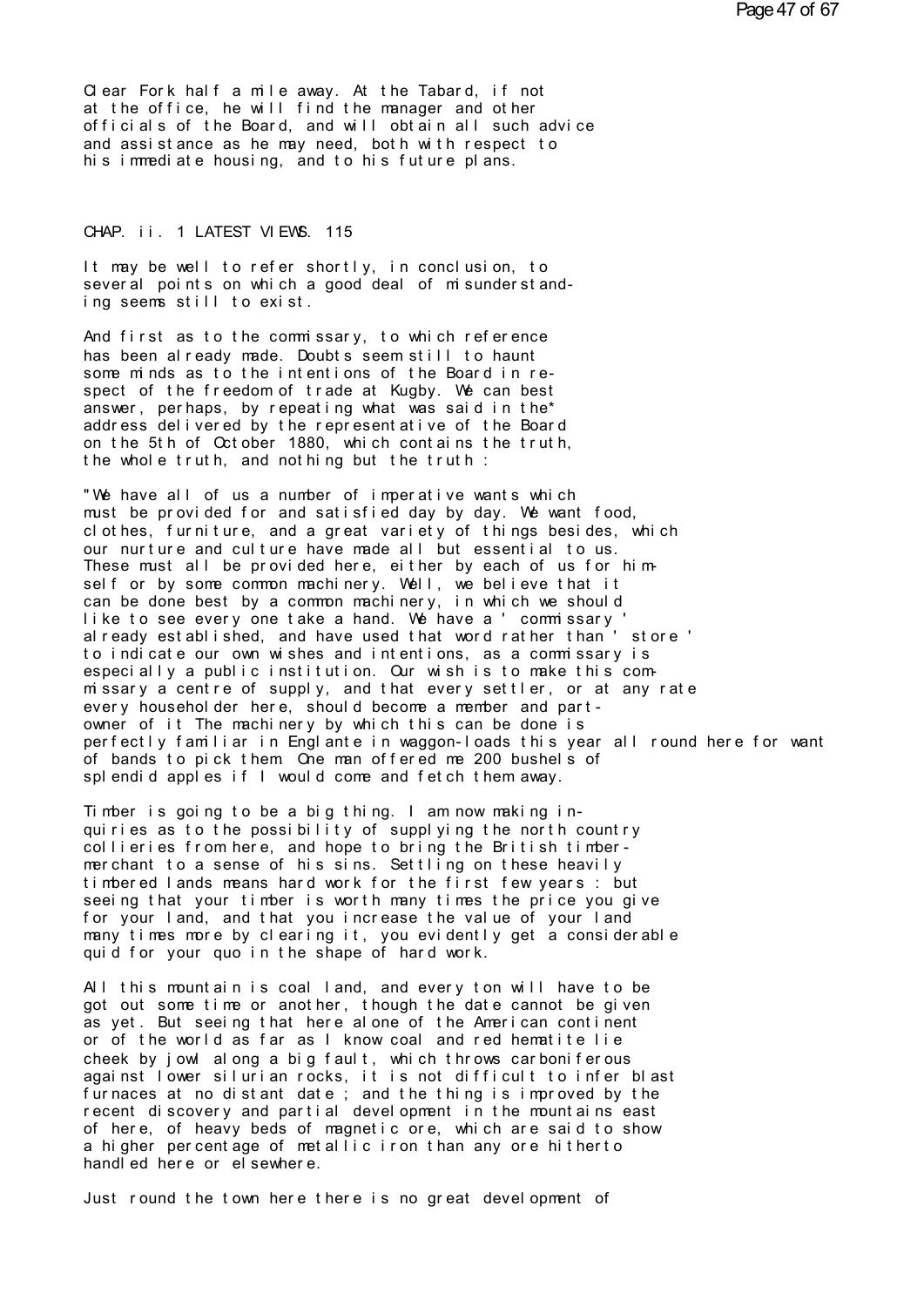Clear Fork half a mile away. At the Tabard, if not at the office, he will find the manager and other officials of the Board, and will obtain all such advice and assistance as he may need, both with respect to his immediate housing, and to his future plans.

CHAP. ii. 1 LATEST VIEWS. 115

It may be well to refer shortly, in conclusion, to several points on which a good deal of misunderstanding seems still to exist.

And first as to the commissary, to which reference has been already made. Doubts seem still to haunt some minds as to the intentions of the Board in respect of the freedom of trade at Kugby. We can best answer, perhaps, by repeating what was said in the* address delivered by the representative of the Board on the 5th of October 1880, which contains the truth, the whole truth, and nothing but the truth :

"We have all of us a number of imperative wants which must be provided for and satisfied day by day. We want food, clothes, furniture, and a great variety of things besides, which our nurture and culture have made all but essential to us. These must all be provided here, either by each of us for himself or by some common machinery. Well, we believe that it can be done best by a common machinery, in which we should like to see every one take a hand. We have a ' commissary ' already established, and have used that word rather than ' store ' to indicate our own wishes and intentions, as a commissary is especially a public institution. Our wish is to make this commissary a centre of supply, and that every settler, or at any rate every householder here, should become a member and part-owner of it The machinery by which this can be done is perfectly familiar in Englante in waggon-loads this year all round here for want of bands to pick them. One man offered me 200 bushels of splendid apples if I would come and fetch them away.

Timber is going to be a big thing. I am now making inquiries as to the possibility of supplying the north country collieries from here, and hope to bring the British timber-merchant to a sense of his sins. Settling on these heavily timbered lands means hard work for the first few years : but seeing that your timber is worth many times the price you give for your land, and that you increase the value of your land many times more by clearing it, you evidently get a considerable quid for your quo in the shape of hard work.

All this mountain is coal land, and every ton will have to be got out some time or another, though the date cannot be given as yet. But seeing that here alone of the American continent or of the world as far as I know coal and red hematite lie cheek by jowl along a big fault, which throws carboniferous against lower silurian rocks, it is not difficult to infer blast furnaces at no distant date ; and the thing is improved by the recent discovery and partial development in the mountains east of here, of heavy beds of magnetic ore, which are said to show a higher percentage of metallic iron than any ore hitherto handled here or elsewhere.

Just round the town here there is no great development of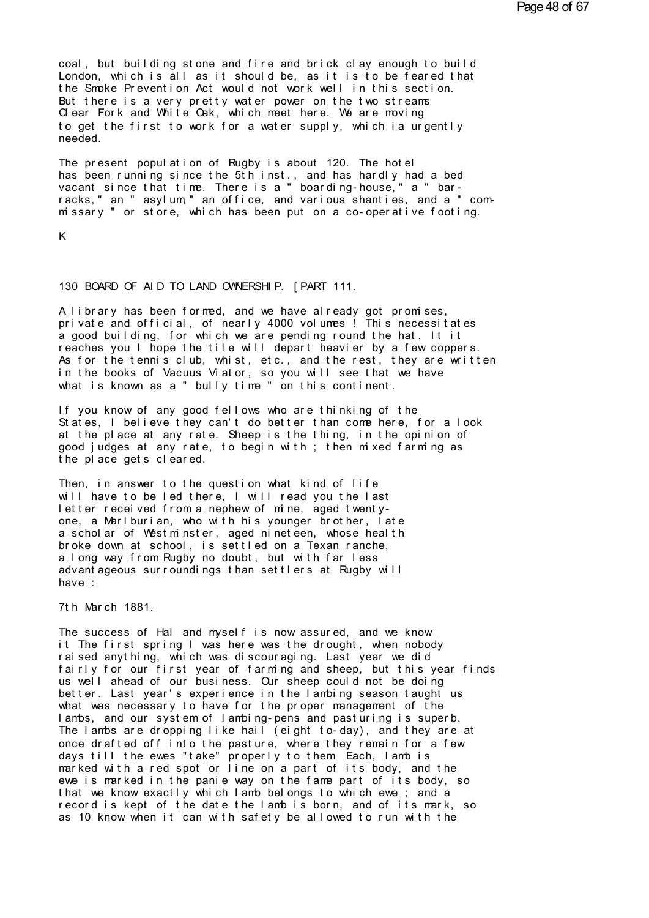coal, but building stone and fire and brick clay enough to build London, which is all as it should be, as it is to be feared that the Smoke Prevention Act would not work well in this section. But there is a very pretty water power on the two streams Clear Fork and White Oak, which meet here. We are moving to get the first to work for a water supply, which ia urgently needed.

The present population of Rugby is about 120. The hotel has been running since the 5th inst., and has hardly had a bed vacant since that time. There is a " boarding-house," a " barracks," an " asylum," an office, and various shanties, and a " commissary " or store, which has been put on a co-operative footing.

K

130 BOARD OF AID TO LAND OWNERSHIP. [PART 111.

A library has been formed, and we have already got promises, private and official, of nearly 4000 volumes ! This necessitates a good building, for which we are pending round the hat. It it reaches you I hope the tile will depart heavier by a few coppers. As for the tennis club, whist, etc., and the rest, they are written in the books of Vacuus Viator, so you will see that we have what is known as a " bully time " on this continent.

If you know of any good fellows who are thinking of the States, I believe they can't do better than come here, for a look at the place at any rate. Sheep is the thing, in the opinion of good judges at any rate, to begin with ; then mixed farming as the place gets cleared.

Then, in answer to the question what kind of life will have to be led there, I will read you the last letter received from a nephew of mine, aged twenty-one, a Marlburian, who with his younger brother, late a scholar of Westminster, aged nineteen, whose health broke down at school, is settled on a Texan ranche, a long way from Rugby no doubt, but with far less advantageous surroundings than settlers at Rugby will have :

7th March 1881.

The success of Hal and myself is now assured, and we know it The first spring I was here was the drought, when nobody raised anything, which was discouraging. Last year we did fairly for our first year of farming and sheep, but this year finds us well ahead of our business. Our sheep could not be doing better. Last year's experience in the lambing season taught us what was necessary to have for the proper management of the lambs, and our system of lambing-pens and pasturing is superb. The lambs are dropping like hail (eight to-day), and they are at once drafted off into the pasture, where they remain for a few days till the ewes "take" properly to them. Each, lamb is marked with a red spot or line on a part of its body, and the ewe is marked in the panie way on the fame part of its body, so that we know exactly which lamb belongs to which ewe ; and a record is kept of the date the lamb is born, and of its mark, so as 10 know when it can with safety be allowed to run with the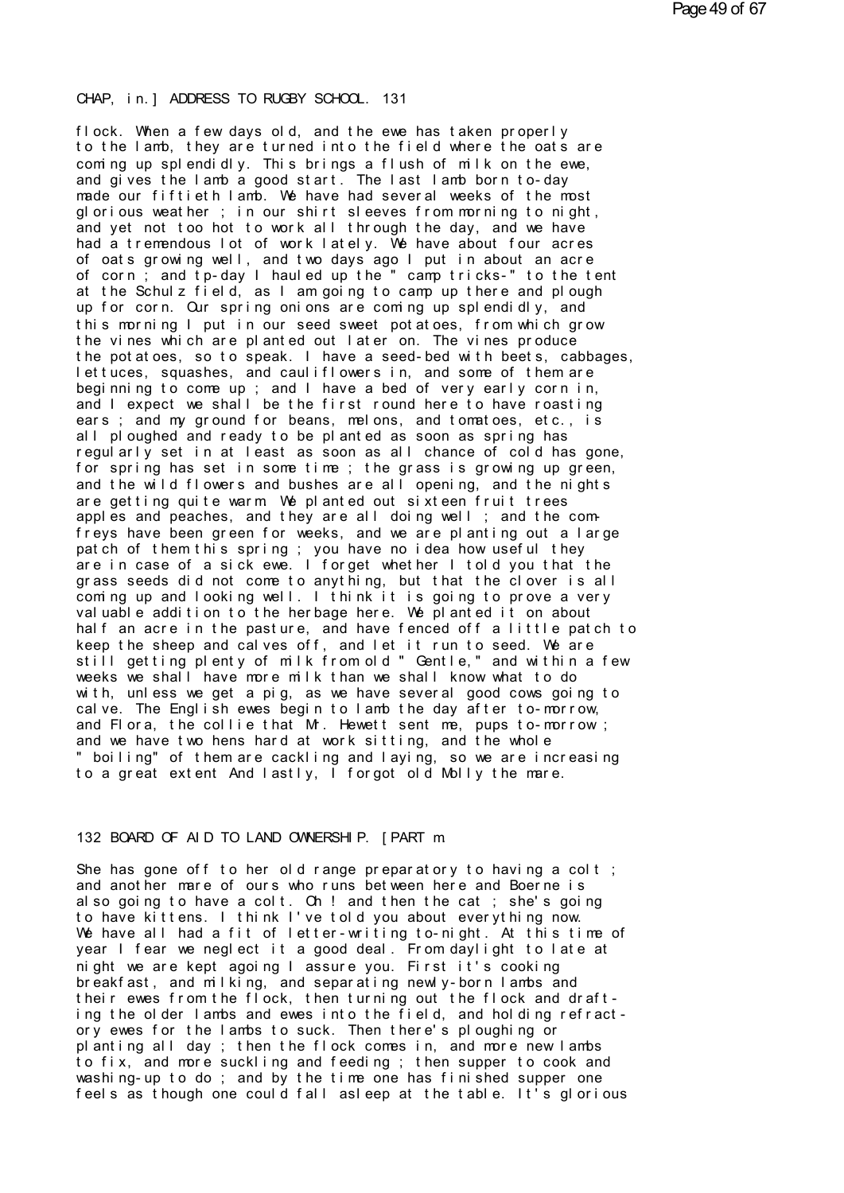flock. When a few days old, and the ewe has taken properly to the lamb, they are turned into the field where the oats are coming up splendidly. This brings a flush of milk on the ewe, and gives the lamb a good start. The last lamb born to-day made our fiftieth lamb. We have had several weeks of the most glorious weather ; in our shirt sleeves from morning to night, and yet not too hot to work all through the day, and we have had a tremendous lot of work lately. We have about four acres of oats growing well, and two days ago I put in about an acre of corn ; and tp-day I hauled up the " camp tricks-" to the tent at the Schulz field, as I am going to camp up there and plough up for corn. Our spring onions are coming up splendidly, and this morning I put in our seed sweet potatoes, from which grow the vines which are planted out later on. The vines produce the potatoes, so to speak. I have a seed-bed with beets, cabbages, lettuces, squashes, and cauliflowers in, and some of them are beginning to come up ; and I have a bed of very early corn in, and I expect we shall be the first round here to have roasting ears ; and my ground for beans, melons, and tomatoes, etc., is all ploughed and ready to be planted as soon as spring has regularly set in at least as soon as all chance of cold has gone, for spring has set in some time ; the grass is growing up green, and the wild flowers and bushes are all opening, and the nights are getting quite warm. We planted out sixteen fruit trees apples and peaches, and they are all doing well ; and the comfreys have been green for weeks, and we are planting out a large patch of them this spring ; you have no idea how useful they are in case of a sick ewe. I forget whether I told you that the grass seeds did not come to anything, but that the clover is all coming up and looking well. I think it is going to prove a very valuable addition to the herbage here. We planted it on about half an acre in the pasture, and have fenced off a little patch to keep the sheep and calves off, and let it run to seed. We are still getting plenty of milk from old " Gentle," and within a few weeks we shall have more milk than we shall know what to do with, unless we get a pig, as we have several good cows going to calve. The English ewes begin to lamb the day after to-morrow, and Flora, the collie that Mr. Hewett sent me, pups to-morrow ; and we have two hens hard at work sitting, and the whole " boiling" of them are cackling and laying, so we are increasing to a great extent And lastly, I forgot old Molly the mare. She has gone off to her old range preparatory to having a colt ; and another mare of ours who runs between here and Boerne is also going to have a colt. Oh ! and then the cat ; she's going to have kittens. I think I've told you about everything now. We have all had a fit of letter-writing to-night. At this time of year I fear we neglect it a good deal. From daylight to late at night we are kept agoing I assure you. First it's cooking breakfast, and milking, and separating newly-born lambs and their ewes from the flock, then turning out the flock and drafting the older lambs and ewes into the field, and holding refractory ewes for the lambs to suck. Then there's ploughing or planting all day ; then the flock comes in, and more new lambs to fix, and more suckling and feeding ; then supper to cook and washing-up to do ; and by the time one has finished supper one feels as though one could fall asleep at the table. It's glorious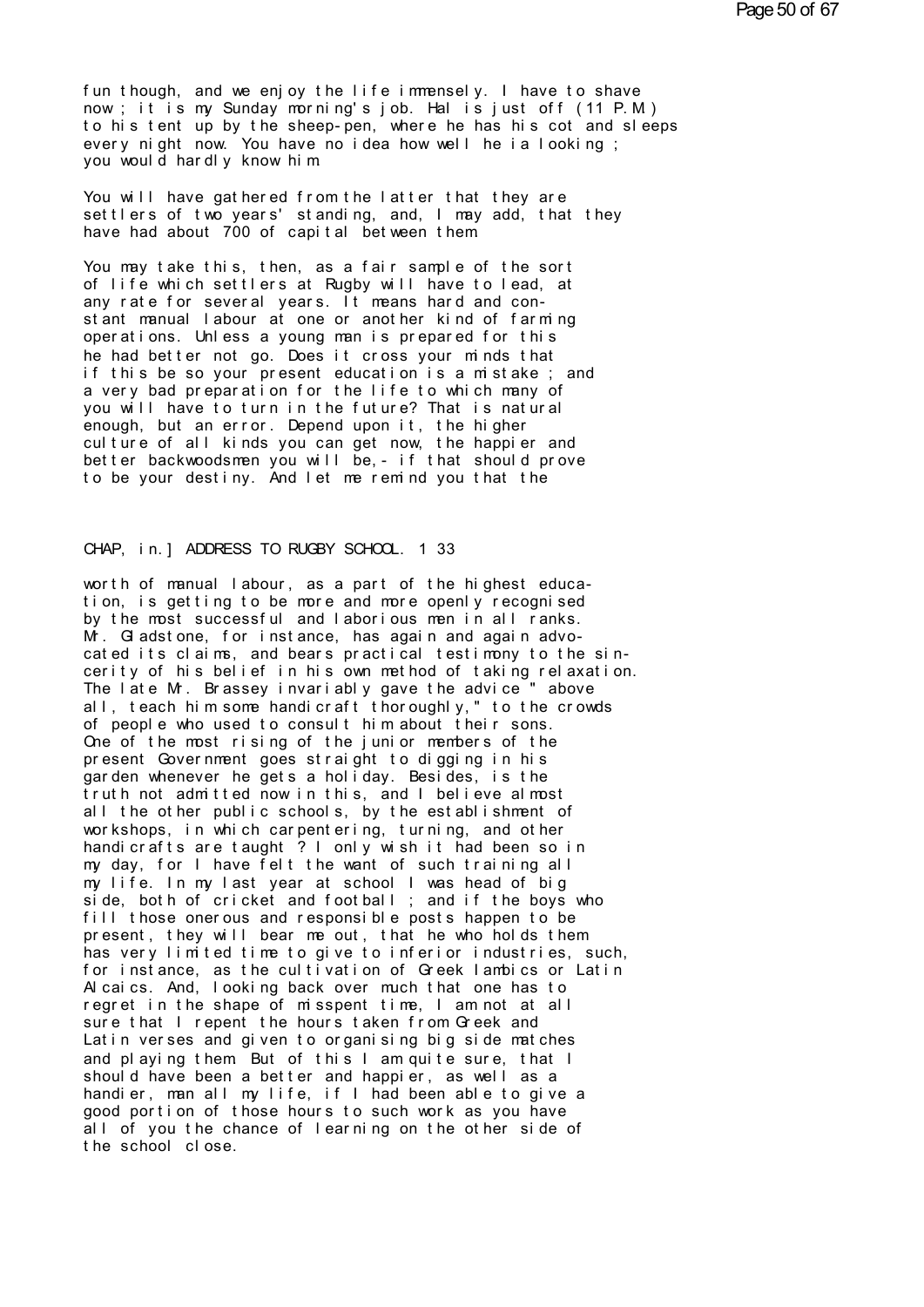fun though, and we enjoy the life immensely. I have to shave now ; it is my Sunday morning's job. Hal is just off (11 P.M.) to his tent up by the sheep-pen, where he has his cot and sleeps every night now. You have no idea how well he ia looking ; you would hardly know him.

You will have gathered from the latter that they are settlers of two years' standing, and, I may add, that they have had about 700 of capital between them.

You may take this, then, as a fair sample of the sort of life which settlers at Rugby will have to lead, at any rate for several years. It means hard and constant manual labour at one or another kind of farming operations. Unless a young man is prepared for this he had better not go. Does it cross your minds that if this be so your present education is a mistake ; and a very bad preparation for the life to which many of you will have to turn in the future? That is natural enough, but an error. Depend upon it, the higher culture of all kinds you can get now, the happier and better backwoodsmen you will be,- if that should prove to be your destiny. And let me remind you that the

CHAP, in.] ADDRESS TO RUGBY SCHOOL. 1 33

worth of manual labour, as a part of the highest education, is getting to be more and more openly recognised by the most successful and laborious men in all ranks. Mr. Gladstone, for instance, has again and again advocated its claims, and bears practical testimony to the sincerity of his belief in his own method of taking relaxation. The late Mr. Brassey invariably gave the advice " above all, teach him some handicraft thoroughly," to the crowds of people who used to consult him about their sons. One of the most rising of the junior members of the present Government goes straight to digging in his garden whenever he gets a holiday. Besides, is the truth not admitted now in this, and I believe almost all the other public schools, by the establishment of workshops, in which carpentering, turning, and other handicrafts are taught ? I only wish it had been so in my day, for I have felt the want of such training all my life. In my last year at school I was head of big side, both of cricket and football ; and if the boys who fill those onerous and responsible posts happen to be present, they will bear me out, that he who holds them has very limited time to give to inferior industries, such, for instance, as the cultivation of Greek Iambics or Latin Alcaics. And, looking back over much that one has to regret in the shape of misspent time, I am not at all sure that I repent the hours taken from Greek and Latin verses and given to organising big side matches and playing them. But of this I am quite sure, that I should have been a better and happier, as well as a handier, man all my life, if I had been able to give a good portion of those hours to such work as you have all of you the chance of learning on the other side of the school close.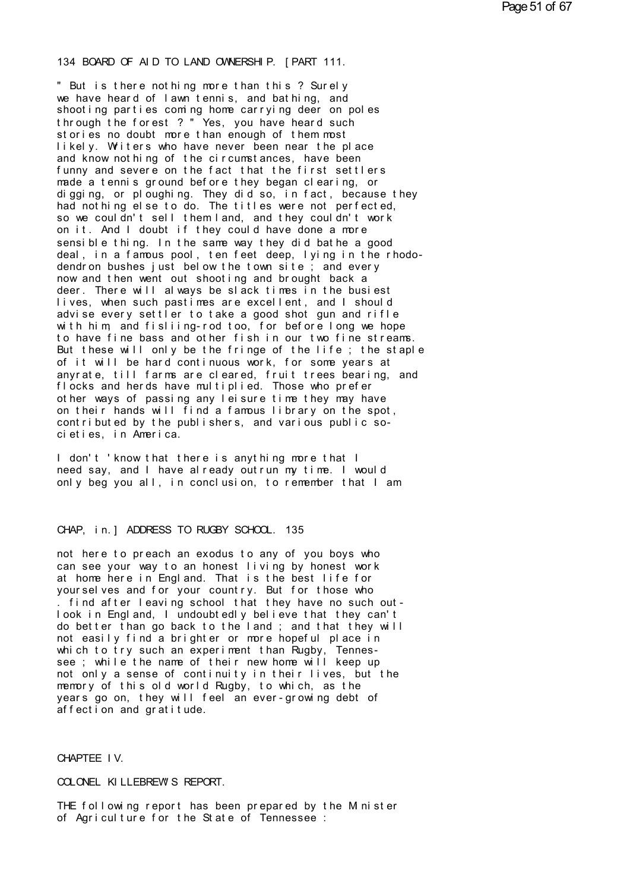" But is there nothing more than this ? Surely we have heard of lawn tennis, and bathing, and shooting parties coming home carrying deer on poles through the forest ? " Yes, you have heard such stories no doubt more than enough of them most likely. Writers who have never been near the place and know nothing of the circumstances, have been funny and severe on the fact that the first settlers made a tennis ground before they began clearing, or digging, or ploughing. They did so, in fact, because they had nothing else to do. The titles were not perfected, so we couldn't sell them land, and they couldn't work on it. And I doubt if they could have done a more sensible thing. In the same way they did bathe a good deal, in a famous pool, ten feet deep, lying in the rhododendron bushes just below the town site ; and every now and then went out shooting and brought back a deer. There will always be slack times in the busiest lives, when such pastimes are excellent, and I should advise every settler to take a good shot gun and rifle with him, and fisliing-rod too, for before long we hope to have fine bass and other fish in our two fine streams. But these will only be the fringe of the life ; the staple of it will be hard continuous work, for some years at anyrate, till farms are cleared, fruit trees bearing, and flocks and herds have multiplied. Those who prefer other ways of passing any leisure time they may have on their hands will find a famous library on the spot, contributed by the publishers, and various public societies, in America.

I don't 'know that there is anything more that I need say, and I have already outrun my time. I would only beg you all, in conclusion, to remember that I am not here to preach an exodus to any of you boys who can see your way to an honest living by honest work at home here in England. That is the best life for yourselves and for your country. But for those who find after leaving school that they have no such outlook in England, I undoubtedly believe that they can't do better than go back to the land ; and that they will not easily find a brighter or more hopeful place in which to try such an experiment than Rugby, Tennessee ; while the name of their new home will keep up not only a sense of continuity in their lives, but the memory of this old world Rugby, to which, as the years go on, they will feel an ever-growing debt of affection and gratitude.

## CHAPTEE IV.

## COLONEL KILLEBREW'S REPORT.

THE following report has been prepared by the Minister of Agriculture for the State of Tennessee :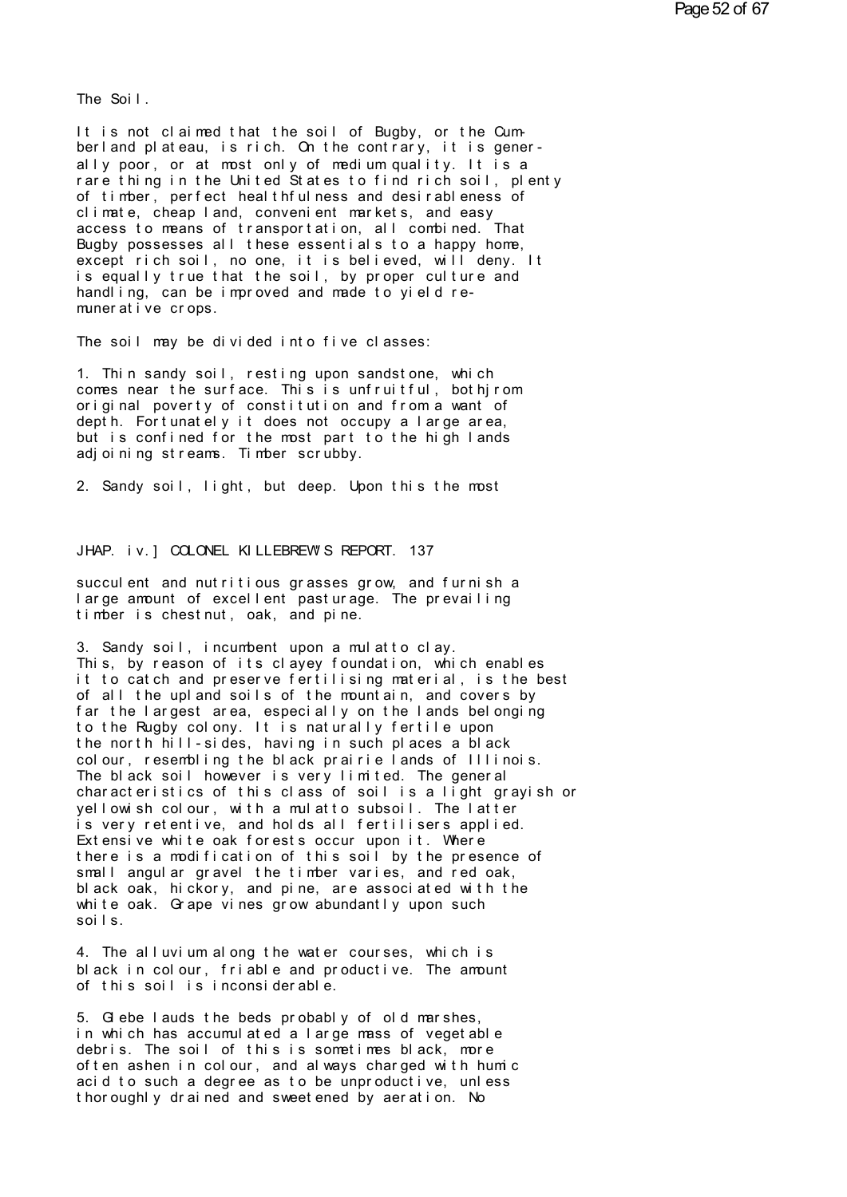The Soil.

It is not claimed that the soil of Bugby, or the Cumberland plateau, is rich. On the contrary, it is generally poor, or at most only of medium quality. It is a rare thing in the United States to find rich soil, plenty of timber, perfect healthfulness and desirableness of climate, cheap land, convenient markets, and easy access to means of transportation, all combined. That Bugby possesses all these essentials to a happy home, except rich soil, no one, it is believed, will deny. It is equally true that the soil, by proper culture and handling, can be improved and made to yield remunerative crops.

The soil may be divided into five classes:

1. Thin sandy soil, resting upon sandstone, which comes near the surface. This is unfruitful, bothjrom original poverty of constitution and from a want of depth. Fortunately it does not occupy a large area, but is confined for the most part to the high lands adjoining streams. Timber scrubby.

2. Sandy soil, light, but deep. Upon this the most succulent and nutritious grasses grow, and furnish a large amount of excellent pasturage. The prevailing timber is chestnut, oak, and pine.

3. Sandy soil, incumbent upon a mulatto clay. This, by reason of its clayey foundation, which enables it to catch and preserve fertilising material, is the best of all the upland soils of the mountain, and covers by far the largest area, especially on the lands belonging to the Rugby colony. It is naturally fertile upon the north hill-sides, having in such places a black colour, resembling the black prairie lands of Illinois. The black soil however is very limited. The general characteristics of this class of soil is a light grayish or yellowish colour, with a mulatto subsoil. The latter is very retentive, and holds all fertilisers applied. Extensive white oak forests occur upon it. Where there is a modification of this soil by the presence of small angular gravel the timber varies, and red oak, black oak, hickory, and pine, are associated with the white oak. Grape vines grow abundantly upon such soils.

4. The alluvium along the water courses, which is black in colour, friable and productive. The amount of this soil is inconsiderable.

5. Glebe lauds the beds probably of old marshes, in which has accumulated a large mass of vegetable debris. The soil of this is sometimes black, more often ashen in colour, and always charged with humic acid to such a degree as to be unproductive, unless thoroughly drained and sweetened by aeration. No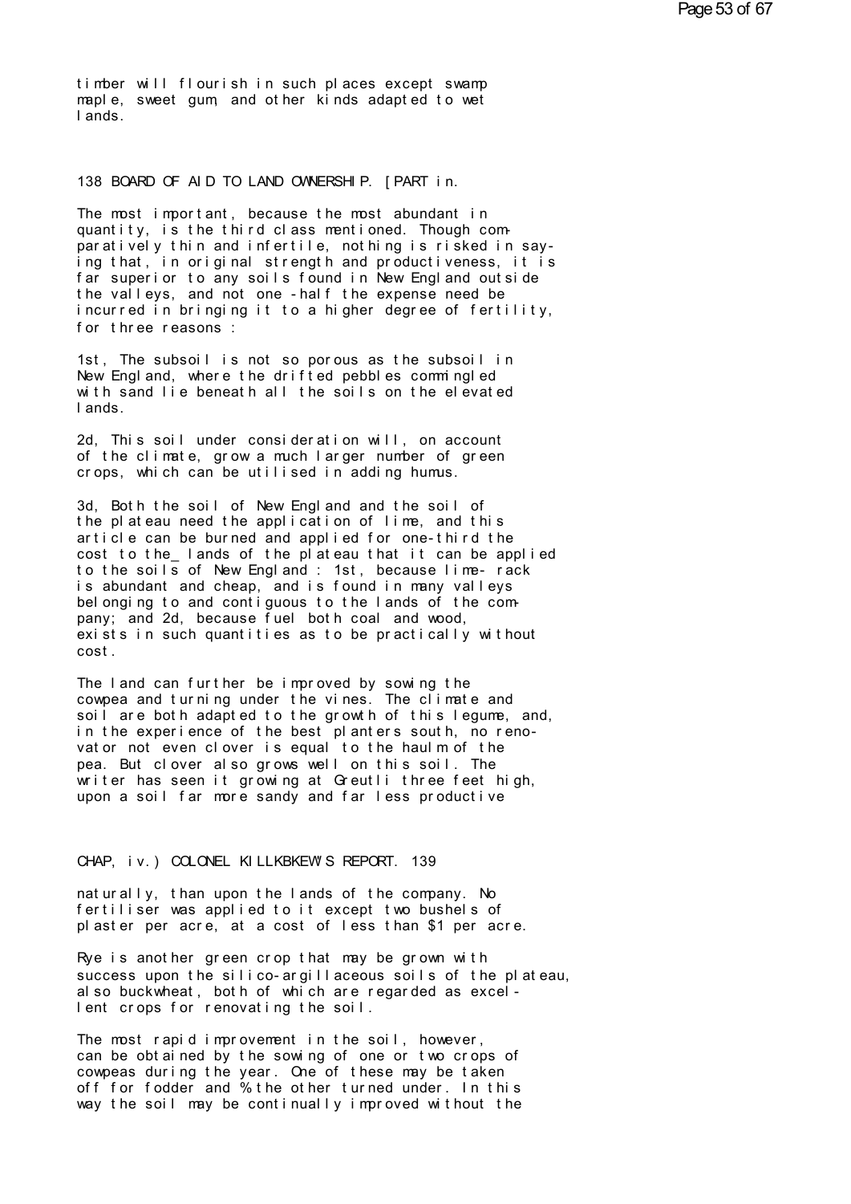timber will flourish in such places except swamp maple, sweet gum, and other kinds adapted to wet lands.

The most important, because the most abundant in quantity, is the third class mentioned. Though comparatively thin and infertile, nothing is risked in saying that, in original strength and productiveness, it is far superior to any soils found in New England outside the valleys, and not one-half the expense need be incurred in bringing it to a higher degree of fertility, for three reasons :

1st, The subsoil is not so porous as the subsoil in New England, where the drifted pebbles commingled with sand lie beneath all the soils on the elevated lands.

2d, This soil under consideration will, on account of the climate, grow a much larger number of green crops, which can be utilised in adding humus.

3d, Both the soil of New England and the soil of the plateau need the application of lime, and this article can be burned and applied for one-third the cost to the_ lands of the plateau that it can be applied to the soils of New England : 1st, because lime- rack is abundant and cheap, and is found in many valleys belonging to and contiguous to the lands of the company; and 2d, because fuel both coal and wood, exists in such quantities as to be practically without cost.

The land can further be improved by sowing the cowpea and turning under the vines. The climate and soil are both adapted to the growth of this legume, and, in the experience of the best planters south, no renovator not even clover is equal to the haulm of the pea. But clover also grows well on this soil. The writer has seen it growing at Greutli three feet high, upon a soil far more sandy and far less productive naturally, than upon the lands of the company. No fertiliser was applied to it except two bushels of plaster per acre, at a cost of less than $1 per acre.

Rye is another green crop that may be grown with success upon the silico-argillaceous soils of the plateau, also buckwheat, both of which are regarded as excellent crops for renovating the soil.

The most rapid improvement in the soil, however, can be obtained by the sowing of one or two crops of cowpeas during the year. One of these may be taken off for fodder and % the other turned under. In this way the soil may be continually improved without the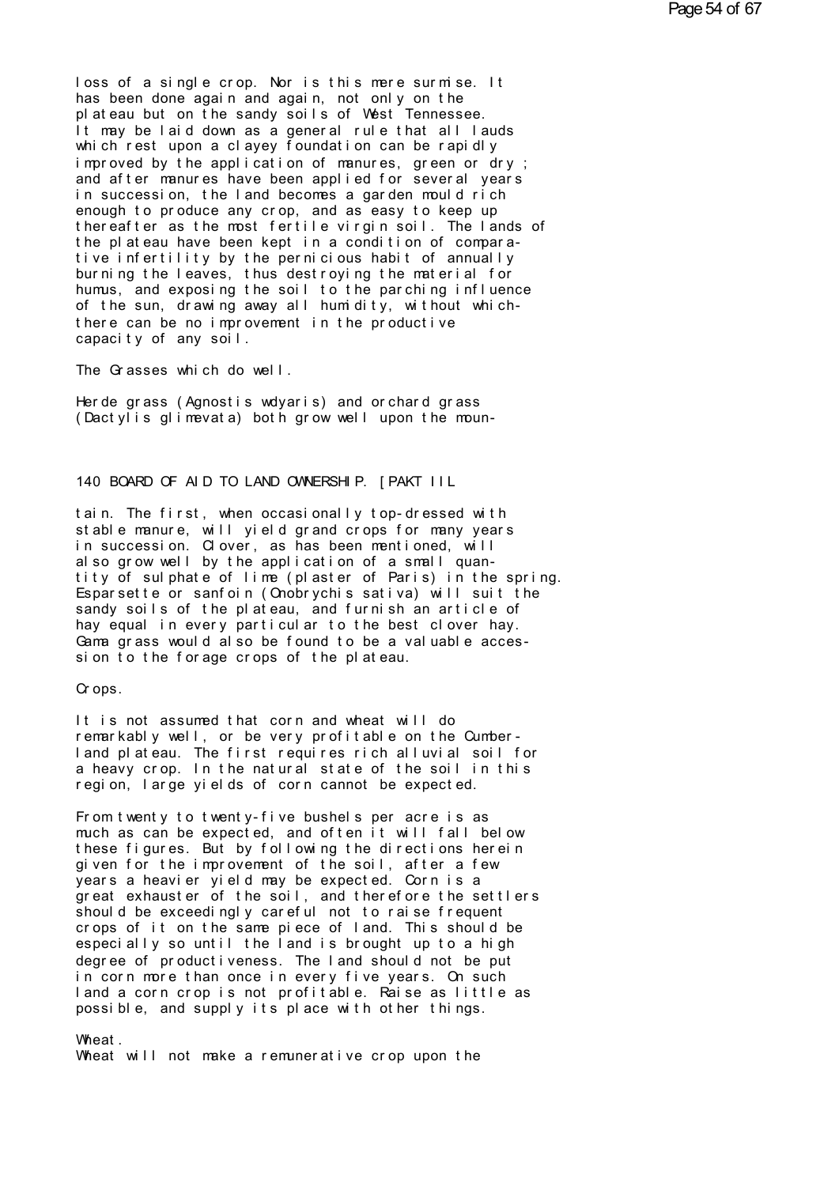loss of a single crop. Nor is this mere surmise. It has been done again and again, not only on the plateau but on the sandy soils of West Tennessee. It may be laid down as a general rule that all lauds which rest upon a clayey foundation can be rapidly improved by the application of manures, green or dry ; and after manures have been applied for several years in succession, the land becomes a garden mould rich enough to produce any crop, and as easy to keep up thereafter as the most fertile virgin soil. The lands of the plateau have been kept in a condition of comparative infertility by the pernicious habit of annually burning the leaves, thus destroying the material for humus, and exposing the soil to the parching influence of the sun, drawing away all humidity, without which there can be no improvement in the productive capacity of any soil.

### The Grasses which do well.

Herde grass (Agnostis wdyaris) and orchard grass (Dactylis glimevata) both grow well upon the mountain. The first, when occasionally top-dressed with stable manure, will yield grand crops for many years in succession. Clover, as has been mentioned, will also grow well by the application of a small quantity of sulphate of lime (plaster of Paris) in the spring. Esparsette or sanfoin (Onobrychis sativa) will suit the sandy soils of the plateau, and furnish an article of hay equal in every particular to the best clover hay. Gama grass would also be found to be a valuable accession to the forage crops of the plateau.

### Crops.

It is not assumed that corn and wheat will do remarkably well, or be very profitable on the Cumberland plateau. The first requires rich alluvial soil for a heavy crop. In the natural state of the soil in this region, large yields of corn cannot be expected.

From twenty to twenty-five bushels per acre is as much as can be expected, and often it will fall below these figures. But by following the directions herein given for the improvement of the soil, after a few years a heavier yield may be expected. Corn is a great exhauster of the soil, and therefore the settlers should be exceedingly careful not to raise frequent crops of it on the same piece of land. This should be especially so until the land is brought up to a high degree of productiveness. The land should not be put in corn more than once in every five years. On such land a corn crop is not profitable. Raise as little as possible, and supply its place with other things.

### Wheat.

Wheat will not make a remunerative crop upon the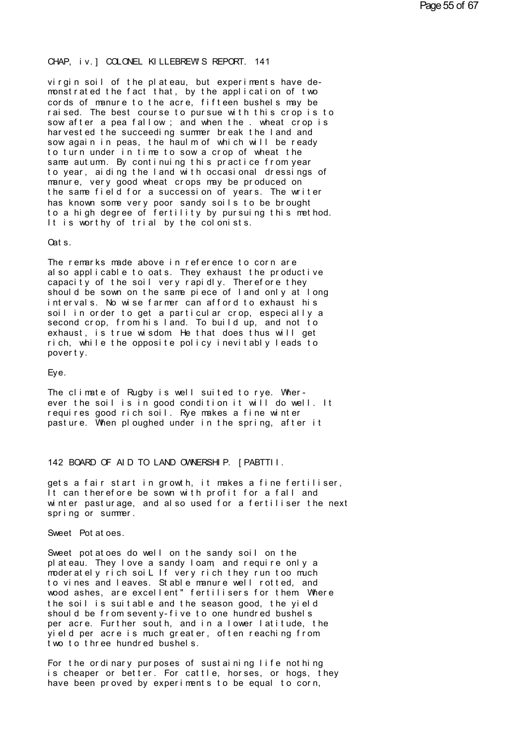virgin soil of the plateau, but experiments have demonstrated the fact that, by the application of two cords of manure to the acre, fifteen bushels may be raised. The best course to pursue with this crop is to sow after a pea fallow ; and when the . wheat crop is harvested the succeeding summer break the land and sow again in peas, the haulm of which will be ready to turn under in time to sow a crop of wheat the same autumn. By continuing this practice from year to year, aiding the land with occasional dressings of manure, very good wheat crops may be produced on the same field for a succession of years. The writer has known some very poor sandy soils to be brought to a high degree of fertility by pursuing this method. It is worthy of trial by the colonists.

### Oats.

The remarks made above in reference to corn are also applicable to oats. They exhaust the productive capacity of the soil very rapidly. Therefore they should be sown on the same piece of land only at long intervals. No wise farmer can afford to exhaust his soil in order to get a particular crop, especially a second crop, from his land. To build up, and not to exhaust, is true wisdom. He that does thus will get rich, while the opposite policy inevitably leads to poverty.

### Eye.

The climate of Rugby is well suited to rye. Wherever the soil is in good condition it will do well. It requires good rich soil. Rye makes a fine winter pasture. When ploughed under in the spring, after it gets a fair start in growth, it makes a fine fertiliser, It can therefore be sown with profit for a fall and winter pasturage, and also used for a fertiliser the next spring or summer.

### Sweet Potatoes.

Sweet potatoes do well on the sandy soil on the plateau. They love a sandy loam, and require only a moderately rich soiL If very rich they run too much to vines and leaves. Stable manure well rotted, and wood ashes, are excellent" fertilisers for them. Where the soil is suitable and the season good, the yield should be from seventy-five to one hundred bushels per acre. Further south, and in a lower latitude, the yield per acre is much greater, often reaching from two to three hundred bushels.

For the ordinary purposes of sustaining life nothing is cheaper or better. For cattle, horses, or hogs, they have been proved by experiments to be equal to corn,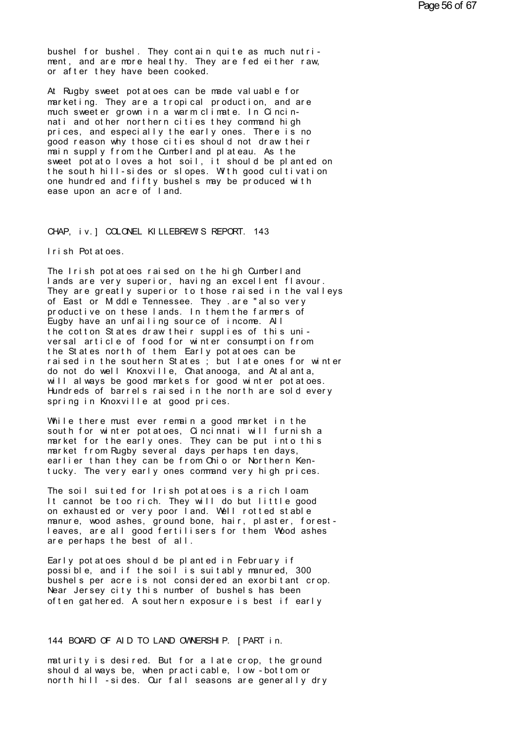bushel for bushel. They contain quite as much nutriment, and are more healthy. They are fed either raw, or after they have been cooked.

At Rugby sweet potatoes can be made valuable for marketing. They are a tropical production, and are much sweeter grown in a warm climate. In Cincinnati and other northern cities they command high prices, and especially the early ones. There is no good reason why those cities should not draw their main supply from the Cumberland plateau. As the sweet potato loves a hot soil, it should be planted on the south hill-sides or slopes. With good cultivation one hundred and fifty bushels may be produced with ease upon an acre of land.

CHAP, iv.] COLONEL KILLEBREW'S REPORT. 143

### Irish Potatoes.

The Irish potatoes raised on the high Cumberland lands are very superior, having an excellent flavour. They are greatly superior to those raised in the valleys of East or Middle Tennessee. They .are "also very productive on these lands. In them the farmers of Eugby have an unfailing source of income. All the cotton States draw their supplies of this universal article of food for winter consumption from the States north of them. Early potatoes can be raised in the southern States ; but late ones for winter do not do well Knoxville, Chatanooga, and Atalanta, will always be good markets for good winter potatoes. Hundreds of barrels raised in the north are sold every spring in Knoxville at good prices.

While there must ever remain a good market in the south for winter potatoes, Cincinnati will furnish a market for the early ones. They can be put into this market from Rugby several days perhaps ten days, earlier than they can be from Ohio or Northern Kentucky. The very early ones command very high prices.

The soil suited for Irish potatoes is a rich loam It cannot be too rich. They will do but little good on exhausted or very poor land. Well rotted stable manure, wood ashes, ground bone, hair, plaster, forest-leaves, are all good fertilisers for them Wood ashes are perhaps the best of all.

Early potatoes should be planted in February if possible, and if the soil is suitably manured, 300 bushels per acre is not considered an exorbitant crop. Near Jersey city this number of bushels has been often gathered. A southern exposure is best if early

144 BOARD OF AID TO LAND OWNERSHIP. [PART in.

maturity is desired. But for a late crop, the ground should always be, when practicable, low-bottom or north hill-sides. Our fall seasons are generally dry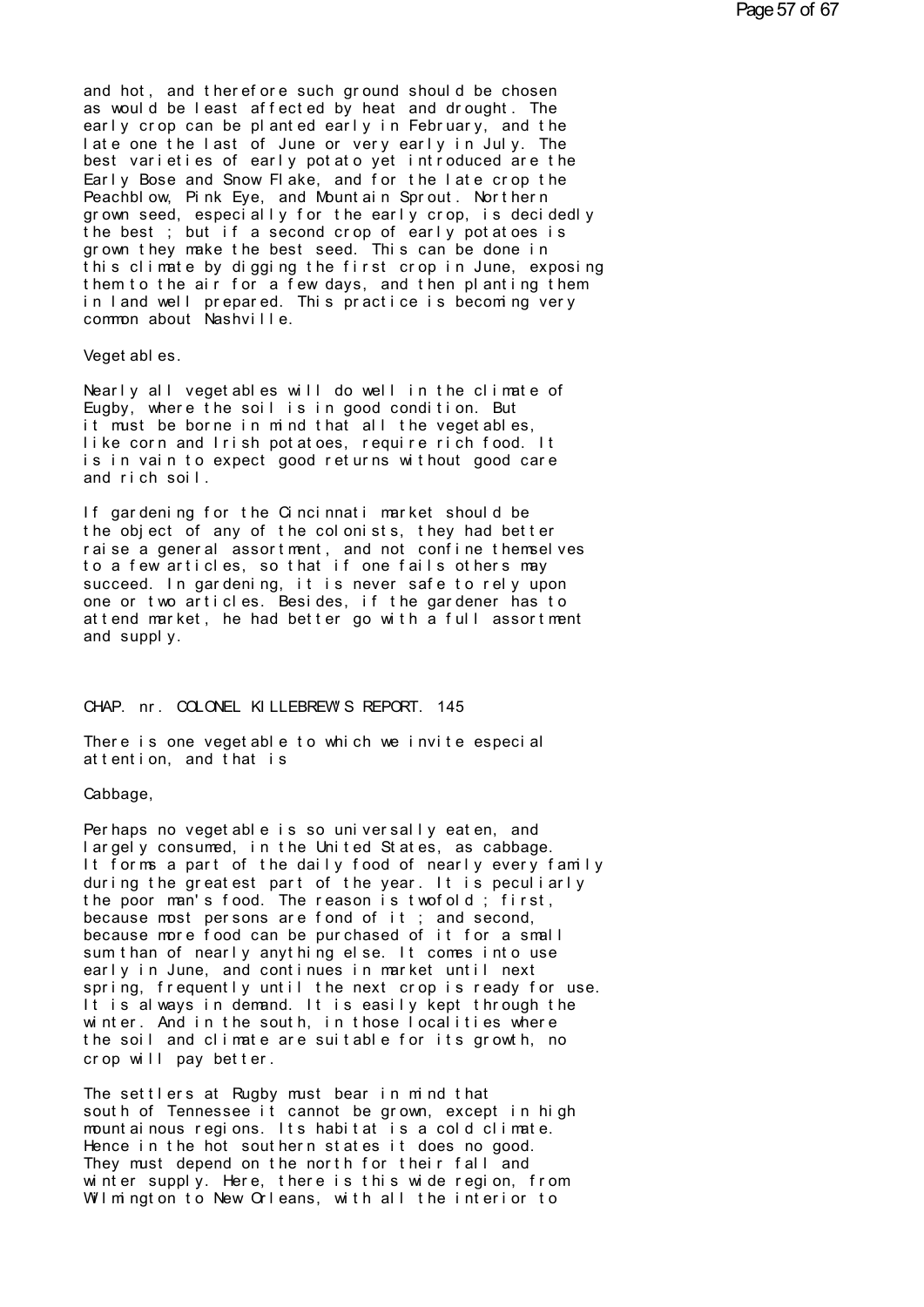and hot, and therefore such ground should be chosen as would be least affected by heat and drought. The early crop can be planted early in February, and the late one the last of June or very early in July. The best varieties of early potato yet introduced are the Early Bose and Snow Flake, and for the late crop the Peachblow, Pink Eye, and Mountain Sprout. Northern grown seed, especially for the early crop, is decidedly the best ; but if a second crop of early potatoes is grown they make the best seed. This can be done in this climate by digging the first crop in June, exposing them to the air for a few days, and then planting them in land well prepared. This practice is becoming very common about Nashville.

Vegetables.

Nearly all vegetables will do well in the climate of Eugby, where the soil is in good condition. But it must be borne in mind that all the vegetables, like corn and Irish potatoes, require rich food. It is in vain to expect good returns without good care and rich soil.

If gardening for the Cincinnati market should be the object of any of the colonists, they had better raise a general assortment, and not confine themselves to a few articles, so that if one fails others may succeed. In gardening, it is never safe to rely upon one or two articles. Besides, if the gardener has to attend market, he had better go with a full assortment and supply.

CHAP. nr. COLONEL KILLEBREW'S REPORT. 145

There is one vegetable to which we invite especial attention, and that is

Cabbage,

Perhaps no vegetable is so universally eaten, and largely consumed, in the United States, as cabbage. It forms a part of the daily food of nearly every family during the greatest part of the year. It is peculiarly the poor man's food. The reason is twofold ; first, because most persons are fond of it ; and second, because more food can be purchased of it for a small sum than of nearly anything else. It comes into use early in June, and continues in market until next spring, frequently until the next crop is ready for use. It is always in demand. It is easily kept through the winter. And in the south, in those localities where the soil and climate are suitable for its growth, no crop will pay better.

The settlers at Rugby must bear in mind that south of Tennessee it cannot be grown, except in high mountainous regions. Its habitat is a cold climate. Hence in the hot southern states it does no good. They must depend on the north for their fall and winter supply. Here, there is this wide region, from Wilmington to New Orleans, with all the interior to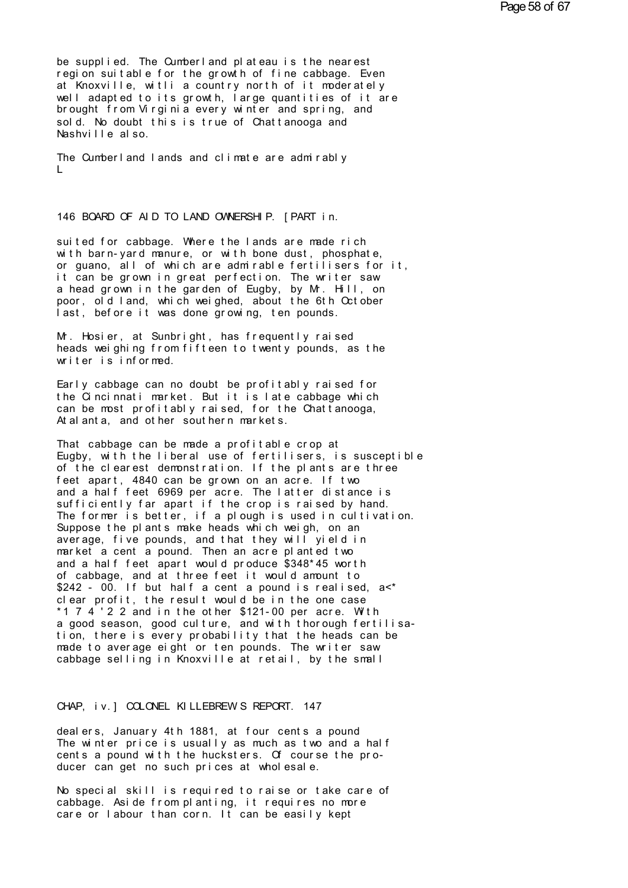be supplied. The Cumberland plateau is the nearest region suitable for the growth of fine cabbage. Even at Knoxville, witli a country north of it moderately well adapted to its growth, large quantities of it are brought from Virginia every winter and spring, and sold. No doubt this is true of Chattanooga and Nashville also.

The Cumberland lands and climate are admirably L

suited for cabbage. Where the lands are made rich with barn-yard manure, or with bone dust, phosphate, or guano, all of which are admirable fertilisers for it, it can be grown in great perfection. The writer saw a head grown in the garden of Eugby, by Mr. Hill, on poor, old land, which weighed, about the 6th October last, before it was done growing, ten pounds.

Mr. Hosier, at Sunbright, has frequently raised heads weighing from fifteen to twenty pounds, as the writer is informed.

Early cabbage can no doubt be profitably raised for the Cincinnati market. But it is late cabbage which can be most profitably raised, for the Chattanooga, Atalanta, and other southern markets.

That cabbage can be made a profitable crop at Eugby, with the liberal use of fertilisers, is susceptible of the clearest demonstration. If the plants are three feet apart, 4840 can be grown on an acre. If two and a half feet 6969 per acre. The latter distance is sufficiently far apart if the crop is raised by hand. The former is better, if a plough is used in cultivation. Suppose the plants make heads which weigh, on an average, five pounds, and that they will yield in market a cent a pound. Then an acre planted two and a half feet apart would produce $348*45 worth of cabbage, and at three feet it would amount to $242 - 00. If but half a cent a pound is realised, a<* clear profit, the result would be in the one case *1 7 4 '2 2 and in the other $121-00 per acre. With a good season, good culture, and with thorough fertilisation, there is every probability that the heads can be made to average eight or ten pounds. The writer saw cabbage selling in Knoxville at retail, by the small

dealers, January 4th 1881, at four cents a pound The winter price is usually as much as two and a half cents a pound with the hucksters. Of course the producer can get no such prices at wholesale.

No special skill is required to raise or take care of cabbage. Aside from planting, it requires no more care or labour than corn. It can be easily kept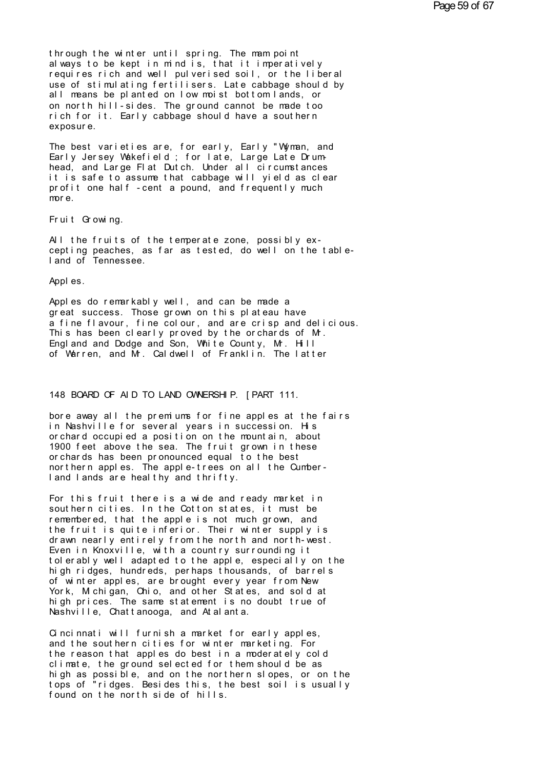through the winter until spring. The mam point always to be kept in mind is, that it imperatively requires rich and well pulverised soil, or the liberal use of stimulating fertilisers. Late cabbage should by all means be planted on low moist bottom lands, or on north hill-sides. The ground cannot be made too rich for it. Early cabbage should have a southern exposure.

The best varieties are, for early, Early "Wyman, and Early Jersey Wakefield ; for late, Large Late Drum-head, and Large Flat Dutch. Under all circumstances it is safe to assume that cabbage will yield as clear profit one half -cent a pound, and frequently much more.

## Fruit Growing.

All the fruits of the temperate zone, possibly excepting peaches, as far as tested, do well on the table-land of Tennessee.

### Apples.

Apples do remarkably well, and can be made a great success. Those grown on this plateau have a fine flavour, fine colour, and are crisp and delicious. This has been clearly proved by the orchards of Mr. England and Dodge and Son, White County, Mr. Hill of Warren, and Mr. Caldwell of Franklin. The latter

148 BOARD OF AID TO LAND OWNERSHIP. [PART 111.

bore away all the premiums for fine apples at the fairs in Nashville for several years in succession. His orchard occupied a position on the mountain, about 1900 feet above the sea. The fruit grown in these orchards has been pronounced equal to the best northern apples. The apple-trees on all the Cumberland lands are healthy and thrifty.

For this fruit there is a wide and ready market in southern cities. In the Cotton states, it must be remembered, that the apple is not much grown, and the fruit is quite inferior. Their winter supply is drawn nearly entirely from the north and north-west. Even in Knoxville, with a country surrounding it tolerably well adapted to the apple, especially on the high ridges, hundreds, perhaps thousands, of barrels of winter apples, are brought every year from New York, Michigan, Ohio, and other States, and sold at high prices. The same statement is no doubt true of Nashville, Chattanooga, and Atalanta.

Cincinnati will furnish a market for early apples, and the southern cities for winter marketing. For the reason that apples do best in a moderately cold climate, the ground selected for them should be as high as possible, and on the northern slopes, or on the tops of "ridges. Besides this, the best soil is usually found on the north side of hills.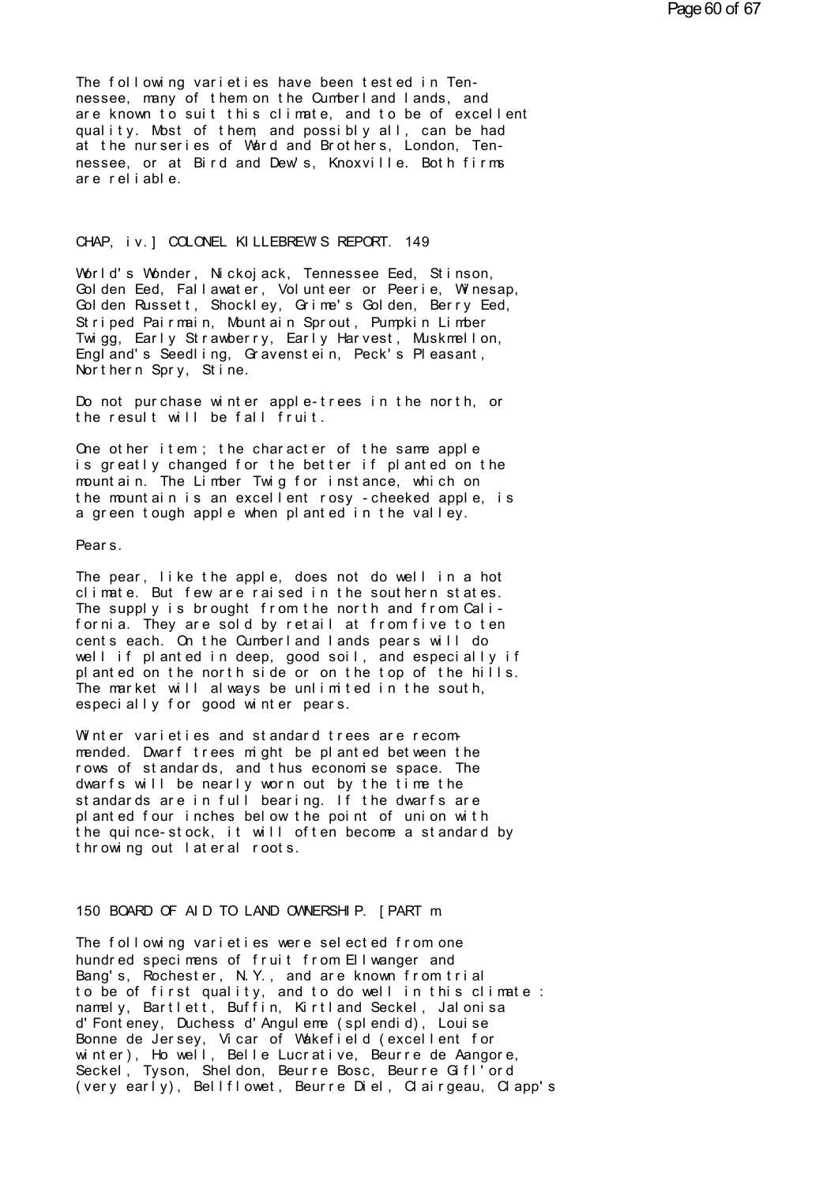The following varieties have been tested in Tennessee, many of them on the Cumberland lands, and are known to suit this climate, and to be of excellent quality. Most of them, and possibly all, can be had at the nurseries of Ward and Brothers, London, Tennessee, or at Bird and Dew's, Knoxville. Both firms are reliable.

World's Wonder, Nickojack, Tennessee Eed, Stinson, Golden Eed, Fallawater, Volunteer or Peerie, Winesap, Golden Russett, Shockley, Grime's Golden, Berry Eed, Striped Pairmain, Mountain Sprout, Pumpkin Limber Twigg, Early Strawberry, Early Harvest, Muskmellon, England's Seedling, Gravenstein, Peck's Pleasant, Northern Spry, Stine.

Do not purchase winter apple-trees in the north, or the result will be fall fruit.

One other item ; the character of the same apple is greatly changed for the better if planted on the mountain. The Limber Twig for instance, which on the mountain is an excellent rosy -cheeked apple, is a green tough apple when planted in the valley.

Pears.

The pear, like the apple, does not do well in a hot climate. But few are raised in the southern states. The supply is brought from the north and from California. They are sold by retail at from five to ten cents each. On the Cumberland lands pears will do well if planted in deep, good soil, and especially if planted on the north side or on the top of the hills. The market will always be unlimited in the south, especially for good winter pears.

Winter varieties and standard trees are recommended. Dwarf trees might be planted between the rows of standards, and thus economise space. The dwarfs will be nearly worn out by the time the standards are in full bearing. If the dwarfs are planted four inches below the point of union with the quince-stock, it will often become a standard by throwing out lateral roots.

The following varieties were selected from one hundred specimens of fruit from Ellwanger and Bang's, Rochester, N.Y., and are known from trial to be of first quality, and to do well in this climate : namely, Bartlett, Buffin, Kirtland Seckel, Jalonisa d'Fonteney, Duchess d'Anguleme (splendid), Louise Bonne de Jersey, Vicar of Wakefield (excellent for winter), Ho well, Belle Lucrative, Beurre de Aangore, Seckel, Tyson, Sheldon, Beurre Bosc, Beurre Gifl'ord (very early), Bellflowet, Beurre Diel, Clairgeau, Clapp's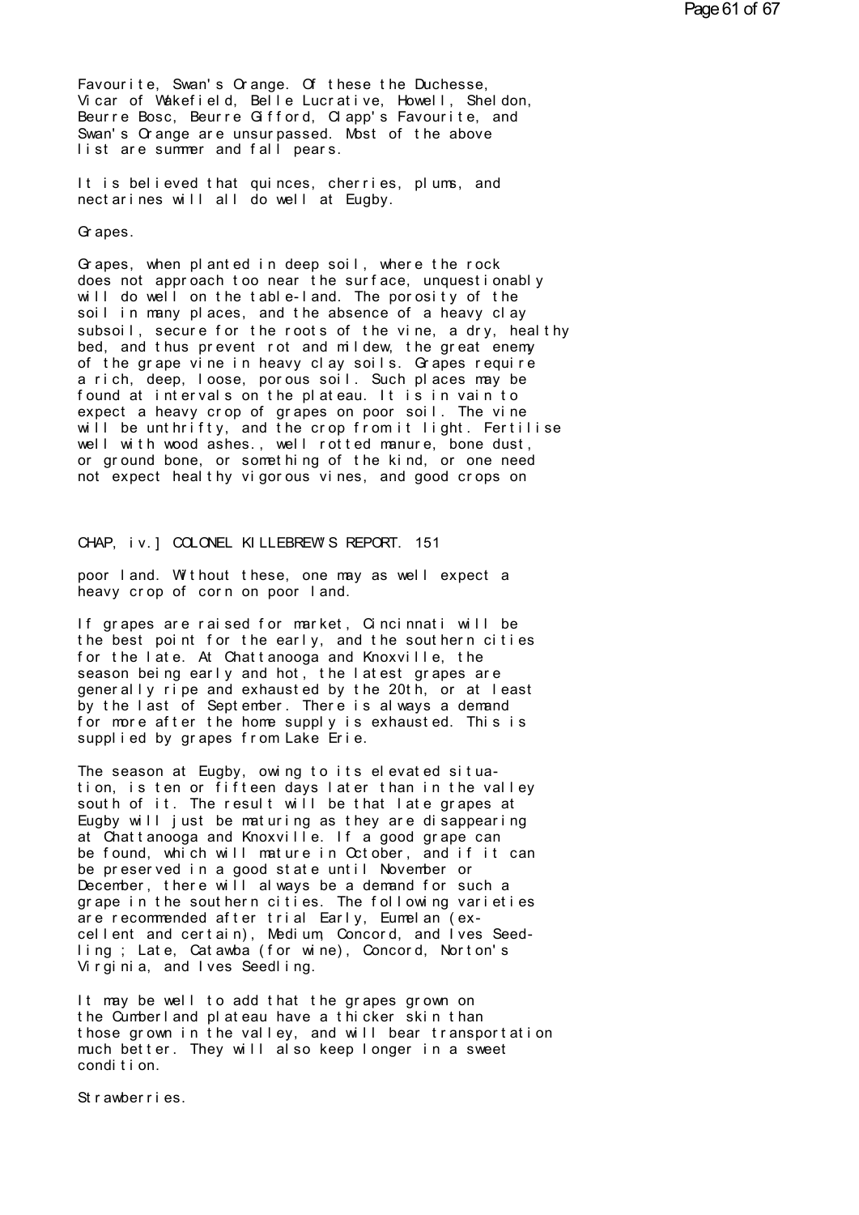Favourite, Swan's Orange. Of these the Duchesse, Vicar of Wakefield, Belle Lucrative, Howell, Sheldon, Beurre Bosc, Beurre Gifford, Clapp's Favourite, and Swan's Orange are unsurpassed. Most of the above list are summer and fall pears.

It is believed that quinces, cherries, plums, and nectarines will all do well at Eugby.

Grapes.

Grapes, when planted in deep soil, where the rock does not approach too near the surface, unquestionably will do well on the table-land. The porosity of the soil in many places, and the absence of a heavy clay subsoil, secure for the roots of the vine, a dry, healthy bed, and thus prevent rot and mildew, the great enemy of the grape vine in heavy clay soils. Grapes require a rich, deep, loose, porous soil. Such places may be found at intervals on the plateau. It is in vain to expect a heavy crop of grapes on poor soil. The vine will be unthrifty, and the crop from it light. Fertilise well with wood ashes., well rotted manure, bone dust, or ground bone, or something of the kind, or one need not expect healthy vigorous vines, and good crops on

CHAP, iv.] COLONEL KILLEBREW'S REPORT. 151

poor land. Without these, one may as well expect a heavy crop of corn on poor land.

If grapes are raised for market, Cincinnati will be the best point for the early, and the southern cities for the late. At Chattanooga and Knoxville, the season being early and hot, the latest grapes are generally ripe and exhausted by the 20th, or at least by the last of September. There is always a demand for more after the home supply is exhausted. This is supplied by grapes from Lake Erie.

The season at Eugby, owing to its elevated situation, is ten or fifteen days later than in the valley south of it. The result will be that late grapes at Eugby will just be maturing as they are disappearing at Chattanooga and Knoxville. If a good grape can be found, which will mature in October, and if it can be preserved in a good state until November or December, there will always be a demand for such a grape in the southern cities. The following varieties are recommended after trial Early, Eumelan (excellent and certain), Medium, Concord, and Ives Seedling ; Late, Catawba (for wine), Concord, Norton's Virginia, and Ives Seedling.

It may be well to add that the grapes grown on the Cumberland plateau have a thicker skin than those grown in the valley, and will bear transportation much better. They will also keep longer in a sweet condition.

Strawberries.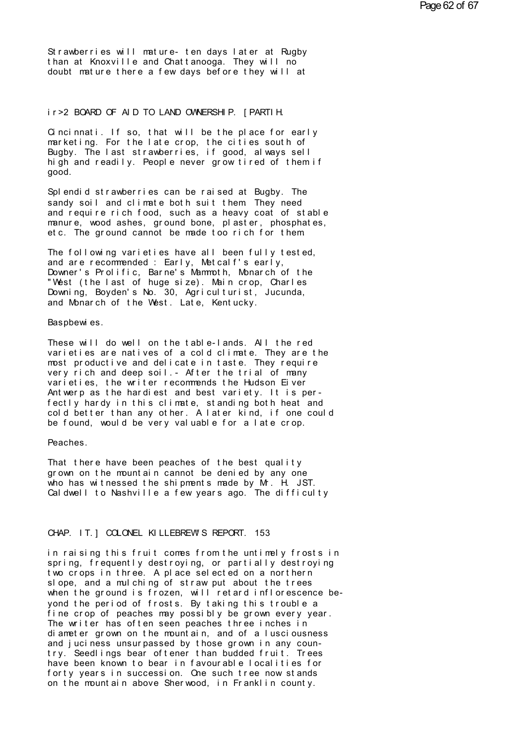Strawberries will mature- ten days later at Rugby than at Knoxville and Chattanooga. They will no doubt mature there a few days before they will at

Cincinnati. If so, that will be the place for early marketing. For the late crop, the cities south of Bugby. The last strawberries, if good, always sell high and readily. People never grow tired of them if good.

Splendid strawberries can be raised at Bugby. The sandy soil and climate both suit them. They need and require rich food, such as a heavy coat of stable manure, wood ashes, ground bone, plaster, phosphates, etc. The ground cannot be made too rich for them.

The following varieties have all been fully tested, and are recommended : Early, Metcalf's early, Downer's Prolific, Barne's Mammoth, Monarch of the "West (the last of huge size). Main crop, Charles Downing, Boyden's No. 30, Agriculturist, Jucunda, and Monarch of the West. Late, Kentucky.

## Baspbewies.

These will do well on the table-lands. All the red varieties are natives of a cold climate. They are the most productive and delicate in taste. They require very rich and deep soil.- After the trial of many varieties, the writer recommends the Hudson Eiver Antwerp as the hardiest and best variety. It is perfectly hardy in this climate, standing both heat and cold better than any other. A later kind, if one could be found, would be very valuable for a late crop.

## Peaches.

That there have been peaches of the best quality grown on the mountain cannot be denied by any one who has witnessed the shipments made by Mr. H. JST. Caldwell to Nashville a few years ago. The difficulty

in raising this fruit comes from the untimely frosts in spring, frequently destroying, or partially destroying two crops in three. A place selected on a northern slope, and a mulching of straw put about the trees when the ground is frozen, will retard inflorescence beyond the period of frosts. By taking this trouble a fine crop of peaches may possibly be grown every year. The writer has often seen peaches three inches in diameter grown on the mountain, and of a lusciousness and juciness unsurpassed by those grown in any country. Seedlings bear oftener than budded fruit. Trees have been known to bear in favourable localities for forty years in succession. One such tree now stands on the mountain above Sherwood, in Franklin county.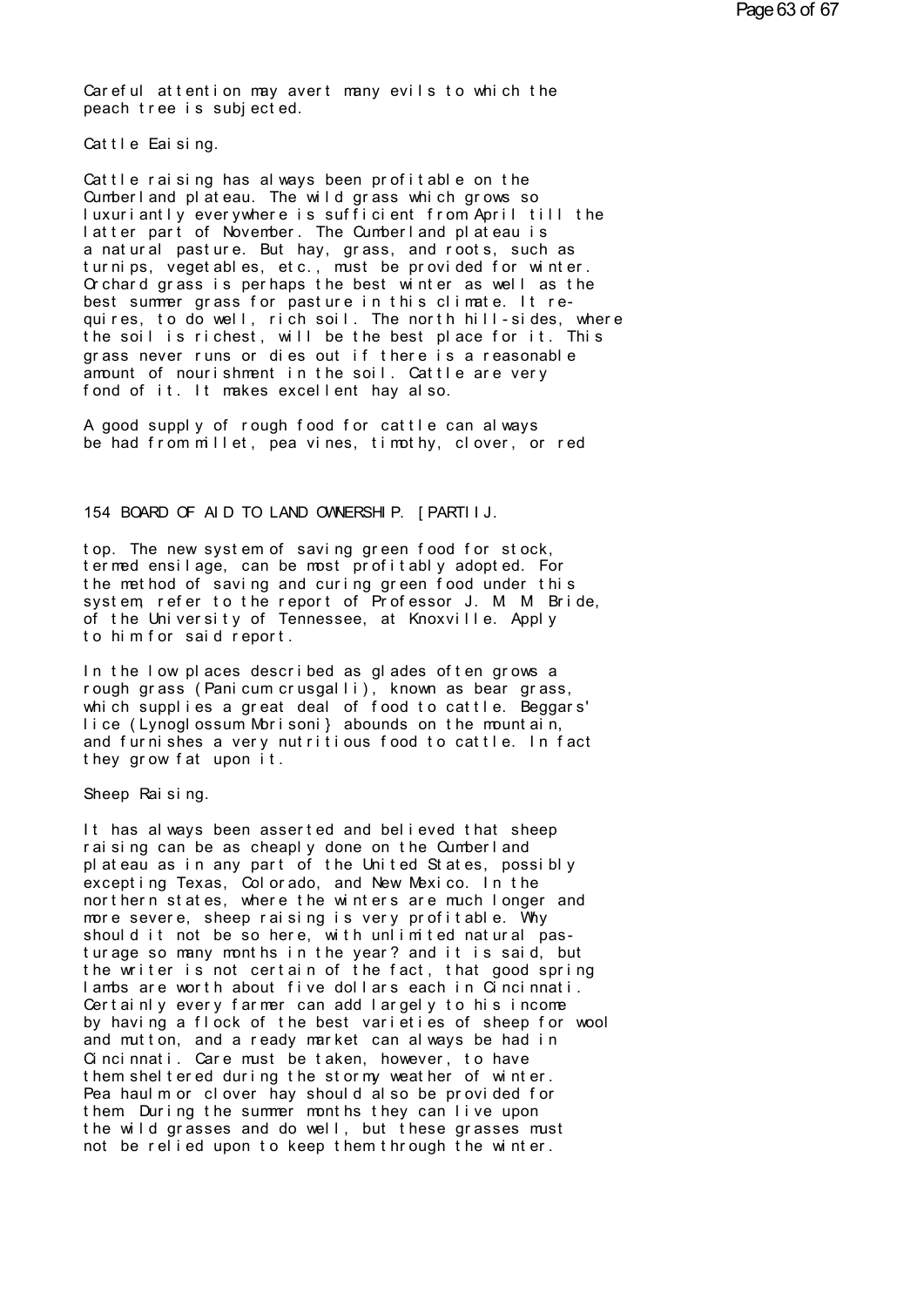Careful attention may avert many evils to which the peach tree is subjected.

Cattle Eaising.

Cattle raising has always been profitable on the Cumberland plateau. The wild grass which grows so luxuriantly everywhere is sufficient from April till the latter part of November. The Cumberland plateau is a natural pasture. But hay, grass, and roots, such as turnips, vegetables, etc., must be provided for winter. Orchard grass is perhaps the best winter as well as the best summer grass for pasture in this climate. It requires, to do well, rich soil. The north hill-sides, where the soil is richest, will be the best place for it. This grass never runs or dies out if there is a reasonable amount of nourishment in the soil. Cattle are very fond of it. It makes excellent hay also.

A good supply of rough food for cattle can always be had from millet, pea vines, timothy, clover, or red

154 BOARD OF AID TO LAND OWNERSHIP. [PARTIIJ.

top. The new system of saving green food for stock, termed ensilage, can be most profitably adopted. For the method of saving and curing green food under this system, refer to the report of Professor J. M. M Bride, of the University of Tennessee, at Knoxville. Apply to him for said report.

In the low places described as glades often grows a rough grass (Panicum crusgalli), known as bear grass, which supplies a great deal of food to cattle. Beggars' lice (Lynoglossum Morisoni} abounds on the mountain, and furnishes a very nutritious food to cattle. In fact they grow fat upon it.

Sheep Raising.

It has always been asserted and believed that sheep raising can be as cheaply done on the Cumberland plateau as in any part of the United States, possibly excepting Texas, Colorado, and New Mexico. In the northern states, where the winters are much longer and more severe, sheep raising is very profitable. Why should it not be so here, with unlimited natural pasturage so many months in the year? and it is said, but the writer is not certain of the fact, that good spring lambs are worth about five dollars each in Cincinnati. Certainly every farmer can add largely to his income by having a flock of the best varieties of sheep for wool and mutton, and a ready market can always be had in Cincinnati. Care must be taken, however, to have them sheltered during the stormy weather of winter. Pea haulm or clover hay should also be provided for them. During the summer months they can live upon the wild grasses and do well, but these grasses must not be relied upon to keep them through the winter.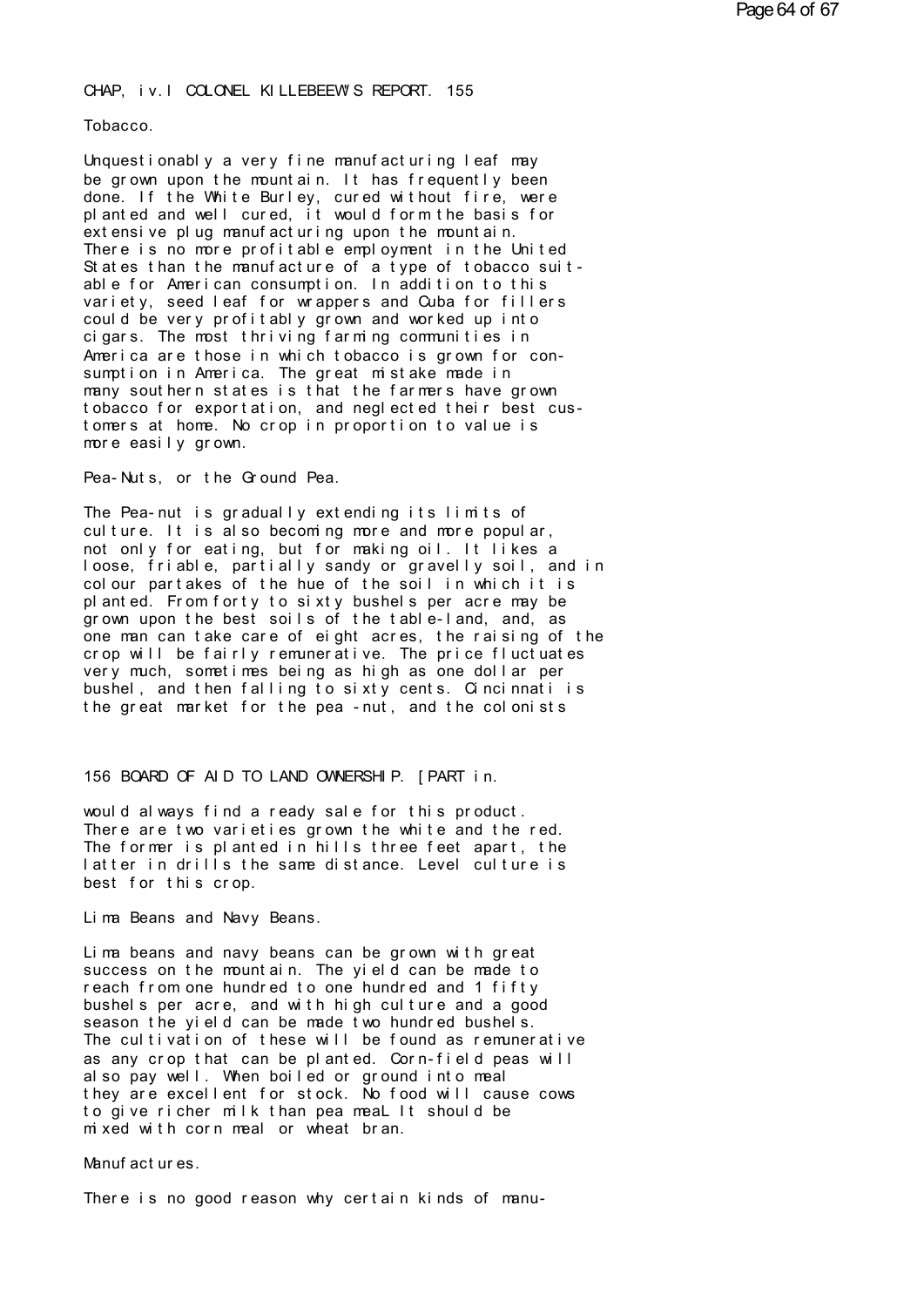## Tobacco.

Unquestionably a very fine manufacturing leaf may be grown upon the mountain. It has frequently been done. If the White Burley, cured without fire, were planted and well cured, it would form the basis for extensive plug manufacturing upon the mountain. There is no more profitable employment in the United States than the manufacture of a type of tobacco suitable for American consumption. In addition to this variety, seed leaf for wrappers and Cuba for fillers could be very profitably grown and worked up into cigars. The most thriving farming communities in America are those in which tobacco is grown for consumption in America. The great mistake made in many southern states is that the farmers have grown tobacco for exportation, and neglected their best customers at home. No crop in proportion to value is more easily grown.

## Pea-Nuts, or the Ground Pea.

The Pea-nut is gradually extending its limits of culture. It is also becoming more and more popular, not only for eating, but for making oil. It likes a loose, friable, partially sandy or gravelly soil, and in colour partakes of the hue of the soil in which it is planted. From forty to sixty bushels per acre may be grown upon the best soils of the table-land, and, as one man can take care of eight acres, the raising of the crop will be fairly remunerative. The price fluctuates very much, sometimes being as high as one dollar per bushel, and then falling to sixty cents. Cincinnati is the great market for the pea-nut, and the colonists would always find a ready sale for this product. There are two varieties grown the white and the red. The former is planted in hills three feet apart, the latter in drills the same distance. Level culture is best for this crop.

## Lima Beans and Navy Beans.

Lima beans and navy beans can be grown with great success on the mountain. The yield can be made to reach from one hundred to one hundred and 1 fifty bushels per acre, and with high culture and a good season the yield can be made two hundred bushels. The cultivation of these will be found as remunerative as any crop that can be planted. Corn-field peas will also pay well. When boiled or ground into meal they are excellent for stock. No food will cause cows to give richer milk than pea meaL It should be mixed with corn meal or wheat bran.

## Manufactures.

There is no good reason why certain kinds of manu-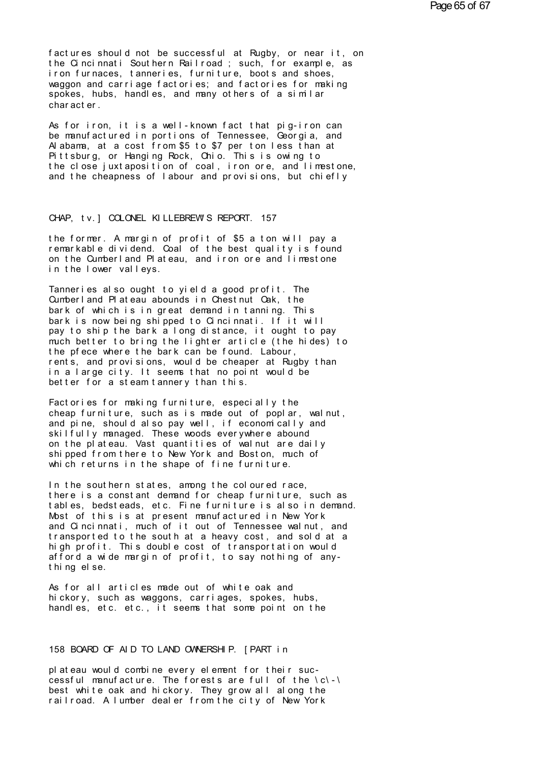factures should not be successful at Rugby, or near it, on the Cincinnati Southern Railroad ; such, for example, as iron furnaces, tanneries, furniture, boots and shoes, waggon and carriage factories; and factories for making spokes, hubs, handles, and many others of a similar character.

As for iron, it is a well-known fact that pig-iron can be manufactured in portions of Tennessee, Georgia, and Alabama, at a cost from $5 to $7 per ton less than at Pittsburg, or Hanging Rock, Ohio. This is owing to the close juxtaposition of coal, iron ore, and limestone, and the cheapness of labour and provisions, but chiefly

CHAP, tv.] COLONEL KILLEBREW'S REPORT. 157

the former. A margin of profit of $5 a ton will pay a remarkable dividend. Coal of the best quality is found on the Cumberland Plateau, and iron ore and limestone in the lower valleys.

Tanneries also ought to yield a good profit. The Cumberland Plateau abounds in Chestnut Oak, the bark of which is in great demand in tanning. This bark is now being shipped to Cincinnati. If it will pay to ship the bark a long distance, it ought to pay much better to bring the lighter article (the hides) to the pfece where the bark can be found. Labour, rents, and provisions, would be cheaper at Rugby than in a large city. It seems that no point would be better for a steam tannery than this.

Factories for making furniture, especially the cheap furniture, such as is made out of poplar, walnut, and pine, should also pay well, if economically and skilfully managed. These woods everywhere abound on the plateau. Vast quantities of walnut are daily shipped from there to New York and Boston, much of which returns in the shape of fine furniture.

In the southern states, among the coloured race, there is a constant demand for cheap furniture, such as tables, bedsteads, etc. Fine furniture is also in demand. Most of this is at present manufactured in New York and Cincinnati, much of it out of Tennessee walnut, and transported to the south at a heavy cost, and sold at a high profit. This double cost of transportation would afford a wide margin of profit, to say nothing of any-thing else.

As for all articles made out of white oak and hickory, such as waggons, carriages, spokes, hubs, handles, etc. etc., it seems that some point on the

158 BOARD OF AID TO LAND OWNERSHIP. [PART in

plateau would combine every element for their suc-cessful manufacture. The forests are full of the \c\-\ best white oak and hickory. They grow all along the railroad. A lumber dealer from the city of New York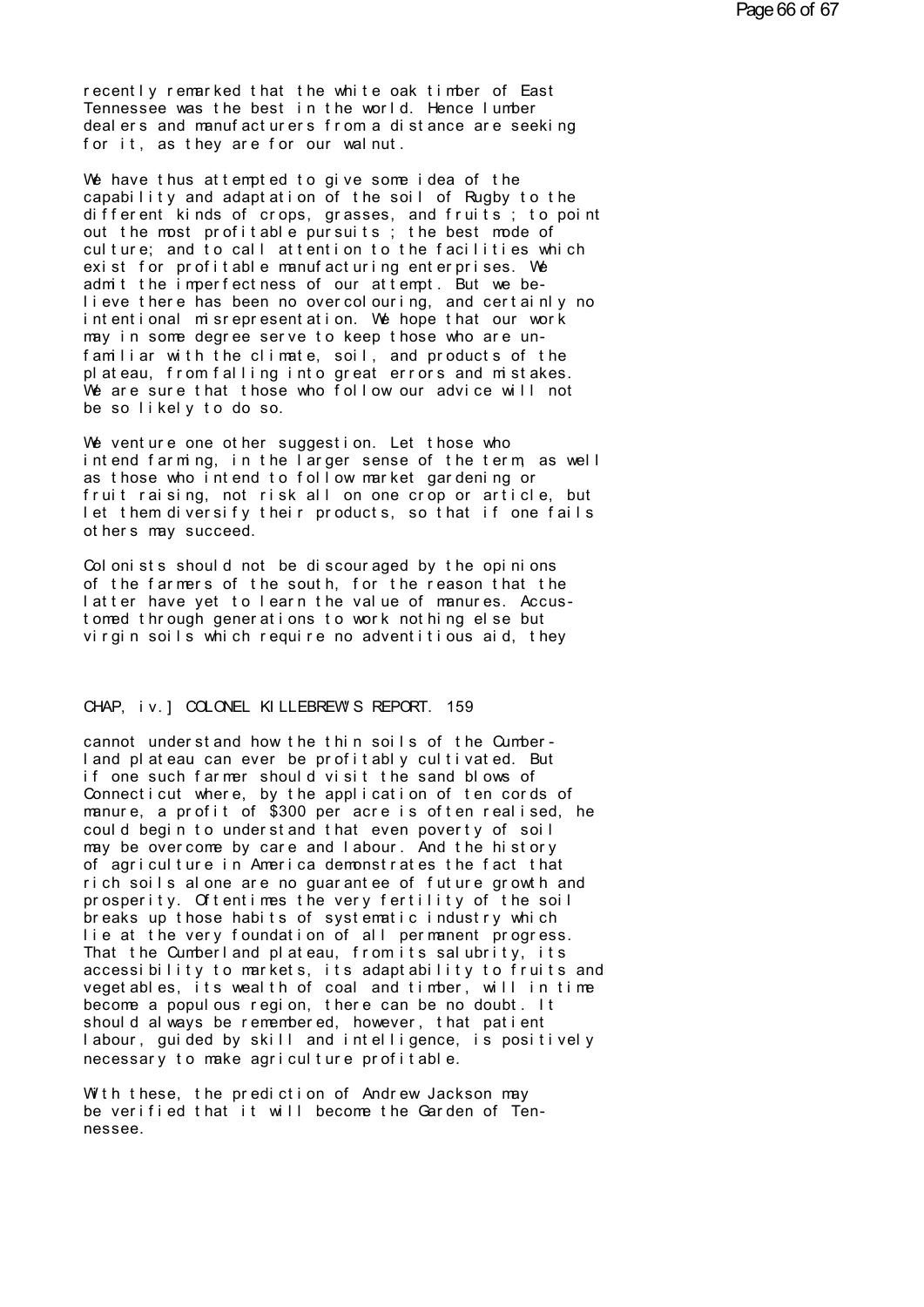recently remarked that the white oak timber of East Tennessee was the best in the world. Hence lumber dealers and manufacturers from a distance are seeking for it, as they are for our walnut.

We have thus attempted to give some idea of the capability and adaptation of the soil of Rugby to the different kinds of crops, grasses, and fruits ; to point out the most profitable pursuits ; the best mode of culture; and to call attention to the facilities which exist for profitable manufacturing enterprises. We admit the imperfectness of our attempt. But we believe there has been no overcolouring, and certainly no intentional misrepresentation. We hope that our work may in some degree serve to keep those who are unfamiliar with the climate, soil, and products of the plateau, from falling into great errors and mistakes. We are sure that those who follow our advice will not be so likely to do so.

We venture one other suggestion. Let those who intend farming, in the larger sense of the term, as well as those who intend to follow market gardening or fruit raising, not risk all on one crop or article, but let them diversify their products, so that if one fails others may succeed.

Colonists should not be discouraged by the opinions of the farmers of the south, for the reason that the latter have yet to learn the value of manures. Accustomed through generations to work nothing else but virgin soils which require no adventitious aid, they cannot understand how the thin soils of the Cumberland plateau can ever be profitably cultivated. But if one such farmer should visit the sand blows of Connecticut where, by the application of ten cords of manure, a profit of $300 per acre is often realised, he could begin to understand that even poverty of soil may be overcome by care and labour. And the history of agriculture in America demonstrates the fact that rich soils alone are no guarantee of future growth and prosperity. Oftentimes the very fertility of the soil breaks up those habits of systematic industry which lie at the very foundation of all permanent progress. That the Cumberland plateau, from its salubrity, its accessibility to markets, its adaptability to fruits and vegetables, its wealth of coal and timber, will in time become a populous region, there can be no doubt. It should always be remembered, however, that patient labour, guided by skill and intelligence, is positively necessary to make agriculture profitable.

With these, the prediction of Andrew Jackson may be verified that it will become the Garden of Tennessee.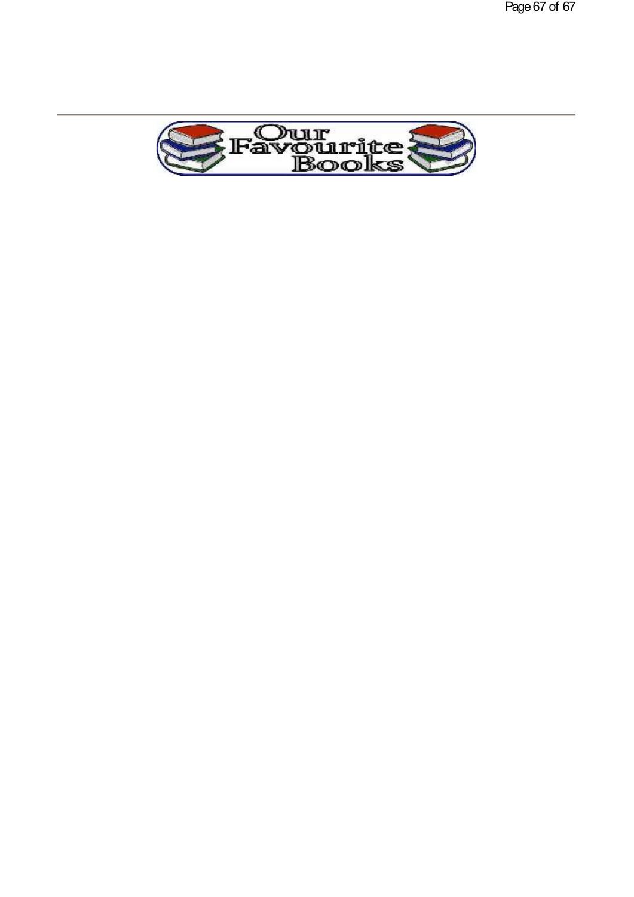---

Our Favourite Books